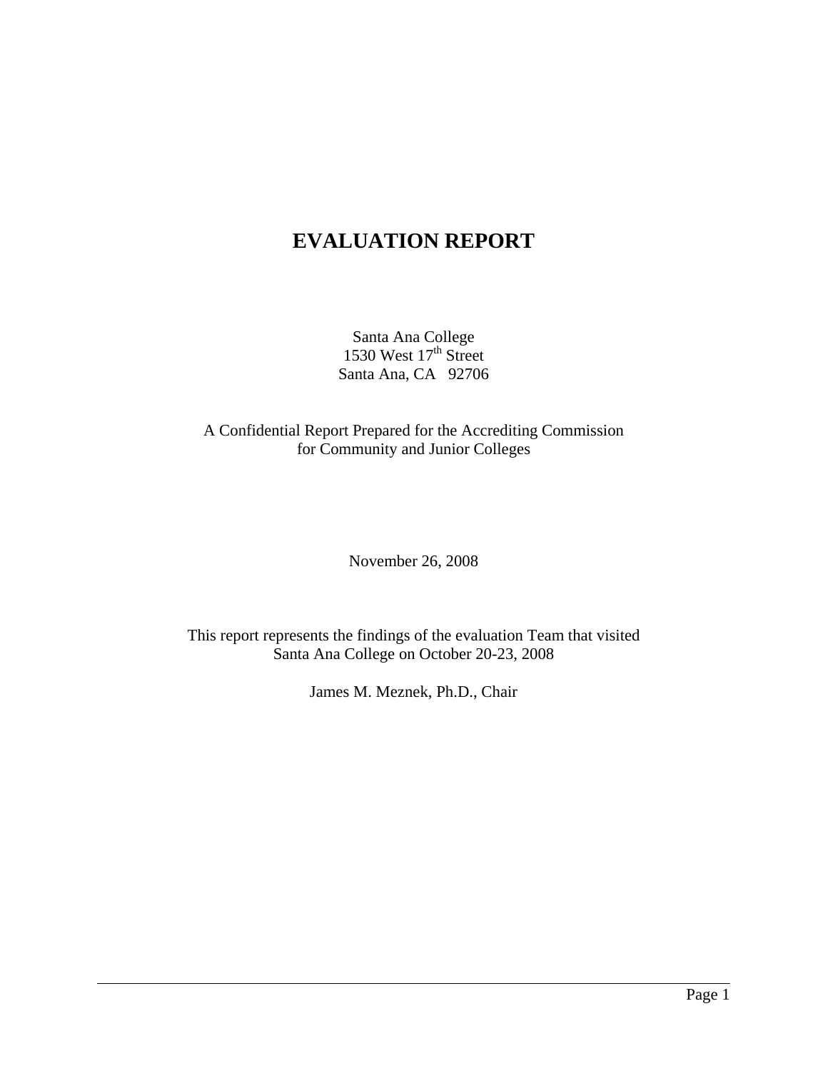# EVALUATION REPORT

Santa Ana College
1530 West 17th Street
Santa Ana, CA 92706

A Confidential Report Prepared for the Accrediting Commission
for Community and Junior Colleges

November 26, 2008

This report represents the findings of the evaluation Team that visited
Santa Ana College on October 20-23, 2008

James M. Meznek, Ph.D., Chair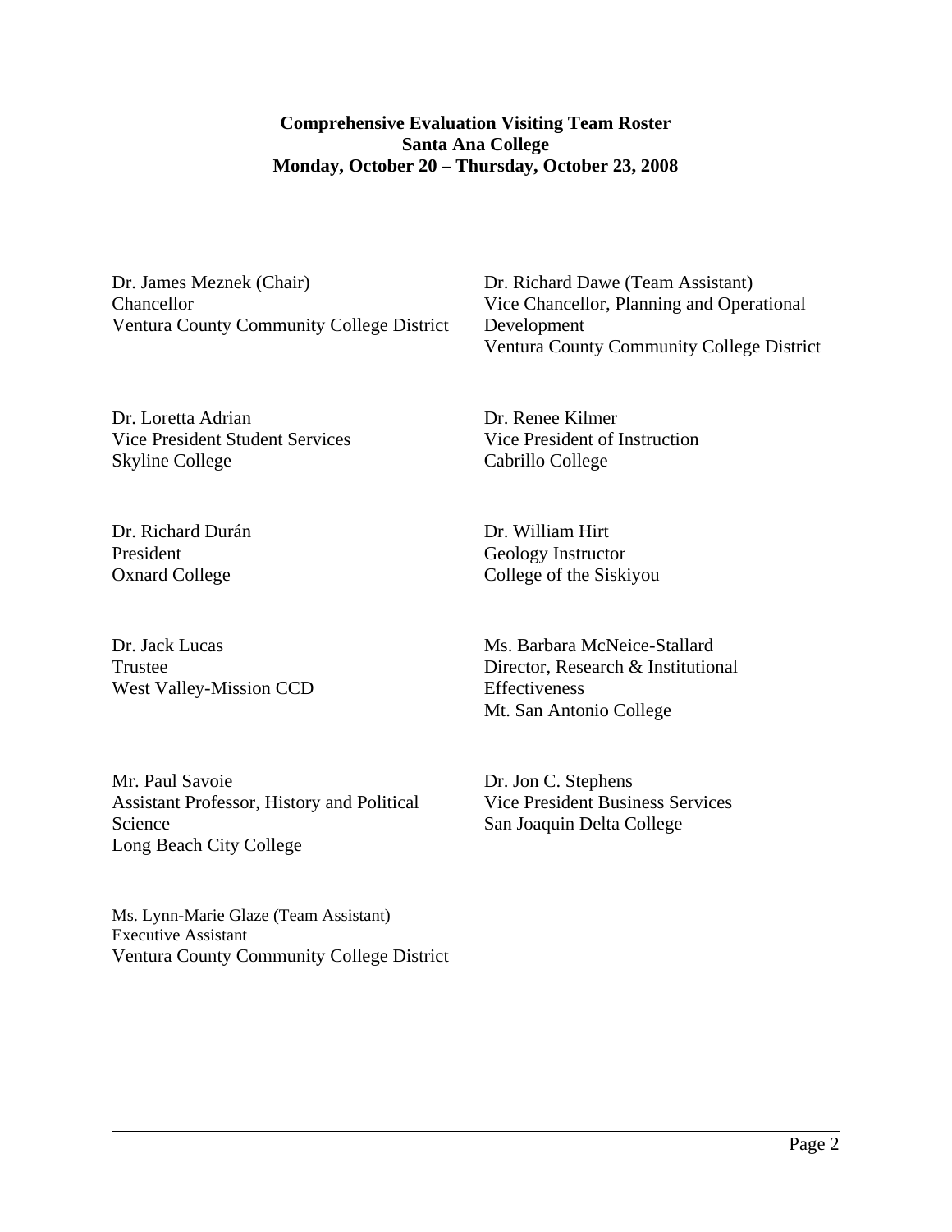**Comprehensive Evaluation Visiting Team Roster**
**Santa Ana College**
**Monday, October 20 – Thursday, October 23, 2008**

Dr. James Meznek (Chair)
Chancellor
Ventura County Community College District

Dr. Richard Dawe (Team Assistant)
Vice Chancellor, Planning and Operational Development
Ventura County Community College District

Dr. Loretta Adrian
Vice President Student Services
Skyline College

Dr. Renee Kilmer
Vice President of Instruction
Cabrillo College

Dr. Richard Durán
President
Oxnard College

Dr. William Hirt
Geology Instructor
College of the Siskiyou

Dr. Jack Lucas
Trustee
West Valley-Mission CCD

Ms. Barbara McNeice-Stallard
Director, Research & Institutional Effectiveness
Mt. San Antonio College

Mr. Paul Savoie
Assistant Professor, History and Political Science
Long Beach City College

Dr. Jon C. Stephens
Vice President Business Services
San Joaquin Delta College

Ms. Lynn-Marie Glaze (Team Assistant)
Executive Assistant
Ventura County Community College District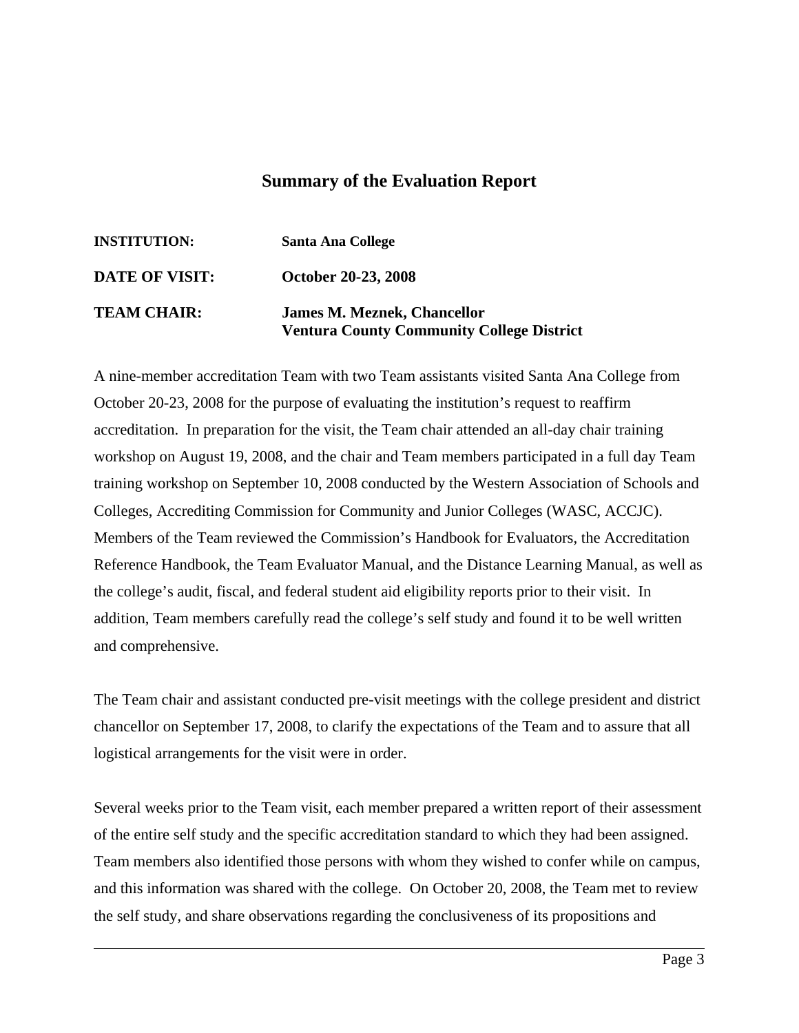## Summary of the Evaluation Report

**INSTITUTION:** **Santa Ana College**

**DATE OF VISIT:** **October 20-23, 2008**

**TEAM CHAIR:** **James M. Meznek, Chancellor**
**Ventura County Community College District**

A nine-member accreditation Team with two Team assistants visited Santa Ana College from October 20-23, 2008 for the purpose of evaluating the institution's request to reaffirm accreditation. In preparation for the visit, the Team chair attended an all-day chair training workshop on August 19, 2008, and the chair and Team members participated in a full day Team training workshop on September 10, 2008 conducted by the Western Association of Schools and Colleges, Accrediting Commission for Community and Junior Colleges (WASC, ACCJC). Members of the Team reviewed the Commission's Handbook for Evaluators, the Accreditation Reference Handbook, the Team Evaluator Manual, and the Distance Learning Manual, as well as the college's audit, fiscal, and federal student aid eligibility reports prior to their visit. In addition, Team members carefully read the college's self study and found it to be well written and comprehensive.

The Team chair and assistant conducted pre-visit meetings with the college president and district chancellor on September 17, 2008, to clarify the expectations of the Team and to assure that all logistical arrangements for the visit were in order.

Several weeks prior to the Team visit, each member prepared a written report of their assessment of the entire self study and the specific accreditation standard to which they had been assigned. Team members also identified those persons with whom they wished to confer while on campus, and this information was shared with the college. On October 20, 2008, the Team met to review the self study, and share observations regarding the conclusiveness of its propositions and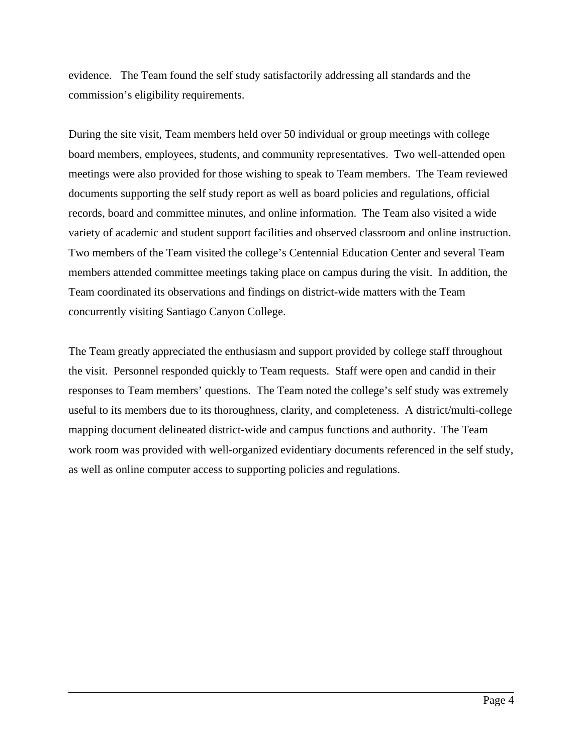evidence.   The Team found the self study satisfactorily addressing all standards and the commission's eligibility requirements.

During the site visit, Team members held over 50 individual or group meetings with college board members, employees, students, and community representatives.  Two well-attended open meetings were also provided for those wishing to speak to Team members.  The Team reviewed documents supporting the self study report as well as board policies and regulations, official records, board and committee minutes, and online information.  The Team also visited a wide variety of academic and student support facilities and observed classroom and online instruction. Two members of the Team visited the college's Centennial Education Center and several Team members attended committee meetings taking place on campus during the visit.  In addition, the Team coordinated its observations and findings on district-wide matters with the Team concurrently visiting Santiago Canyon College.

The Team greatly appreciated the enthusiasm and support provided by college staff throughout the visit.  Personnel responded quickly to Team requests.  Staff were open and candid in their responses to Team members' questions.  The Team noted the college's self study was extremely useful to its members due to its thoroughness, clarity, and completeness.  A district/multi-college mapping document delineated district-wide and campus functions and authority.  The Team work room was provided with well-organized evidentiary documents referenced in the self study, as well as online computer access to supporting policies and regulations.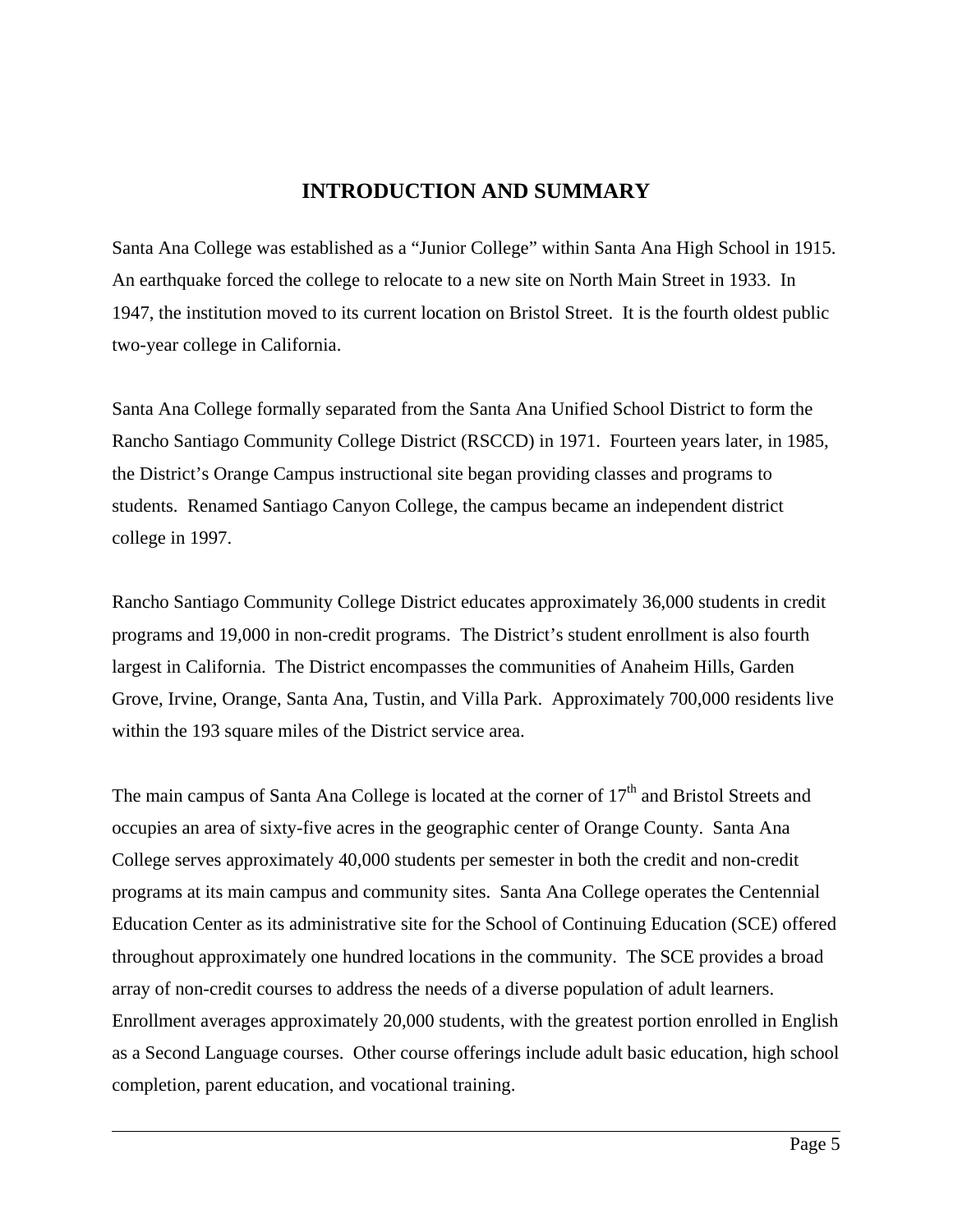# INTRODUCTION AND SUMMARY

Santa Ana College was established as a "Junior College" within Santa Ana High School in 1915. An earthquake forced the college to relocate to a new site on North Main Street in 1933. In 1947, the institution moved to its current location on Bristol Street. It is the fourth oldest public two-year college in California.

Santa Ana College formally separated from the Santa Ana Unified School District to form the Rancho Santiago Community College District (RSCCD) in 1971. Fourteen years later, in 1985, the District's Orange Campus instructional site began providing classes and programs to students. Renamed Santiago Canyon College, the campus became an independent district college in 1997.

Rancho Santiago Community College District educates approximately 36,000 students in credit programs and 19,000 in non-credit programs. The District's student enrollment is also fourth largest in California. The District encompasses the communities of Anaheim Hills, Garden Grove, Irvine, Orange, Santa Ana, Tustin, and Villa Park. Approximately 700,000 residents live within the 193 square miles of the District service area.

The main campus of Santa Ana College is located at the corner of 17th and Bristol Streets and occupies an area of sixty-five acres in the geographic center of Orange County. Santa Ana College serves approximately 40,000 students per semester in both the credit and non-credit programs at its main campus and community sites. Santa Ana College operates the Centennial Education Center as its administrative site for the School of Continuing Education (SCE) offered throughout approximately one hundred locations in the community. The SCE provides a broad array of non-credit courses to address the needs of a diverse population of adult learners. Enrollment averages approximately 20,000 students, with the greatest portion enrolled in English as a Second Language courses. Other course offerings include adult basic education, high school completion, parent education, and vocational training.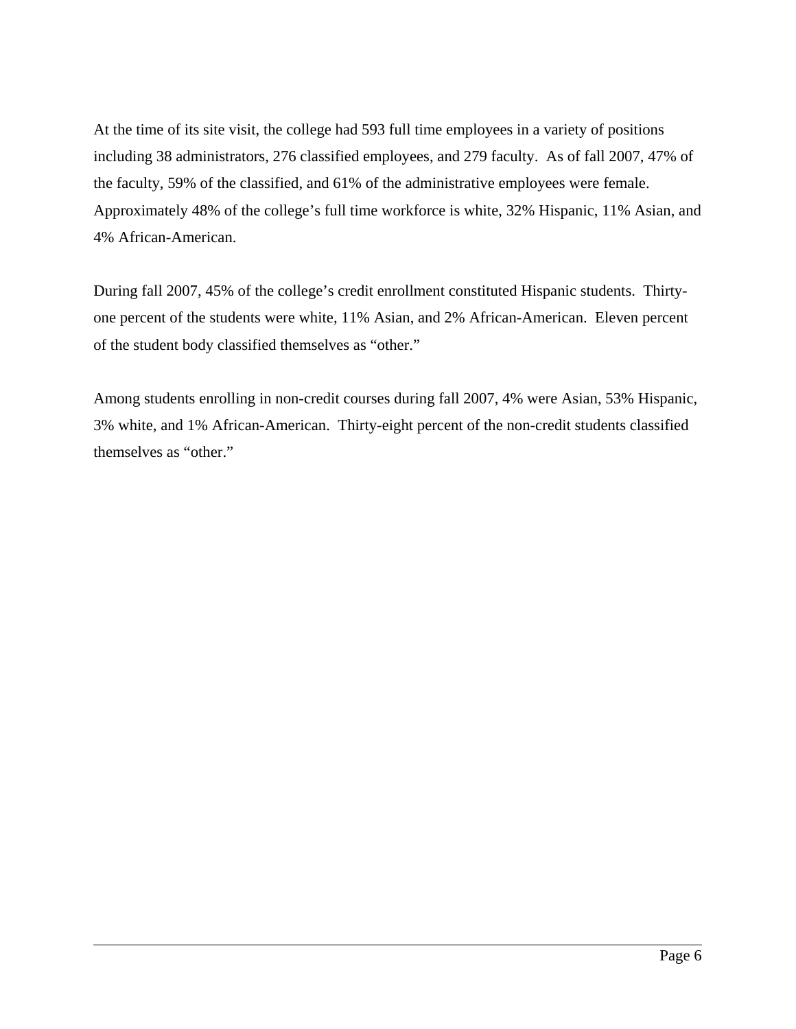At the time of its site visit, the college had 593 full time employees in a variety of positions including 38 administrators, 276 classified employees, and 279 faculty. As of fall 2007, 47% of the faculty, 59% of the classified, and 61% of the administrative employees were female. Approximately 48% of the college's full time workforce is white, 32% Hispanic, 11% Asian, and 4% African-American.

During fall 2007, 45% of the college's credit enrollment constituted Hispanic students. Thirty-one percent of the students were white, 11% Asian, and 2% African-American. Eleven percent of the student body classified themselves as "other."

Among students enrolling in non-credit courses during fall 2007, 4% were Asian, 53% Hispanic, 3% white, and 1% African-American. Thirty-eight percent of the non-credit students classified themselves as "other."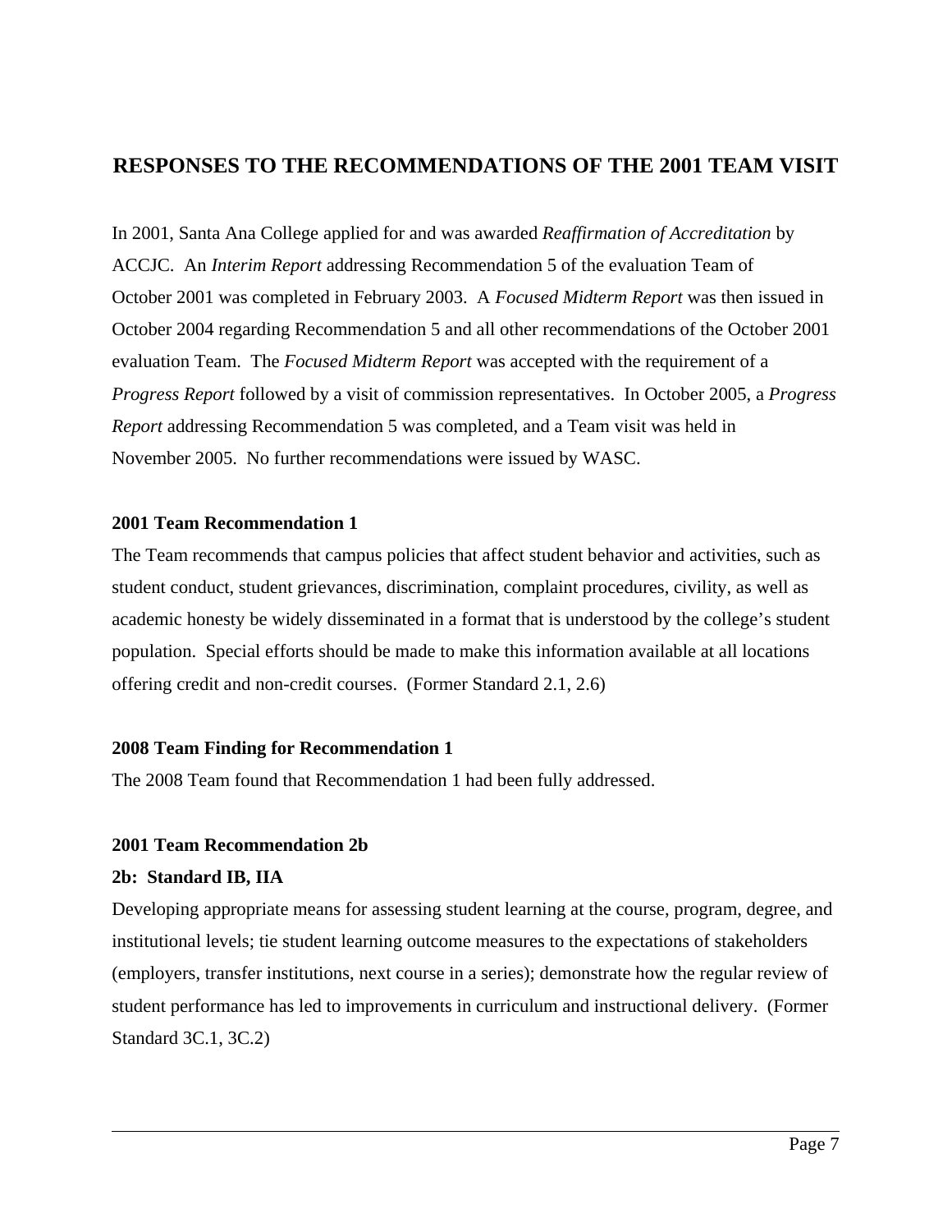## RESPONSES TO THE RECOMMENDATIONS OF THE 2001 TEAM VISIT

In 2001, Santa Ana College applied for and was awarded *Reaffirmation of Accreditation* by ACCJC. An *Interim Report* addressing Recommendation 5 of the evaluation Team of October 2001 was completed in February 2003. A *Focused Midterm Report* was then issued in October 2004 regarding Recommendation 5 and all other recommendations of the October 2001 evaluation Team. The *Focused Midterm Report* was accepted with the requirement of a *Progress Report* followed by a visit of commission representatives. In October 2005, a *Progress Report* addressing Recommendation 5 was completed, and a Team visit was held in November 2005. No further recommendations were issued by WASC.

**2001 Team Recommendation 1**

The Team recommends that campus policies that affect student behavior and activities, such as student conduct, student grievances, discrimination, complaint procedures, civility, as well as academic honesty be widely disseminated in a format that is understood by the college's student population. Special efforts should be made to make this information available at all locations offering credit and non-credit courses. (Former Standard 2.1, 2.6)

**2008 Team Finding for Recommendation 1**

The 2008 Team found that Recommendation 1 had been fully addressed.

**2001 Team Recommendation 2b**

**2b: Standard IB, IIA**

Developing appropriate means for assessing student learning at the course, program, degree, and institutional levels; tie student learning outcome measures to the expectations of stakeholders (employers, transfer institutions, next course in a series); demonstrate how the regular review of student performance has led to improvements in curriculum and instructional delivery. (Former Standard 3C.1, 3C.2)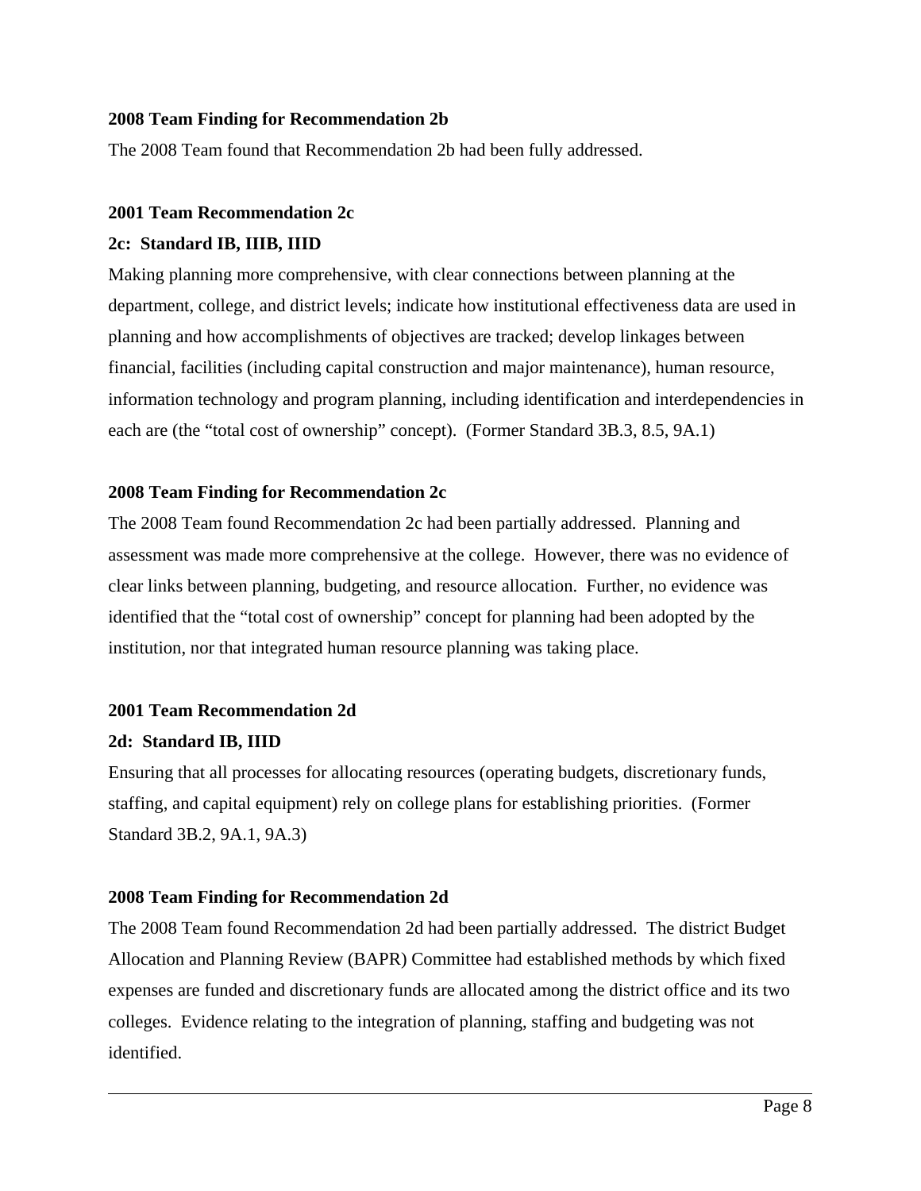**2008 Team Finding for Recommendation 2b**

The 2008 Team found that Recommendation 2b had been fully addressed.

**2001 Team Recommendation 2c**

**2c: Standard IB, IIIB, IIID**

Making planning more comprehensive, with clear connections between planning at the department, college, and district levels; indicate how institutional effectiveness data are used in planning and how accomplishments of objectives are tracked; develop linkages between financial, facilities (including capital construction and major maintenance), human resource, information technology and program planning, including identification and interdependencies in each are (the "total cost of ownership" concept). (Former Standard 3B.3, 8.5, 9A.1)

**2008 Team Finding for Recommendation 2c**

The 2008 Team found Recommendation 2c had been partially addressed. Planning and assessment was made more comprehensive at the college. However, there was no evidence of clear links between planning, budgeting, and resource allocation. Further, no evidence was identified that the "total cost of ownership" concept for planning had been adopted by the institution, nor that integrated human resource planning was taking place.

**2001 Team Recommendation 2d**

**2d: Standard IB, IIID**

Ensuring that all processes for allocating resources (operating budgets, discretionary funds, staffing, and capital equipment) rely on college plans for establishing priorities. (Former Standard 3B.2, 9A.1, 9A.3)

**2008 Team Finding for Recommendation 2d**

The 2008 Team found Recommendation 2d had been partially addressed. The district Budget Allocation and Planning Review (BAPR) Committee had established methods by which fixed expenses are funded and discretionary funds are allocated among the district office and its two colleges. Evidence relating to the integration of planning, staffing and budgeting was not identified.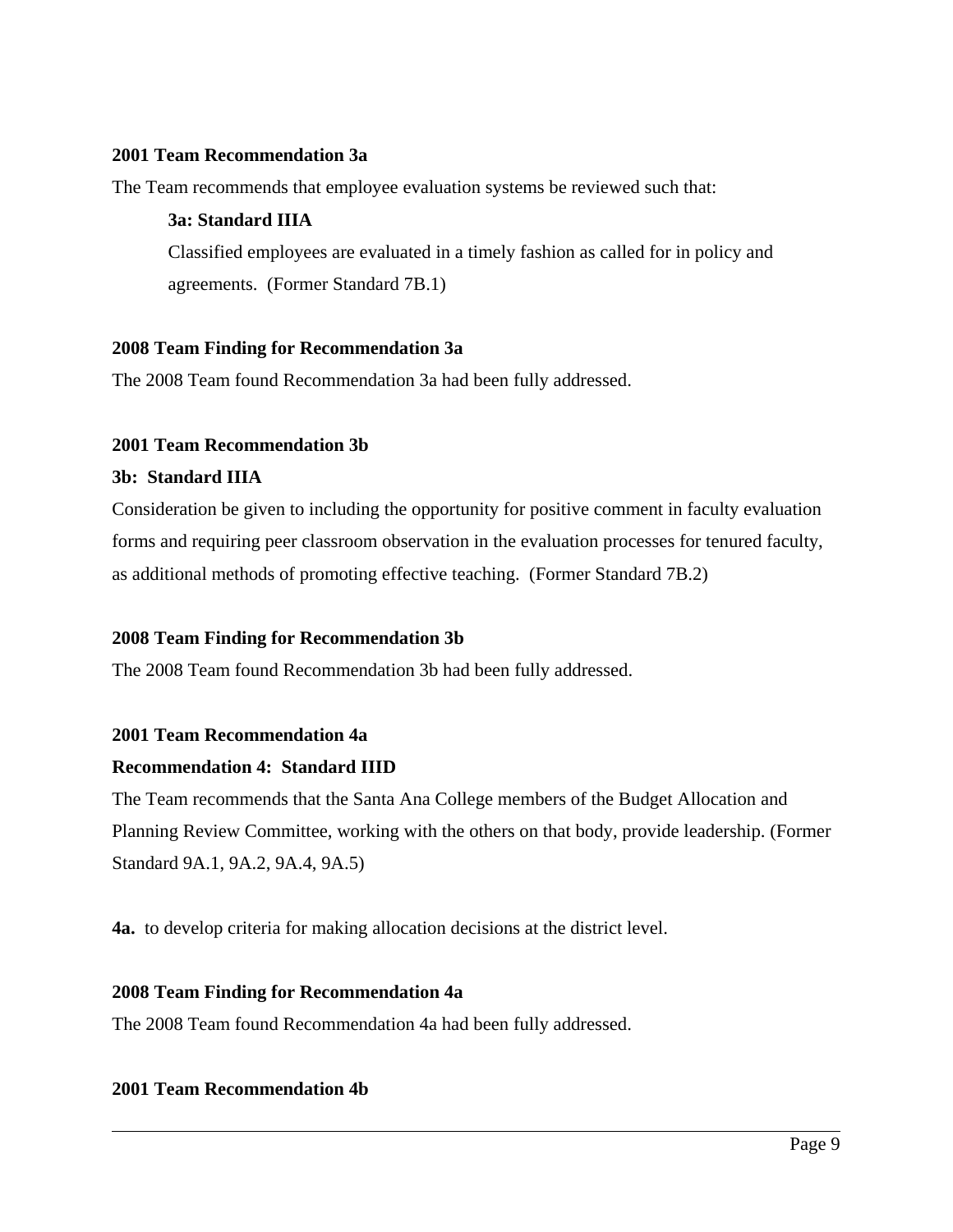**2001 Team Recommendation 3a**

The Team recommends that employee evaluation systems be reviewed such that:

> **3a: Standard IIIA**
>
> Classified employees are evaluated in a timely fashion as called for in policy and agreements. (Former Standard 7B.1)

**2008 Team Finding for Recommendation 3a**

The 2008 Team found Recommendation 3a had been fully addressed.

**2001 Team Recommendation 3b**

**3b: Standard IIIA**

Consideration be given to including the opportunity for positive comment in faculty evaluation forms and requiring peer classroom observation in the evaluation processes for tenured faculty, as additional methods of promoting effective teaching. (Former Standard 7B.2)

**2008 Team Finding for Recommendation 3b**

The 2008 Team found Recommendation 3b had been fully addressed.

**2001 Team Recommendation 4a**

**Recommendation 4: Standard IIID**

The Team recommends that the Santa Ana College members of the Budget Allocation and Planning Review Committee, working with the others on that body, provide leadership. (Former Standard 9A.1, 9A.2, 9A.4, 9A.5)

**4a.** to develop criteria for making allocation decisions at the district level.

**2008 Team Finding for Recommendation 4a**

The 2008 Team found Recommendation 4a had been fully addressed.

**2001 Team Recommendation 4b**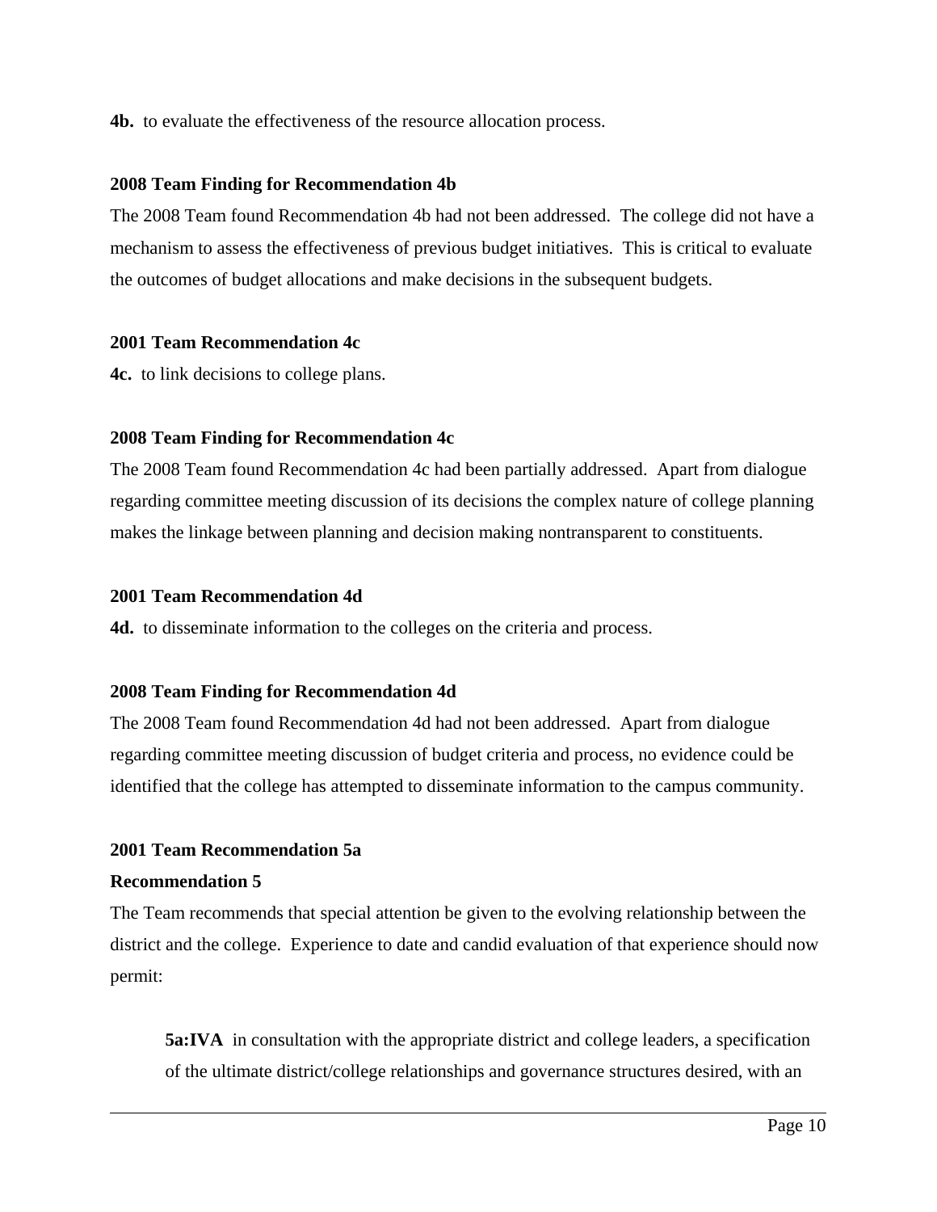**4b.** to evaluate the effectiveness of the resource allocation process.

**2008 Team Finding for Recommendation 4b**

The 2008 Team found Recommendation 4b had not been addressed. The college did not have a mechanism to assess the effectiveness of previous budget initiatives. This is critical to evaluate the outcomes of budget allocations and make decisions in the subsequent budgets.

**2001 Team Recommendation 4c**

**4c.** to link decisions to college plans.

**2008 Team Finding for Recommendation 4c**

The 2008 Team found Recommendation 4c had been partially addressed. Apart from dialogue regarding committee meeting discussion of its decisions the complex nature of college planning makes the linkage between planning and decision making nontransparent to constituents.

**2001 Team Recommendation 4d**

**4d.** to disseminate information to the colleges on the criteria and process.

**2008 Team Finding for Recommendation 4d**

The 2008 Team found Recommendation 4d had not been addressed. Apart from dialogue regarding committee meeting discussion of budget criteria and process, no evidence could be identified that the college has attempted to disseminate information to the campus community.

**2001 Team Recommendation 5a**

**Recommendation 5**

The Team recommends that special attention be given to the evolving relationship between the district and the college. Experience to date and candid evaluation of that experience should now permit:

> **5a:IVA** in consultation with the appropriate district and college leaders, a specification of the ultimate district/college relationships and governance structures desired, with an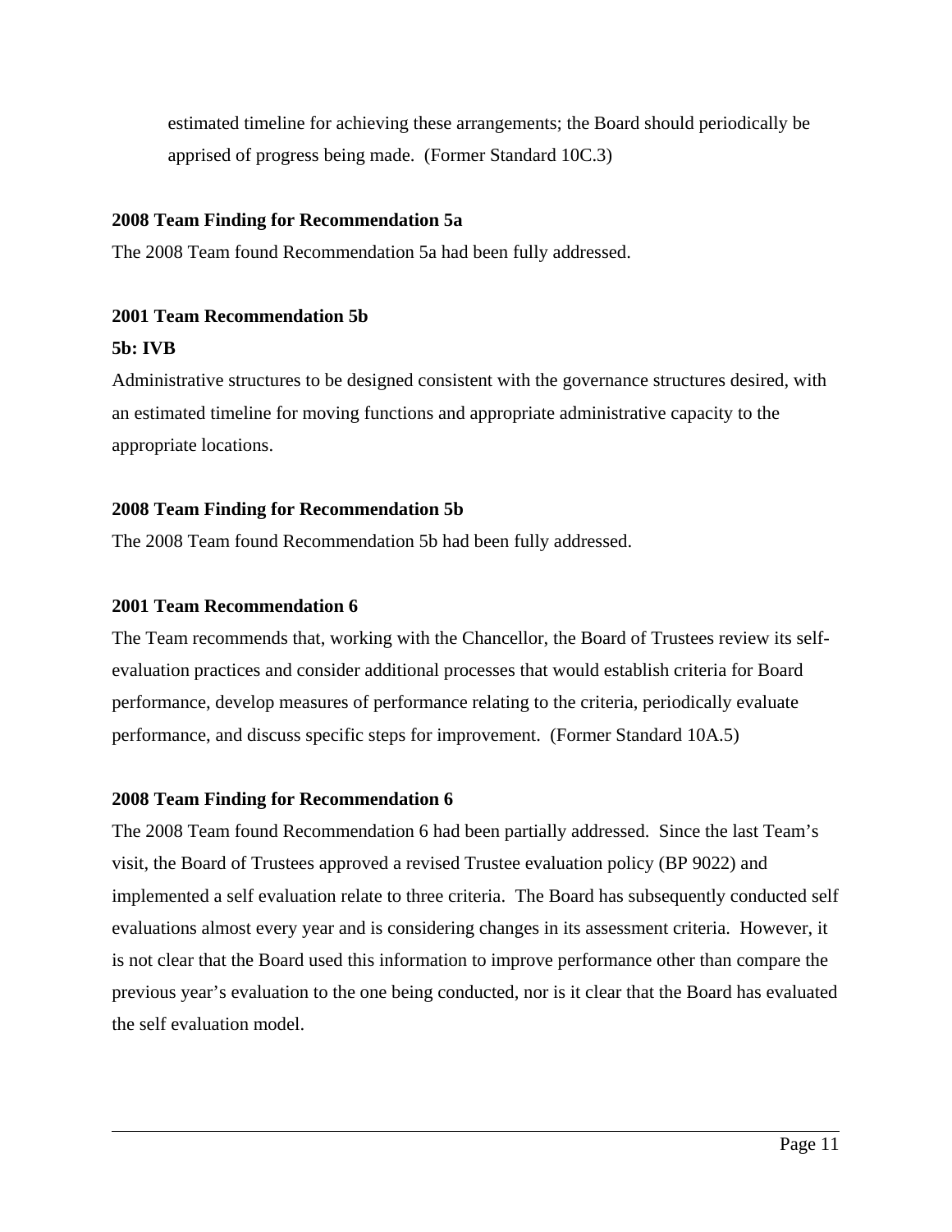estimated timeline for achieving these arrangements; the Board should periodically be apprised of progress being made. (Former Standard 10C.3)

**2008 Team Finding for Recommendation 5a**

The 2008 Team found Recommendation 5a had been fully addressed.

**2001 Team Recommendation 5b**

**5b: IVB**

Administrative structures to be designed consistent with the governance structures desired, with an estimated timeline for moving functions and appropriate administrative capacity to the appropriate locations.

**2008 Team Finding for Recommendation 5b**

The 2008 Team found Recommendation 5b had been fully addressed.

**2001 Team Recommendation 6**

The Team recommends that, working with the Chancellor, the Board of Trustees review its self-evaluation practices and consider additional processes that would establish criteria for Board performance, develop measures of performance relating to the criteria, periodically evaluate performance, and discuss specific steps for improvement. (Former Standard 10A.5)

**2008 Team Finding for Recommendation 6**

The 2008 Team found Recommendation 6 had been partially addressed. Since the last Team's visit, the Board of Trustees approved a revised Trustee evaluation policy (BP 9022) and implemented a self evaluation relate to three criteria. The Board has subsequently conducted self evaluations almost every year and is considering changes in its assessment criteria. However, it is not clear that the Board used this information to improve performance other than compare the previous year's evaluation to the one being conducted, nor is it clear that the Board has evaluated the self evaluation model.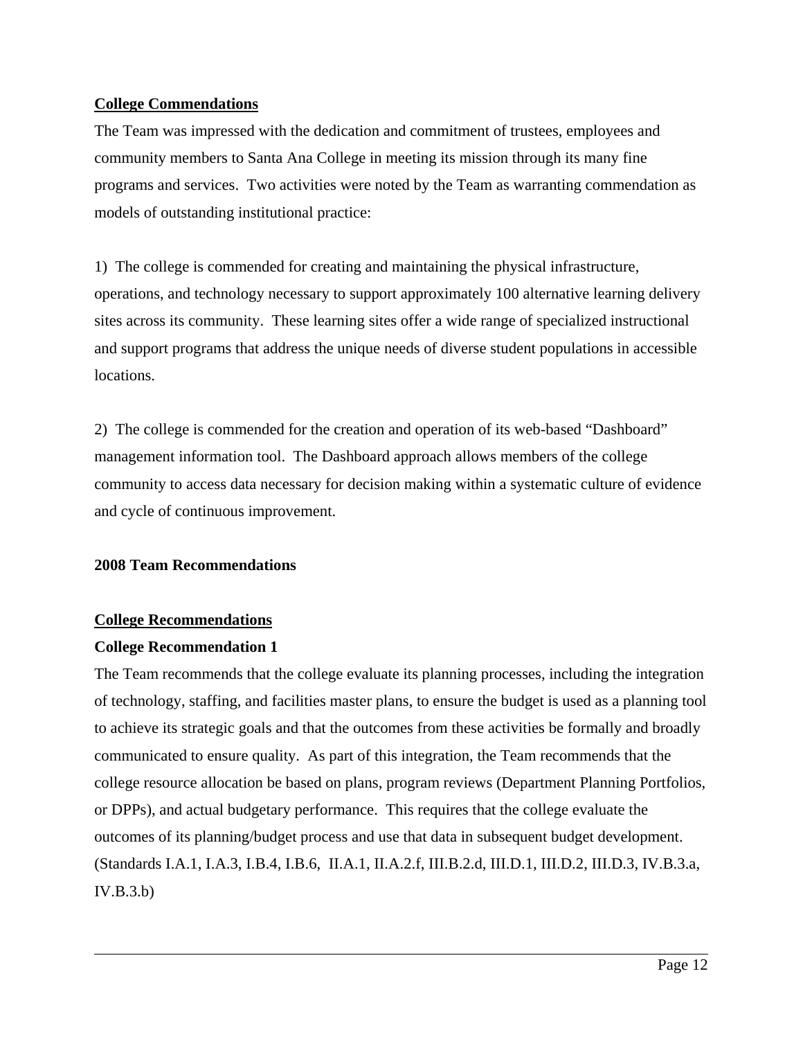## College Commendations

The Team was impressed with the dedication and commitment of trustees, employees and community members to Santa Ana College in meeting its mission through its many fine programs and services. Two activities were noted by the Team as warranting commendation as models of outstanding institutional practice:

1) The college is commended for creating and maintaining the physical infrastructure, operations, and technology necessary to support approximately 100 alternative learning delivery sites across its community. These learning sites offer a wide range of specialized instructional and support programs that address the unique needs of diverse student populations in accessible locations.

2) The college is commended for the creation and operation of its web-based "Dashboard" management information tool. The Dashboard approach allows members of the college community to access data necessary for decision making within a systematic culture of evidence and cycle of continuous improvement.

## 2008 Team Recommendations

## College Recommendations

### College Recommendation 1

The Team recommends that the college evaluate its planning processes, including the integration of technology, staffing, and facilities master plans, to ensure the budget is used as a planning tool to achieve its strategic goals and that the outcomes from these activities be formally and broadly communicated to ensure quality. As part of this integration, the Team recommends that the college resource allocation be based on plans, program reviews (Department Planning Portfolios, or DPPs), and actual budgetary performance. This requires that the college evaluate the outcomes of its planning/budget process and use that data in subsequent budget development. (Standards I.A.1, I.A.3, I.B.4, I.B.6, II.A.1, II.A.2.f, III.B.2.d, III.D.1, III.D.2, III.D.3, IV.B.3.a, IV.B.3.b)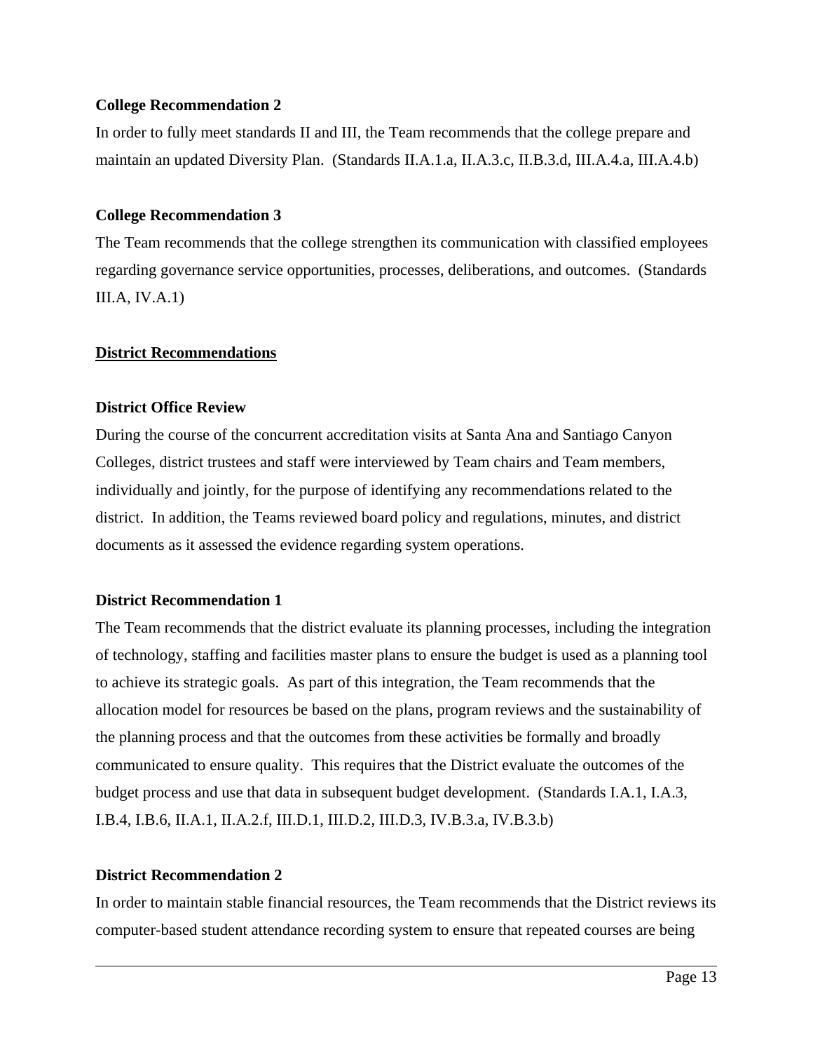**College Recommendation 2**

In order to fully meet standards II and III, the Team recommends that the college prepare and maintain an updated Diversity Plan. (Standards II.A.1.a, II.A.3.c, II.B.3.d, III.A.4.a, III.A.4.b)

**College Recommendation 3**

The Team recommends that the college strengthen its communication with classified employees regarding governance service opportunities, processes, deliberations, and outcomes. (Standards III.A, IV.A.1)

**District Recommendations**

**District Office Review**

During the course of the concurrent accreditation visits at Santa Ana and Santiago Canyon Colleges, district trustees and staff were interviewed by Team chairs and Team members, individually and jointly, for the purpose of identifying any recommendations related to the district. In addition, the Teams reviewed board policy and regulations, minutes, and district documents as it assessed the evidence regarding system operations.

**District Recommendation 1**

The Team recommends that the district evaluate its planning processes, including the integration of technology, staffing and facilities master plans to ensure the budget is used as a planning tool to achieve its strategic goals. As part of this integration, the Team recommends that the allocation model for resources be based on the plans, program reviews and the sustainability of the planning process and that the outcomes from these activities be formally and broadly communicated to ensure quality. This requires that the District evaluate the outcomes of the budget process and use that data in subsequent budget development. (Standards I.A.1, I.A.3, I.B.4, I.B.6, II.A.1, II.A.2.f, III.D.1, III.D.2, III.D.3, IV.B.3.a, IV.B.3.b)

**District Recommendation 2**

In order to maintain stable financial resources, the Team recommends that the District reviews its computer-based student attendance recording system to ensure that repeated courses are being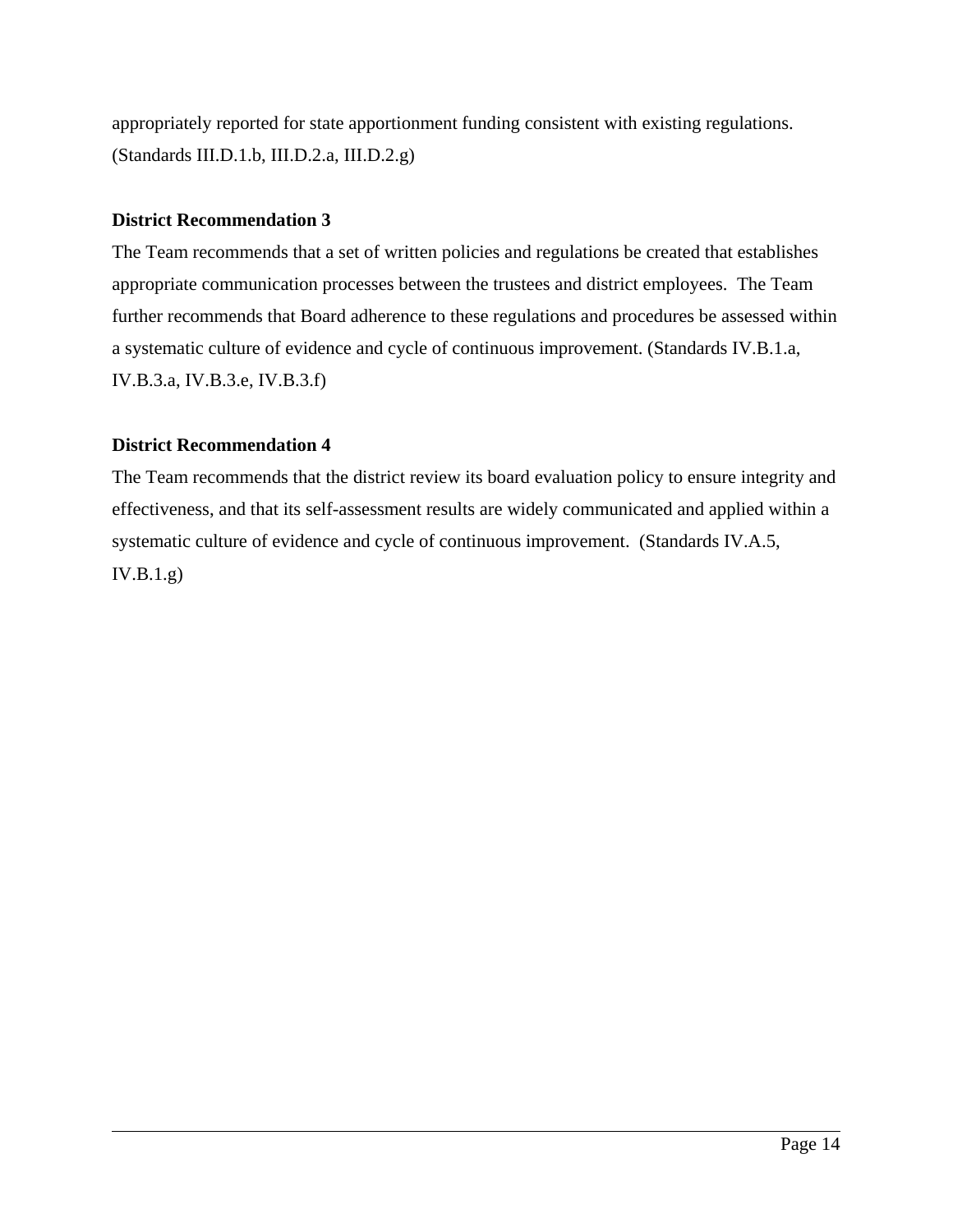appropriately reported for state apportionment funding consistent with existing regulations. (Standards III.D.1.b, III.D.2.a, III.D.2.g)

**District Recommendation 3**

The Team recommends that a set of written policies and regulations be created that establishes appropriate communication processes between the trustees and district employees. The Team further recommends that Board adherence to these regulations and procedures be assessed within a systematic culture of evidence and cycle of continuous improvement. (Standards IV.B.1.a, IV.B.3.a, IV.B.3.e, IV.B.3.f)

**District Recommendation 4**

The Team recommends that the district review its board evaluation policy to ensure integrity and effectiveness, and that its self-assessment results are widely communicated and applied within a systematic culture of evidence and cycle of continuous improvement. (Standards IV.A.5, IV.B.1.g)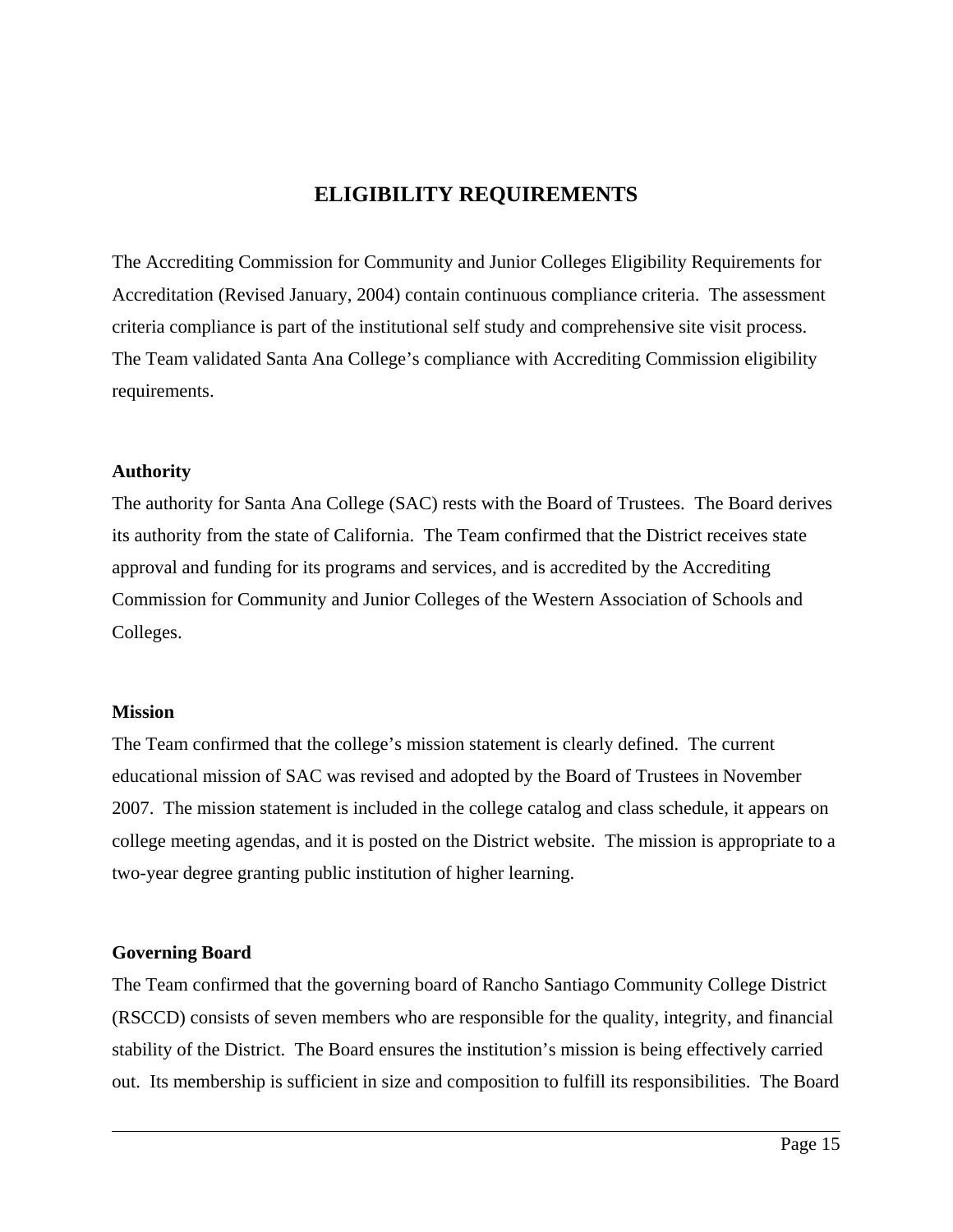## ELIGIBILITY REQUIREMENTS

The Accrediting Commission for Community and Junior Colleges Eligibility Requirements for Accreditation (Revised January, 2004) contain continuous compliance criteria. The assessment criteria compliance is part of the institutional self study and comprehensive site visit process. The Team validated Santa Ana College's compliance with Accrediting Commission eligibility requirements.

**Authority**

The authority for Santa Ana College (SAC) rests with the Board of Trustees. The Board derives its authority from the state of California. The Team confirmed that the District receives state approval and funding for its programs and services, and is accredited by the Accrediting Commission for Community and Junior Colleges of the Western Association of Schools and Colleges.

**Mission**

The Team confirmed that the college's mission statement is clearly defined. The current educational mission of SAC was revised and adopted by the Board of Trustees in November 2007. The mission statement is included in the college catalog and class schedule, it appears on college meeting agendas, and it is posted on the District website. The mission is appropriate to a two-year degree granting public institution of higher learning.

**Governing Board**

The Team confirmed that the governing board of Rancho Santiago Community College District (RSCCD) consists of seven members who are responsible for the quality, integrity, and financial stability of the District. The Board ensures the institution's mission is being effectively carried out. Its membership is sufficient in size and composition to fulfill its responsibilities. The Board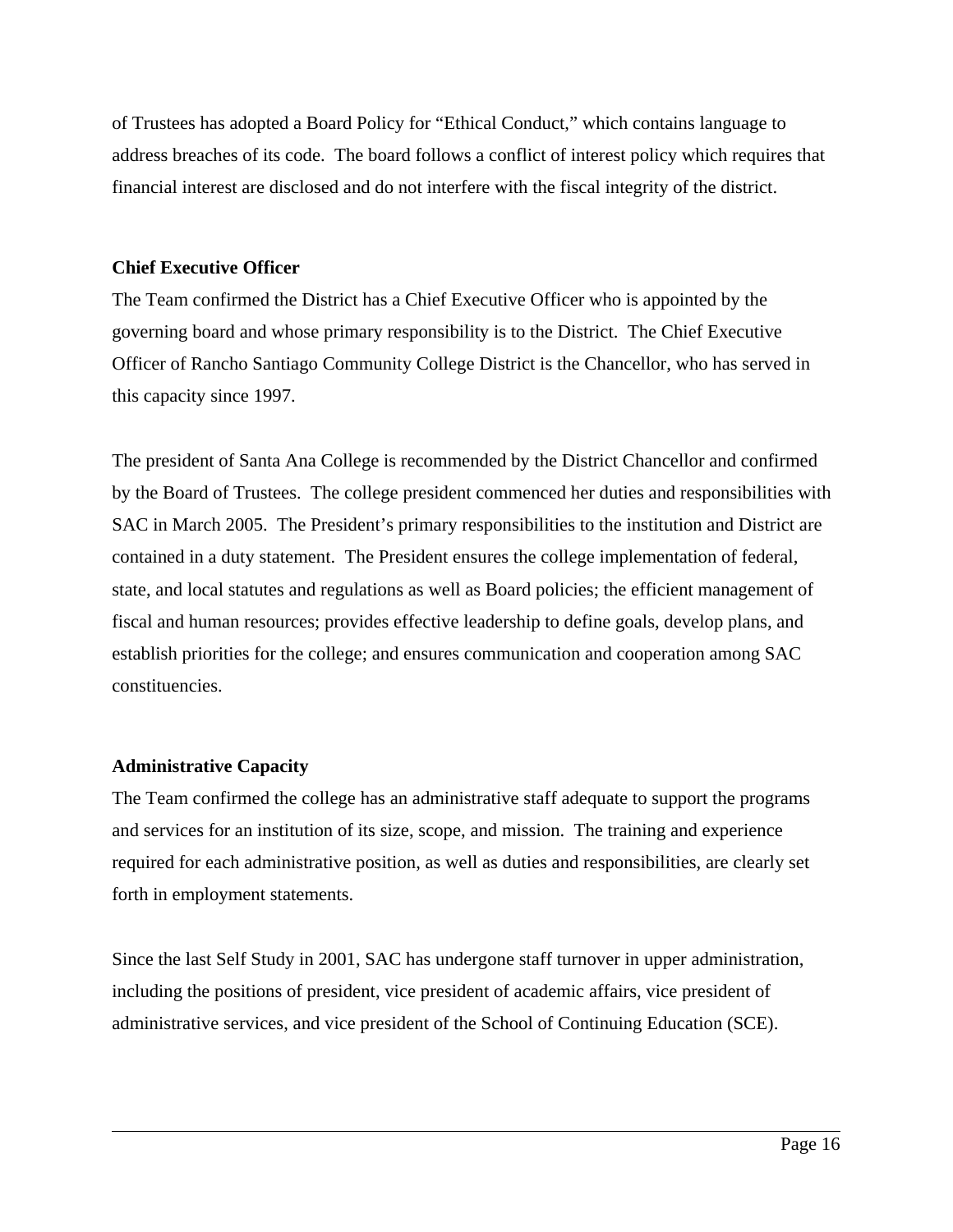of Trustees has adopted a Board Policy for "Ethical Conduct," which contains language to address breaches of its code. The board follows a conflict of interest policy which requires that financial interest are disclosed and do not interfere with the fiscal integrity of the district.

**Chief Executive Officer**

The Team confirmed the District has a Chief Executive Officer who is appointed by the governing board and whose primary responsibility is to the District. The Chief Executive Officer of Rancho Santiago Community College District is the Chancellor, who has served in this capacity since 1997.

The president of Santa Ana College is recommended by the District Chancellor and confirmed by the Board of Trustees. The college president commenced her duties and responsibilities with SAC in March 2005. The President's primary responsibilities to the institution and District are contained in a duty statement. The President ensures the college implementation of federal, state, and local statutes and regulations as well as Board policies; the efficient management of fiscal and human resources; provides effective leadership to define goals, develop plans, and establish priorities for the college; and ensures communication and cooperation among SAC constituencies.

**Administrative Capacity**

The Team confirmed the college has an administrative staff adequate to support the programs and services for an institution of its size, scope, and mission. The training and experience required for each administrative position, as well as duties and responsibilities, are clearly set forth in employment statements.

Since the last Self Study in 2001, SAC has undergone staff turnover in upper administration, including the positions of president, vice president of academic affairs, vice president of administrative services, and vice president of the School of Continuing Education (SCE).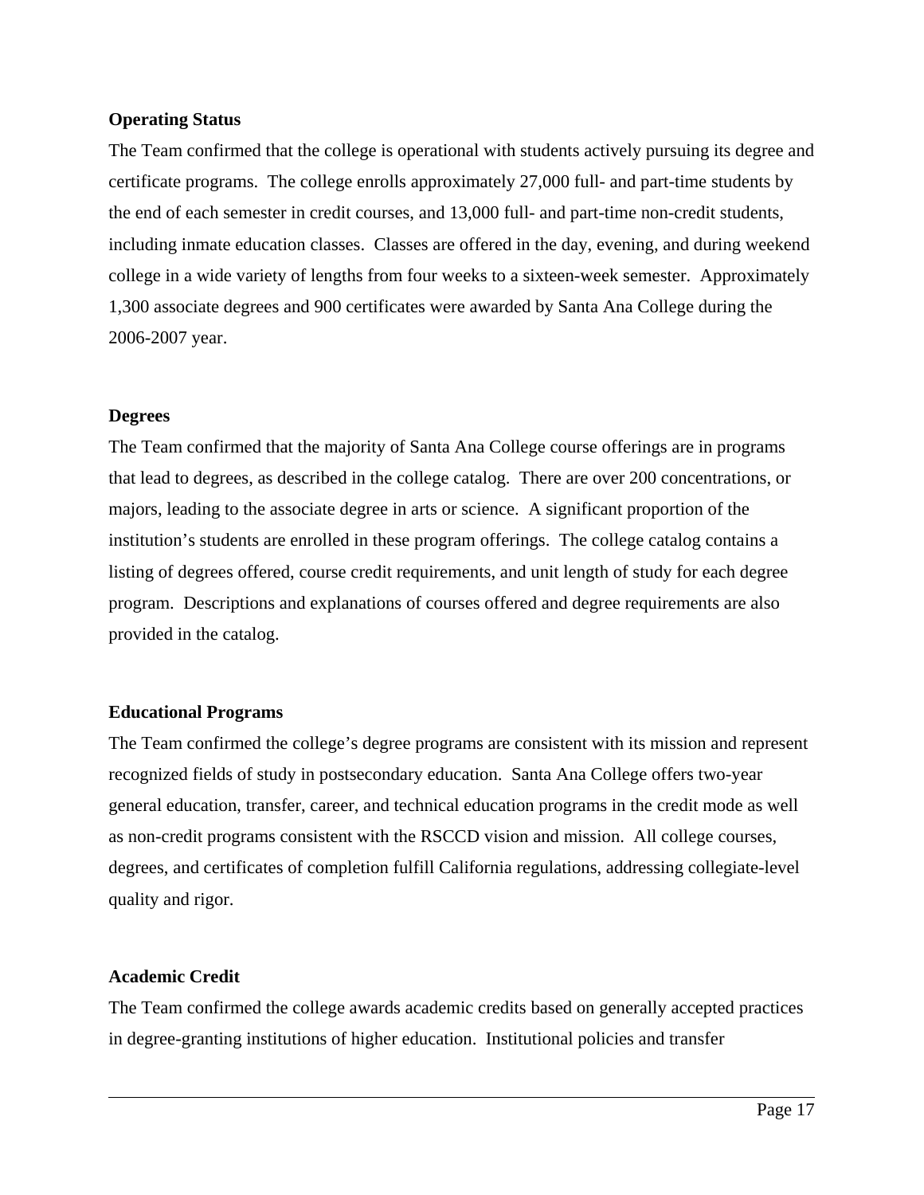**Operating Status**

The Team confirmed that the college is operational with students actively pursuing its degree and certificate programs. The college enrolls approximately 27,000 full- and part-time students by the end of each semester in credit courses, and 13,000 full- and part-time non-credit students, including inmate education classes. Classes are offered in the day, evening, and during weekend college in a wide variety of lengths from four weeks to a sixteen-week semester. Approximately 1,300 associate degrees and 900 certificates were awarded by Santa Ana College during the 2006-2007 year.

**Degrees**

The Team confirmed that the majority of Santa Ana College course offerings are in programs that lead to degrees, as described in the college catalog. There are over 200 concentrations, or majors, leading to the associate degree in arts or science. A significant proportion of the institution's students are enrolled in these program offerings. The college catalog contains a listing of degrees offered, course credit requirements, and unit length of study for each degree program. Descriptions and explanations of courses offered and degree requirements are also provided in the catalog.

**Educational Programs**

The Team confirmed the college's degree programs are consistent with its mission and represent recognized fields of study in postsecondary education. Santa Ana College offers two-year general education, transfer, career, and technical education programs in the credit mode as well as non-credit programs consistent with the RSCCD vision and mission. All college courses, degrees, and certificates of completion fulfill California regulations, addressing collegiate-level quality and rigor.

**Academic Credit**

The Team confirmed the college awards academic credits based on generally accepted practices in degree-granting institutions of higher education. Institutional policies and transfer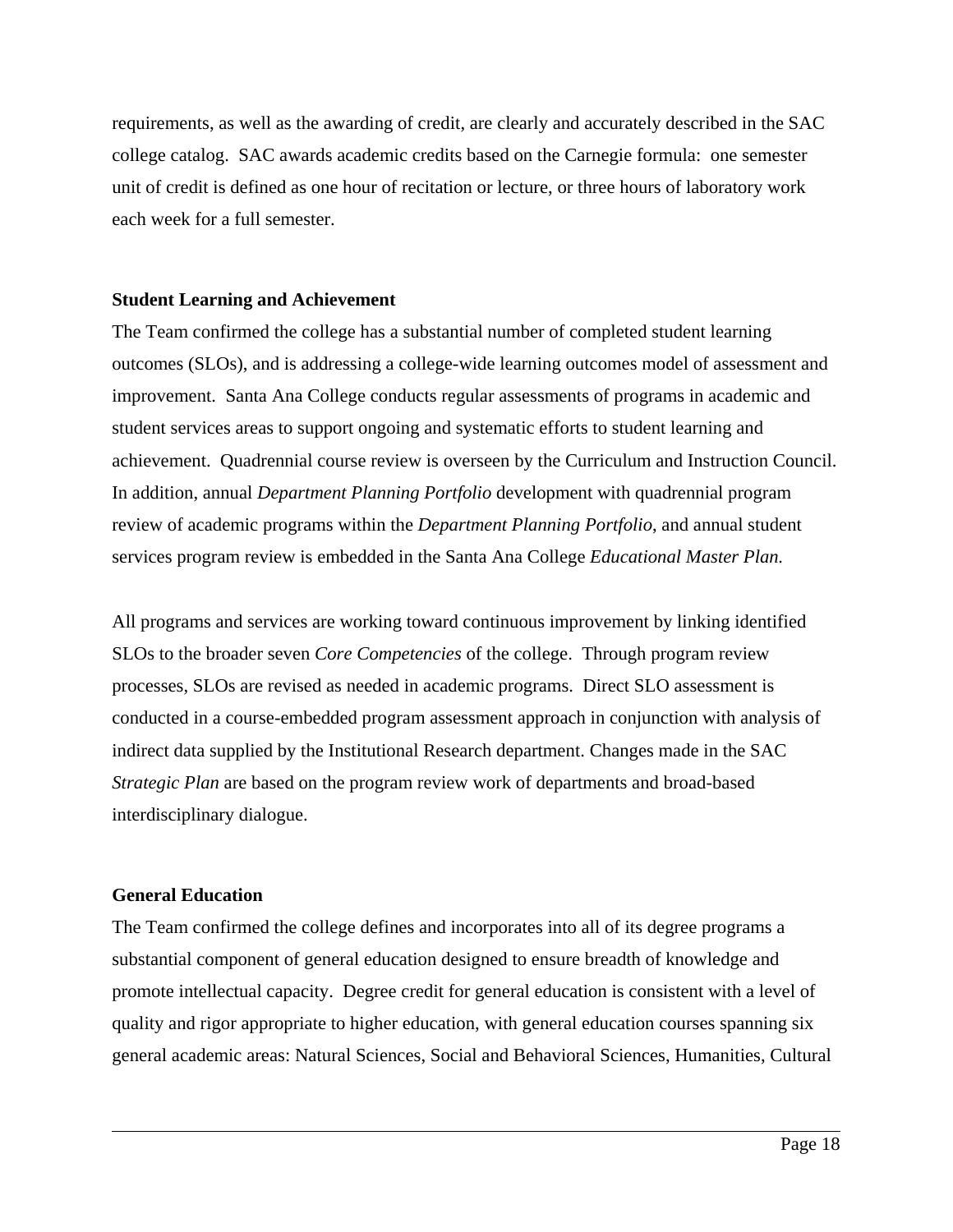requirements, as well as the awarding of credit, are clearly and accurately described in the SAC college catalog. SAC awards academic credits based on the Carnegie formula: one semester unit of credit is defined as one hour of recitation or lecture, or three hours of laboratory work each week for a full semester.

**Student Learning and Achievement**

The Team confirmed the college has a substantial number of completed student learning outcomes (SLOs), and is addressing a college-wide learning outcomes model of assessment and improvement. Santa Ana College conducts regular assessments of programs in academic and student services areas to support ongoing and systematic efforts to student learning and achievement. Quadrennial course review is overseen by the Curriculum and Instruction Council. In addition, annual *Department Planning Portfolio* development with quadrennial program review of academic programs within the *Department Planning Portfolio*, and annual student services program review is embedded in the Santa Ana College *Educational Master Plan.*

All programs and services are working toward continuous improvement by linking identified SLOs to the broader seven *Core Competencies* of the college. Through program review processes, SLOs are revised as needed in academic programs. Direct SLO assessment is conducted in a course-embedded program assessment approach in conjunction with analysis of indirect data supplied by the Institutional Research department. Changes made in the SAC *Strategic Plan* are based on the program review work of departments and broad-based interdisciplinary dialogue.

**General Education**

The Team confirmed the college defines and incorporates into all of its degree programs a substantial component of general education designed to ensure breadth of knowledge and promote intellectual capacity. Degree credit for general education is consistent with a level of quality and rigor appropriate to higher education, with general education courses spanning six general academic areas: Natural Sciences, Social and Behavioral Sciences, Humanities, Cultural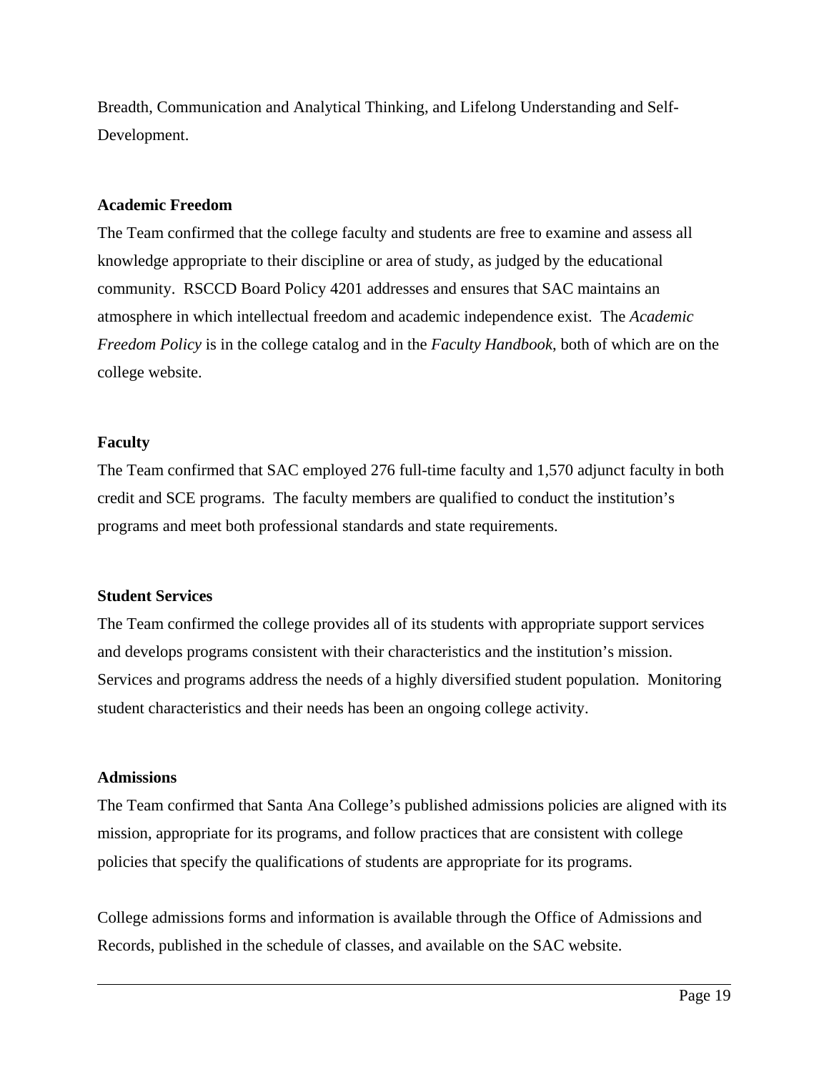Breadth, Communication and Analytical Thinking, and Lifelong Understanding and Self-Development.

**Academic Freedom**

The Team confirmed that the college faculty and students are free to examine and assess all knowledge appropriate to their discipline or area of study, as judged by the educational community. RSCCD Board Policy 4201 addresses and ensures that SAC maintains an atmosphere in which intellectual freedom and academic independence exist. The *Academic Freedom Policy* is in the college catalog and in the *Faculty Handbook*, both of which are on the college website.

**Faculty**

The Team confirmed that SAC employed 276 full-time faculty and 1,570 adjunct faculty in both credit and SCE programs. The faculty members are qualified to conduct the institution's programs and meet both professional standards and state requirements.

**Student Services**

The Team confirmed the college provides all of its students with appropriate support services and develops programs consistent with their characteristics and the institution's mission. Services and programs address the needs of a highly diversified student population. Monitoring student characteristics and their needs has been an ongoing college activity.

**Admissions**

The Team confirmed that Santa Ana College's published admissions policies are aligned with its mission, appropriate for its programs, and follow practices that are consistent with college policies that specify the qualifications of students are appropriate for its programs.

College admissions forms and information is available through the Office of Admissions and Records, published in the schedule of classes, and available on the SAC website.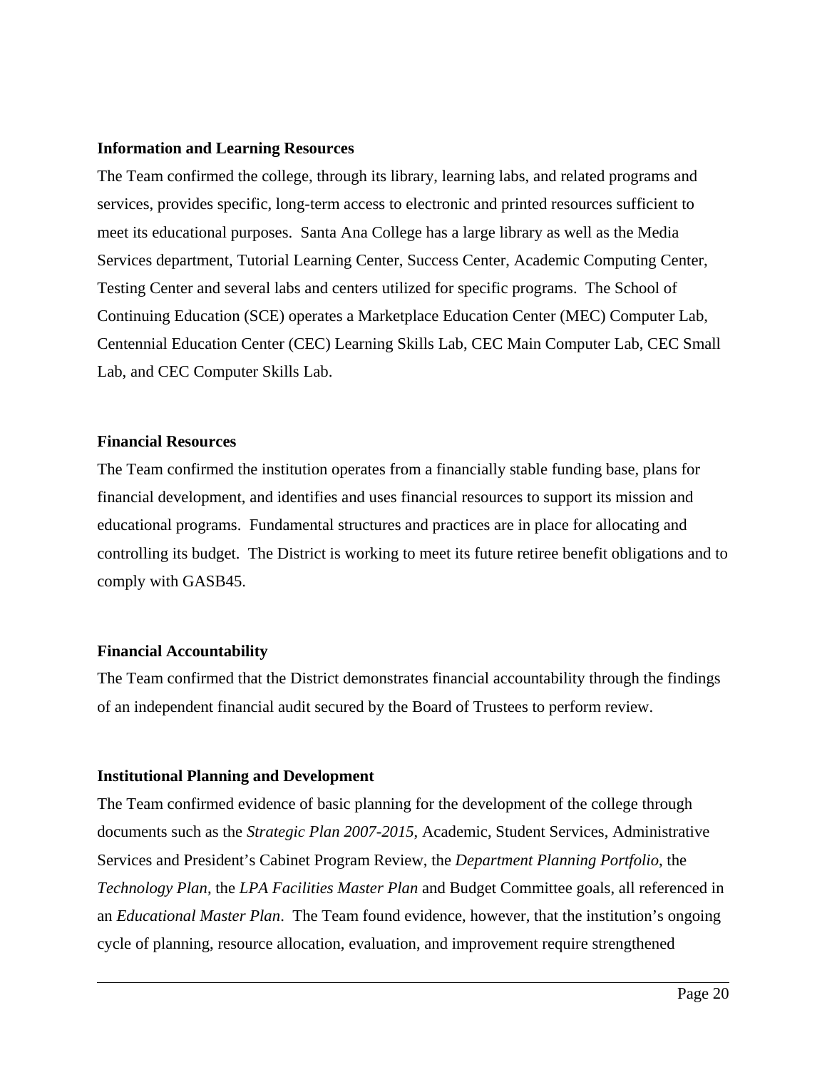**Information and Learning Resources**

The Team confirmed the college, through its library, learning labs, and related programs and services, provides specific, long-term access to electronic and printed resources sufficient to meet its educational purposes. Santa Ana College has a large library as well as the Media Services department, Tutorial Learning Center, Success Center, Academic Computing Center, Testing Center and several labs and centers utilized for specific programs. The School of Continuing Education (SCE) operates a Marketplace Education Center (MEC) Computer Lab, Centennial Education Center (CEC) Learning Skills Lab, CEC Main Computer Lab, CEC Small Lab, and CEC Computer Skills Lab.

**Financial Resources**

The Team confirmed the institution operates from a financially stable funding base, plans for financial development, and identifies and uses financial resources to support its mission and educational programs. Fundamental structures and practices are in place for allocating and controlling its budget. The District is working to meet its future retiree benefit obligations and to comply with GASB45.

**Financial Accountability**

The Team confirmed that the District demonstrates financial accountability through the findings of an independent financial audit secured by the Board of Trustees to perform review.

**Institutional Planning and Development**

The Team confirmed evidence of basic planning for the development of the college through documents such as the *Strategic Plan 2007-2015*, Academic, Student Services, Administrative Services and President's Cabinet Program Review, the *Department Planning Portfolio*, the *Technology Plan*, the *LPA Facilities Master Plan* and Budget Committee goals, all referenced in an *Educational Master Plan*. The Team found evidence, however, that the institution's ongoing cycle of planning, resource allocation, evaluation, and improvement require strengthened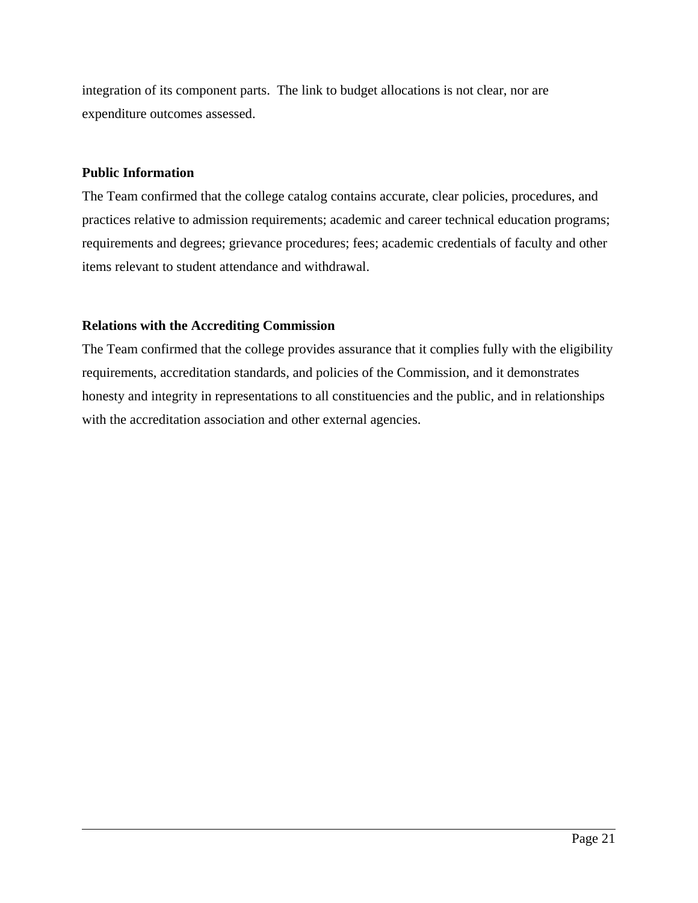integration of its component parts. The link to budget allocations is not clear, nor are expenditure outcomes assessed.

**Public Information**

The Team confirmed that the college catalog contains accurate, clear policies, procedures, and practices relative to admission requirements; academic and career technical education programs; requirements and degrees; grievance procedures; fees; academic credentials of faculty and other items relevant to student attendance and withdrawal.

**Relations with the Accrediting Commission**

The Team confirmed that the college provides assurance that it complies fully with the eligibility requirements, accreditation standards, and policies of the Commission, and it demonstrates honesty and integrity in representations to all constituencies and the public, and in relationships with the accreditation association and other external agencies.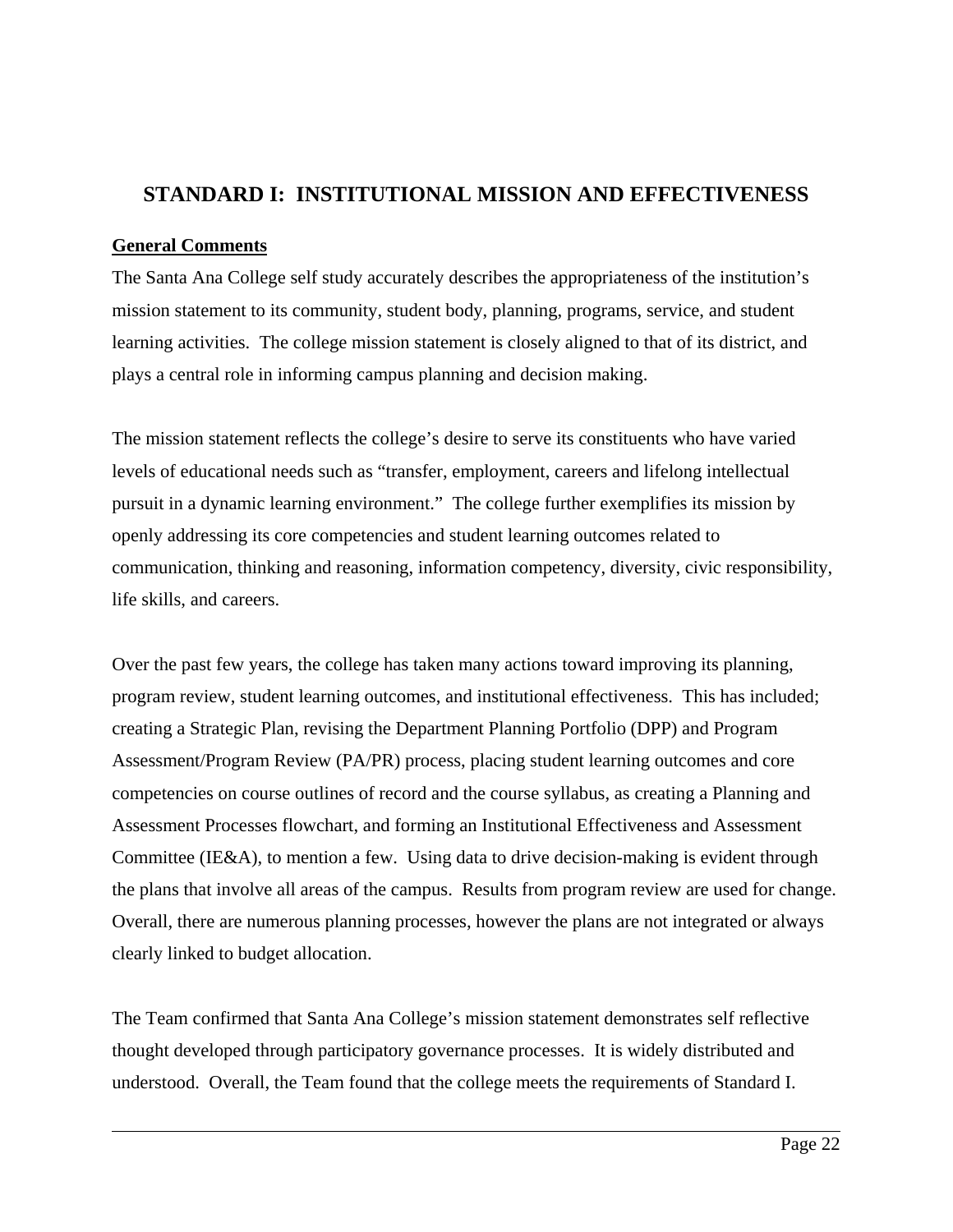# STANDARD I: INSTITUTIONAL MISSION AND EFFECTIVENESS

**General Comments**

The Santa Ana College self study accurately describes the appropriateness of the institution's mission statement to its community, student body, planning, programs, service, and student learning activities. The college mission statement is closely aligned to that of its district, and plays a central role in informing campus planning and decision making.

The mission statement reflects the college's desire to serve its constituents who have varied levels of educational needs such as "transfer, employment, careers and lifelong intellectual pursuit in a dynamic learning environment." The college further exemplifies its mission by openly addressing its core competencies and student learning outcomes related to communication, thinking and reasoning, information competency, diversity, civic responsibility, life skills, and careers.

Over the past few years, the college has taken many actions toward improving its planning, program review, student learning outcomes, and institutional effectiveness. This has included; creating a Strategic Plan, revising the Department Planning Portfolio (DPP) and Program Assessment/Program Review (PA/PR) process, placing student learning outcomes and core competencies on course outlines of record and the course syllabus, as creating a Planning and Assessment Processes flowchart, and forming an Institutional Effectiveness and Assessment Committee (IE&A), to mention a few. Using data to drive decision-making is evident through the plans that involve all areas of the campus. Results from program review are used for change. Overall, there are numerous planning processes, however the plans are not integrated or always clearly linked to budget allocation.

The Team confirmed that Santa Ana College's mission statement demonstrates self reflective thought developed through participatory governance processes. It is widely distributed and understood. Overall, the Team found that the college meets the requirements of Standard I.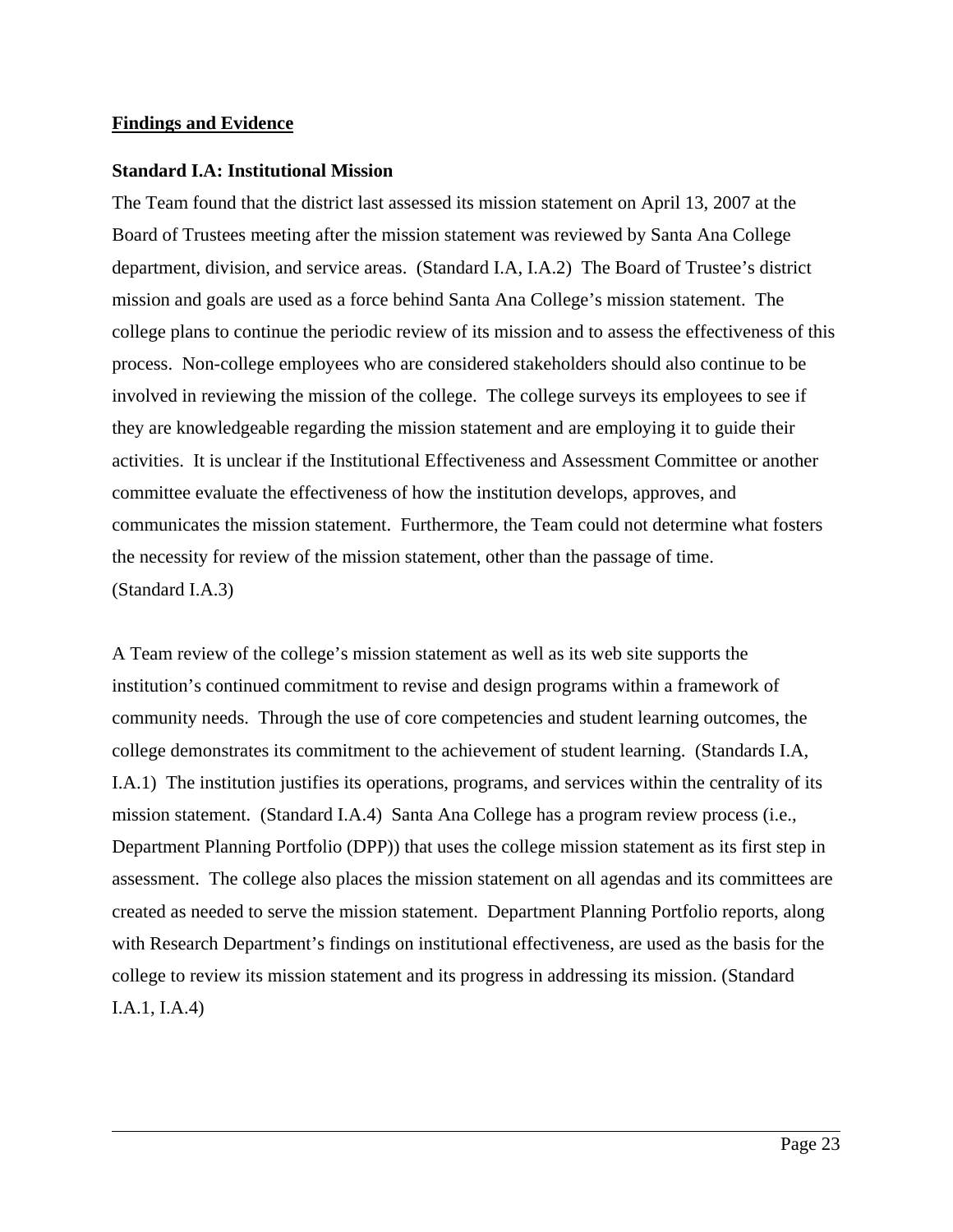**Findings and Evidence**

**Standard I.A: Institutional Mission**

The Team found that the district last assessed its mission statement on April 13, 2007 at the Board of Trustees meeting after the mission statement was reviewed by Santa Ana College department, division, and service areas. (Standard I.A, I.A.2) The Board of Trustee's district mission and goals are used as a force behind Santa Ana College's mission statement. The college plans to continue the periodic review of its mission and to assess the effectiveness of this process. Non-college employees who are considered stakeholders should also continue to be involved in reviewing the mission of the college. The college surveys its employees to see if they are knowledgeable regarding the mission statement and are employing it to guide their activities. It is unclear if the Institutional Effectiveness and Assessment Committee or another committee evaluate the effectiveness of how the institution develops, approves, and communicates the mission statement. Furthermore, the Team could not determine what fosters the necessity for review of the mission statement, other than the passage of time. (Standard I.A.3)

A Team review of the college's mission statement as well as its web site supports the institution's continued commitment to revise and design programs within a framework of community needs. Through the use of core competencies and student learning outcomes, the college demonstrates its commitment to the achievement of student learning. (Standards I.A, I.A.1) The institution justifies its operations, programs, and services within the centrality of its mission statement. (Standard I.A.4) Santa Ana College has a program review process (i.e., Department Planning Portfolio (DPP)) that uses the college mission statement as its first step in assessment. The college also places the mission statement on all agendas and its committees are created as needed to serve the mission statement. Department Planning Portfolio reports, along with Research Department's findings on institutional effectiveness, are used as the basis for the college to review its mission statement and its progress in addressing its mission. (Standard I.A.1, I.A.4)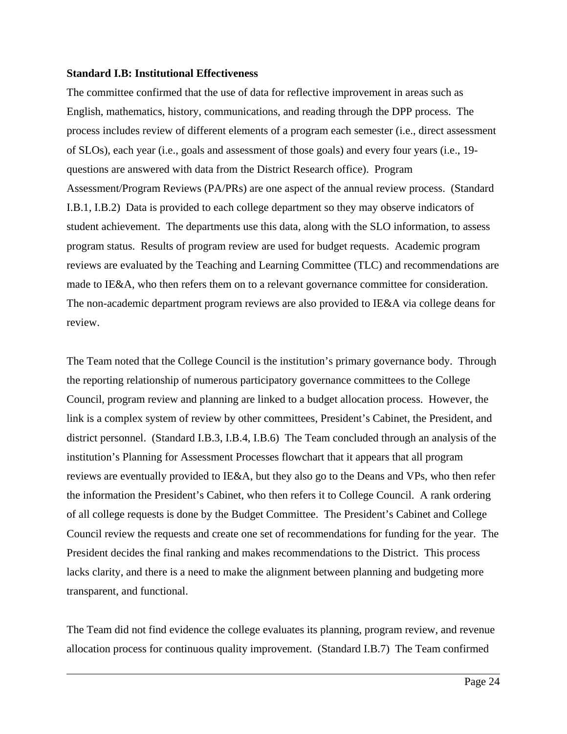**Standard I.B: Institutional Effectiveness**

The committee confirmed that the use of data for reflective improvement in areas such as English, mathematics, history, communications, and reading through the DPP process. The process includes review of different elements of a program each semester (i.e., direct assessment of SLOs), each year (i.e., goals and assessment of those goals) and every four years (i.e., 19-questions are answered with data from the District Research office). Program Assessment/Program Reviews (PA/PRs) are one aspect of the annual review process. (Standard I.B.1, I.B.2) Data is provided to each college department so they may observe indicators of student achievement. The departments use this data, along with the SLO information, to assess program status. Results of program review are used for budget requests. Academic program reviews are evaluated by the Teaching and Learning Committee (TLC) and recommendations are made to IE&A, who then refers them on to a relevant governance committee for consideration. The non-academic department program reviews are also provided to IE&A via college deans for review.

The Team noted that the College Council is the institution's primary governance body. Through the reporting relationship of numerous participatory governance committees to the College Council, program review and planning are linked to a budget allocation process. However, the link is a complex system of review by other committees, President's Cabinet, the President, and district personnel. (Standard I.B.3, I.B.4, I.B.6) The Team concluded through an analysis of the institution's Planning for Assessment Processes flowchart that it appears that all program reviews are eventually provided to IE&A, but they also go to the Deans and VPs, who then refer the information the President's Cabinet, who then refers it to College Council. A rank ordering of all college requests is done by the Budget Committee. The President's Cabinet and College Council review the requests and create one set of recommendations for funding for the year. The President decides the final ranking and makes recommendations to the District. This process lacks clarity, and there is a need to make the alignment between planning and budgeting more transparent, and functional.

The Team did not find evidence the college evaluates its planning, program review, and revenue allocation process for continuous quality improvement. (Standard I.B.7) The Team confirmed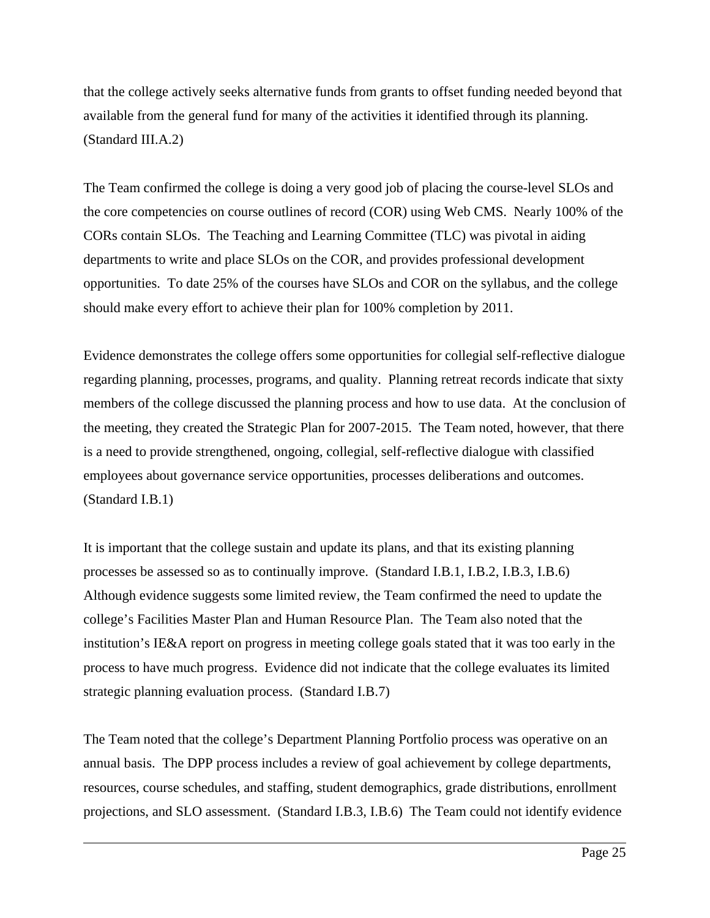that the college actively seeks alternative funds from grants to offset funding needed beyond that available from the general fund for many of the activities it identified through its planning. (Standard III.A.2)

The Team confirmed the college is doing a very good job of placing the course-level SLOs and the core competencies on course outlines of record (COR) using Web CMS. Nearly 100% of the CORs contain SLOs. The Teaching and Learning Committee (TLC) was pivotal in aiding departments to write and place SLOs on the COR, and provides professional development opportunities. To date 25% of the courses have SLOs and COR on the syllabus, and the college should make every effort to achieve their plan for 100% completion by 2011.

Evidence demonstrates the college offers some opportunities for collegial self-reflective dialogue regarding planning, processes, programs, and quality. Planning retreat records indicate that sixty members of the college discussed the planning process and how to use data. At the conclusion of the meeting, they created the Strategic Plan for 2007-2015. The Team noted, however, that there is a need to provide strengthened, ongoing, collegial, self-reflective dialogue with classified employees about governance service opportunities, processes deliberations and outcomes. (Standard I.B.1)

It is important that the college sustain and update its plans, and that its existing planning processes be assessed so as to continually improve. (Standard I.B.1, I.B.2, I.B.3, I.B.6) Although evidence suggests some limited review, the Team confirmed the need to update the college's Facilities Master Plan and Human Resource Plan. The Team also noted that the institution's IE&A report on progress in meeting college goals stated that it was too early in the process to have much progress. Evidence did not indicate that the college evaluates its limited strategic planning evaluation process. (Standard I.B.7)

The Team noted that the college's Department Planning Portfolio process was operative on an annual basis. The DPP process includes a review of goal achievement by college departments, resources, course schedules, and staffing, student demographics, grade distributions, enrollment projections, and SLO assessment. (Standard I.B.3, I.B.6) The Team could not identify evidence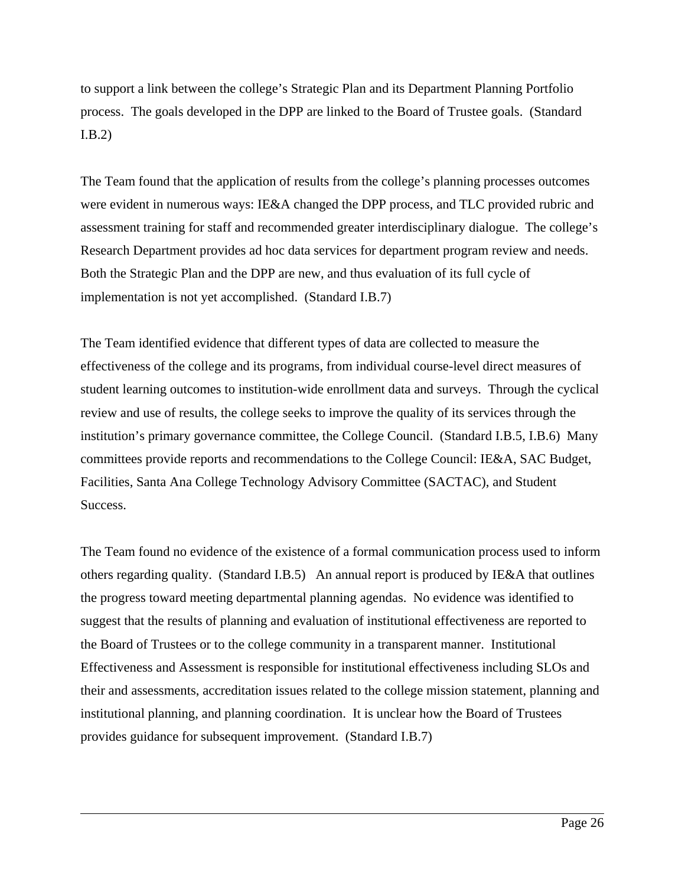to support a link between the college's Strategic Plan and its Department Planning Portfolio process. The goals developed in the DPP are linked to the Board of Trustee goals. (Standard I.B.2)

The Team found that the application of results from the college's planning processes outcomes were evident in numerous ways: IE&A changed the DPP process, and TLC provided rubric and assessment training for staff and recommended greater interdisciplinary dialogue. The college's Research Department provides ad hoc data services for department program review and needs. Both the Strategic Plan and the DPP are new, and thus evaluation of its full cycle of implementation is not yet accomplished. (Standard I.B.7)

The Team identified evidence that different types of data are collected to measure the effectiveness of the college and its programs, from individual course-level direct measures of student learning outcomes to institution-wide enrollment data and surveys. Through the cyclical review and use of results, the college seeks to improve the quality of its services through the institution's primary governance committee, the College Council. (Standard I.B.5, I.B.6) Many committees provide reports and recommendations to the College Council: IE&A, SAC Budget, Facilities, Santa Ana College Technology Advisory Committee (SACTAC), and Student Success.

The Team found no evidence of the existence of a formal communication process used to inform others regarding quality. (Standard I.B.5) An annual report is produced by IE&A that outlines the progress toward meeting departmental planning agendas. No evidence was identified to suggest that the results of planning and evaluation of institutional effectiveness are reported to the Board of Trustees or to the college community in a transparent manner. Institutional Effectiveness and Assessment is responsible for institutional effectiveness including SLOs and their and assessments, accreditation issues related to the college mission statement, planning and institutional planning, and planning coordination. It is unclear how the Board of Trustees provides guidance for subsequent improvement. (Standard I.B.7)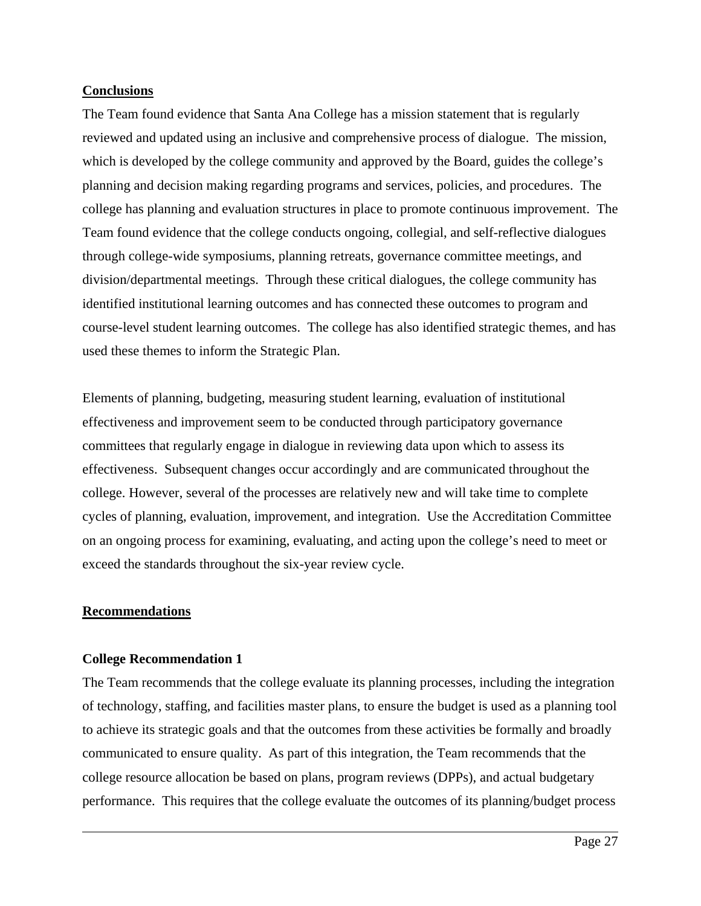**Conclusions**

The Team found evidence that Santa Ana College has a mission statement that is regularly reviewed and updated using an inclusive and comprehensive process of dialogue. The mission, which is developed by the college community and approved by the Board, guides the college's planning and decision making regarding programs and services, policies, and procedures. The college has planning and evaluation structures in place to promote continuous improvement. The Team found evidence that the college conducts ongoing, collegial, and self-reflective dialogues through college-wide symposiums, planning retreats, governance committee meetings, and division/departmental meetings. Through these critical dialogues, the college community has identified institutional learning outcomes and has connected these outcomes to program and course-level student learning outcomes. The college has also identified strategic themes, and has used these themes to inform the Strategic Plan.

Elements of planning, budgeting, measuring student learning, evaluation of institutional effectiveness and improvement seem to be conducted through participatory governance committees that regularly engage in dialogue in reviewing data upon which to assess its effectiveness. Subsequent changes occur accordingly and are communicated throughout the college. However, several of the processes are relatively new and will take time to complete cycles of planning, evaluation, improvement, and integration. Use the Accreditation Committee on an ongoing process for examining, evaluating, and acting upon the college's need to meet or exceed the standards throughout the six-year review cycle.

**Recommendations**

**College Recommendation 1**

The Team recommends that the college evaluate its planning processes, including the integration of technology, staffing, and facilities master plans, to ensure the budget is used as a planning tool to achieve its strategic goals and that the outcomes from these activities be formally and broadly communicated to ensure quality. As part of this integration, the Team recommends that the college resource allocation be based on plans, program reviews (DPPs), and actual budgetary performance. This requires that the college evaluate the outcomes of its planning/budget process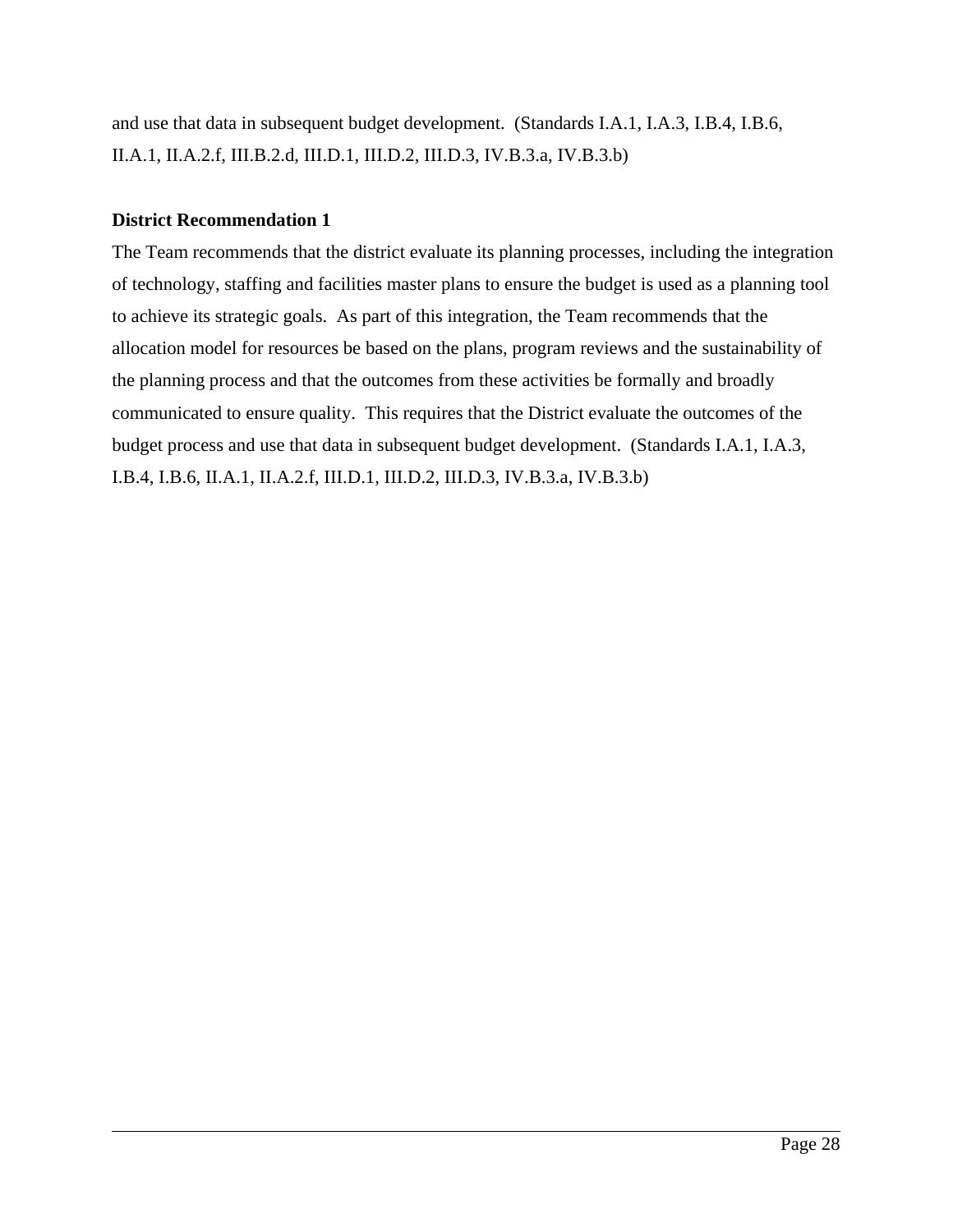and use that data in subsequent budget development. (Standards I.A.1, I.A.3, I.B.4, I.B.6, II.A.1, II.A.2.f, III.B.2.d, III.D.1, III.D.2, III.D.3, IV.B.3.a, IV.B.3.b)

**District Recommendation 1**

The Team recommends that the district evaluate its planning processes, including the integration of technology, staffing and facilities master plans to ensure the budget is used as a planning tool to achieve its strategic goals. As part of this integration, the Team recommends that the allocation model for resources be based on the plans, program reviews and the sustainability of the planning process and that the outcomes from these activities be formally and broadly communicated to ensure quality. This requires that the District evaluate the outcomes of the budget process and use that data in subsequent budget development. (Standards I.A.1, I.A.3, I.B.4, I.B.6, II.A.1, II.A.2.f, III.D.1, III.D.2, III.D.3, IV.B.3.a, IV.B.3.b)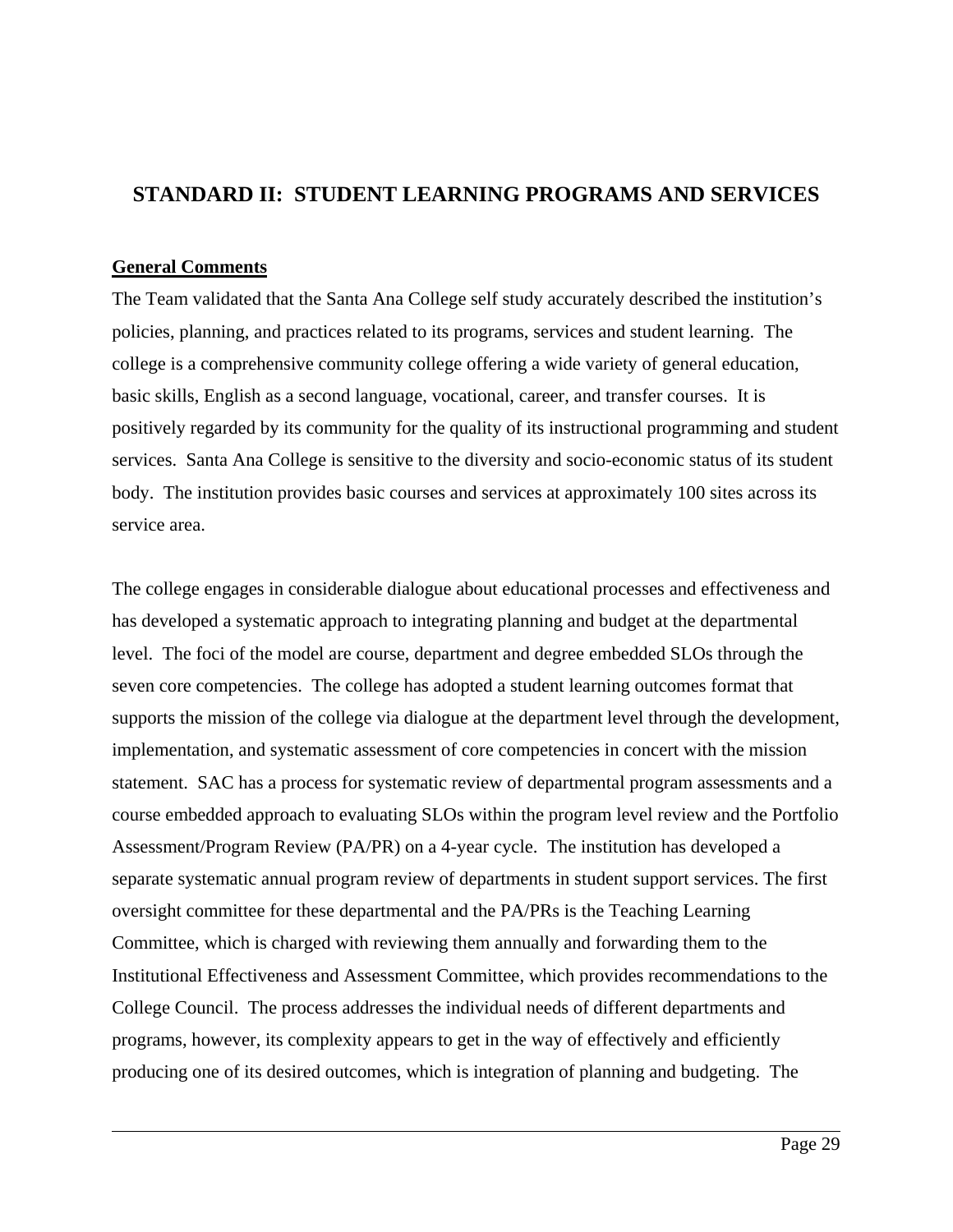## STANDARD II: STUDENT LEARNING PROGRAMS AND SERVICES

**General Comments**

The Team validated that the Santa Ana College self study accurately described the institution's policies, planning, and practices related to its programs, services and student learning. The college is a comprehensive community college offering a wide variety of general education, basic skills, English as a second language, vocational, career, and transfer courses. It is positively regarded by its community for the quality of its instructional programming and student services. Santa Ana College is sensitive to the diversity and socio-economic status of its student body. The institution provides basic courses and services at approximately 100 sites across its service area.

The college engages in considerable dialogue about educational processes and effectiveness and has developed a systematic approach to integrating planning and budget at the departmental level. The foci of the model are course, department and degree embedded SLOs through the seven core competencies. The college has adopted a student learning outcomes format that supports the mission of the college via dialogue at the department level through the development, implementation, and systematic assessment of core competencies in concert with the mission statement. SAC has a process for systematic review of departmental program assessments and a course embedded approach to evaluating SLOs within the program level review and the Portfolio Assessment/Program Review (PA/PR) on a 4-year cycle. The institution has developed a separate systematic annual program review of departments in student support services. The first oversight committee for these departmental and the PA/PRs is the Teaching Learning Committee, which is charged with reviewing them annually and forwarding them to the Institutional Effectiveness and Assessment Committee, which provides recommendations to the College Council. The process addresses the individual needs of different departments and programs, however, its complexity appears to get in the way of effectively and efficiently producing one of its desired outcomes, which is integration of planning and budgeting. The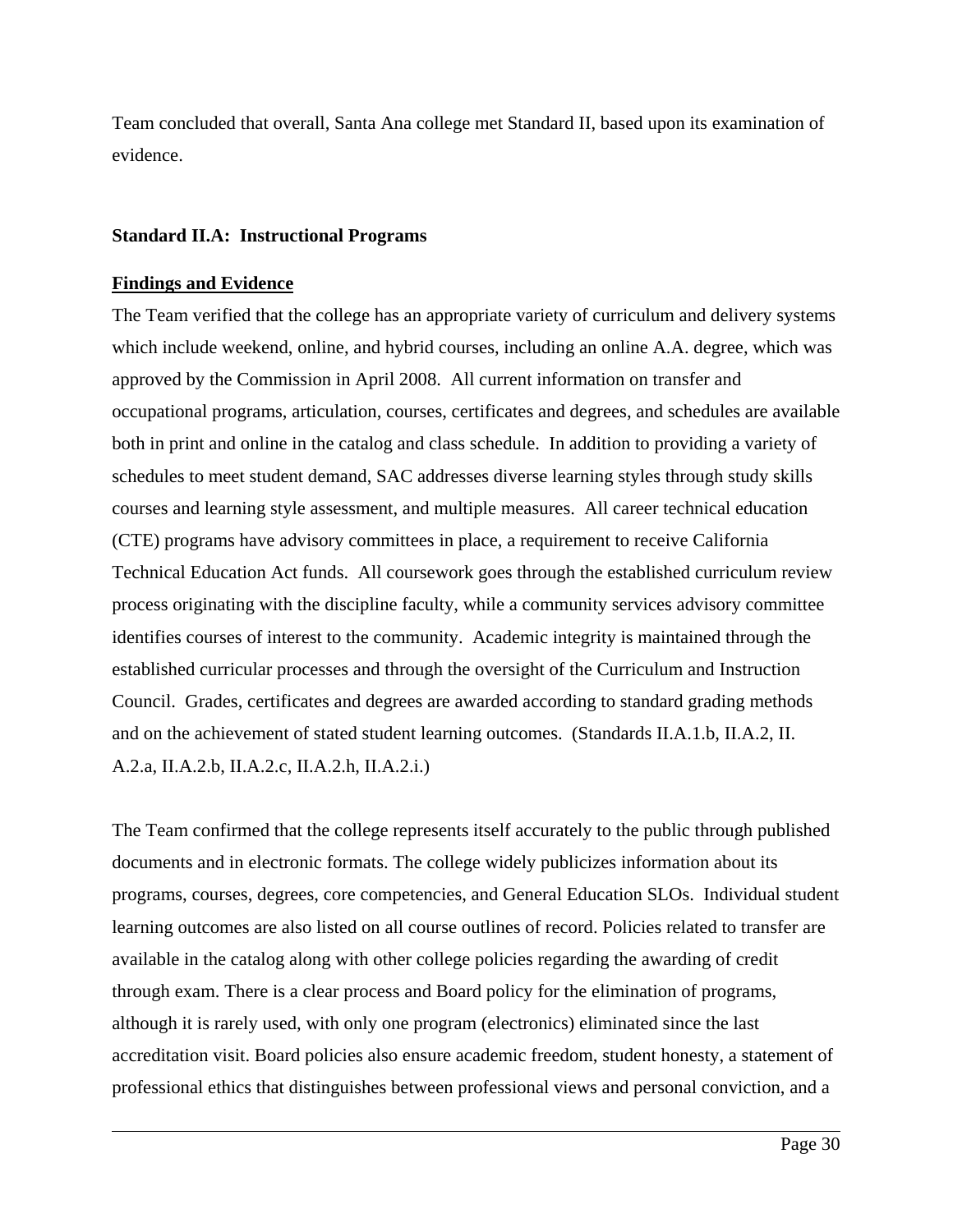Team concluded that overall, Santa Ana college met Standard II, based upon its examination of evidence.

**Standard II.A: Instructional Programs**

**Findings and Evidence**

The Team verified that the college has an appropriate variety of curriculum and delivery systems which include weekend, online, and hybrid courses, including an online A.A. degree, which was approved by the Commission in April 2008. All current information on transfer and occupational programs, articulation, courses, certificates and degrees, and schedules are available both in print and online in the catalog and class schedule. In addition to providing a variety of schedules to meet student demand, SAC addresses diverse learning styles through study skills courses and learning style assessment, and multiple measures. All career technical education (CTE) programs have advisory committees in place, a requirement to receive California Technical Education Act funds. All coursework goes through the established curriculum review process originating with the discipline faculty, while a community services advisory committee identifies courses of interest to the community. Academic integrity is maintained through the established curricular processes and through the oversight of the Curriculum and Instruction Council. Grades, certificates and degrees are awarded according to standard grading methods and on the achievement of stated student learning outcomes. (Standards II.A.1.b, II.A.2, II. A.2.a, II.A.2.b, II.A.2.c, II.A.2.h, II.A.2.i.)

The Team confirmed that the college represents itself accurately to the public through published documents and in electronic formats. The college widely publicizes information about its programs, courses, degrees, core competencies, and General Education SLOs. Individual student learning outcomes are also listed on all course outlines of record. Policies related to transfer are available in the catalog along with other college policies regarding the awarding of credit through exam. There is a clear process and Board policy for the elimination of programs, although it is rarely used, with only one program (electronics) eliminated since the last accreditation visit. Board policies also ensure academic freedom, student honesty, a statement of professional ethics that distinguishes between professional views and personal conviction, and a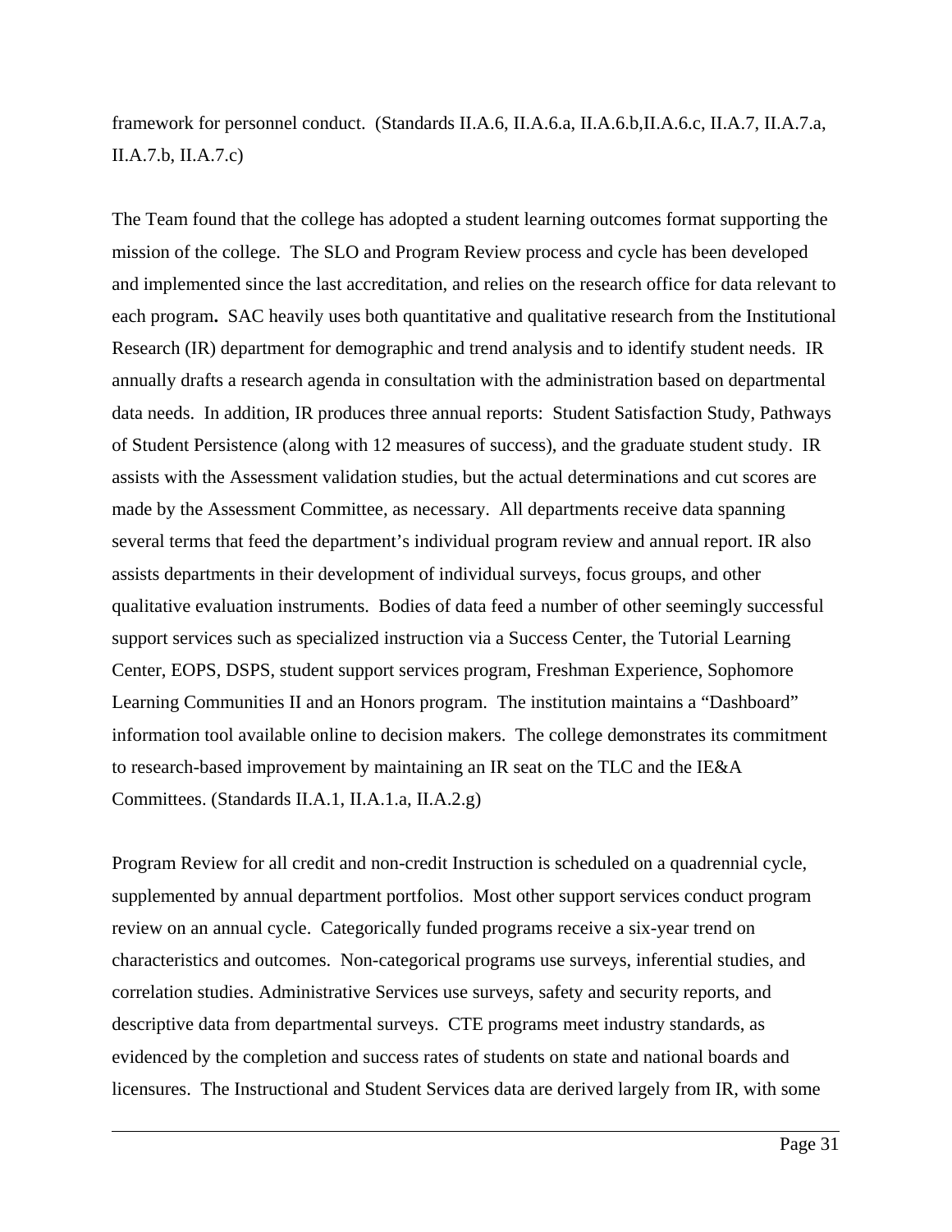framework for personnel conduct. (Standards II.A.6, II.A.6.a, II.A.6.b,II.A.6.c, II.A.7, II.A.7.a, II.A.7.b, II.A.7.c)

The Team found that the college has adopted a student learning outcomes format supporting the mission of the college. The SLO and Program Review process and cycle has been developed and implemented since the last accreditation, and relies on the research office for data relevant to each program**.** SAC heavily uses both quantitative and qualitative research from the Institutional Research (IR) department for demographic and trend analysis and to identify student needs. IR annually drafts a research agenda in consultation with the administration based on departmental data needs. In addition, IR produces three annual reports: Student Satisfaction Study, Pathways of Student Persistence (along with 12 measures of success), and the graduate student study. IR assists with the Assessment validation studies, but the actual determinations and cut scores are made by the Assessment Committee, as necessary. All departments receive data spanning several terms that feed the department's individual program review and annual report. IR also assists departments in their development of individual surveys, focus groups, and other qualitative evaluation instruments. Bodies of data feed a number of other seemingly successful support services such as specialized instruction via a Success Center, the Tutorial Learning Center, EOPS, DSPS, student support services program, Freshman Experience, Sophomore Learning Communities II and an Honors program. The institution maintains a "Dashboard" information tool available online to decision makers. The college demonstrates its commitment to research-based improvement by maintaining an IR seat on the TLC and the IE&A Committees. (Standards II.A.1, II.A.1.a, II.A.2.g)

Program Review for all credit and non-credit Instruction is scheduled on a quadrennial cycle, supplemented by annual department portfolios. Most other support services conduct program review on an annual cycle. Categorically funded programs receive a six-year trend on characteristics and outcomes. Non-categorical programs use surveys, inferential studies, and correlation studies. Administrative Services use surveys, safety and security reports, and descriptive data from departmental surveys. CTE programs meet industry standards, as evidenced by the completion and success rates of students on state and national boards and licensures. The Instructional and Student Services data are derived largely from IR, with some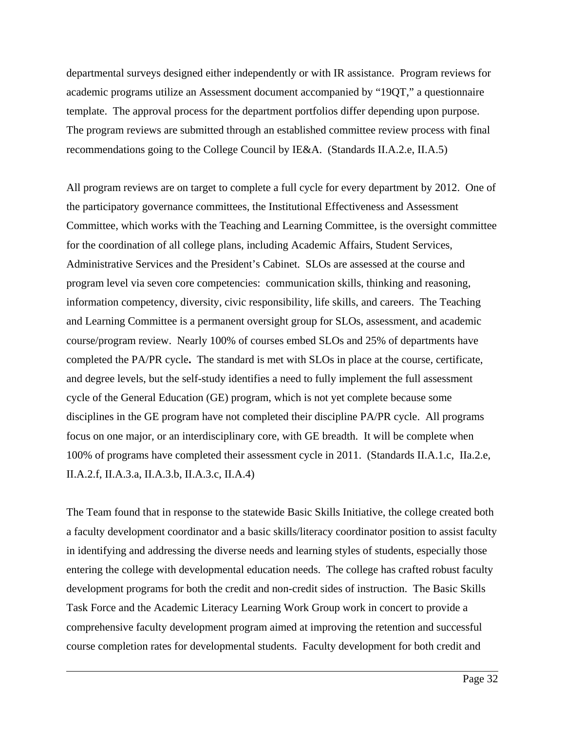departmental surveys designed either independently or with IR assistance. Program reviews for academic programs utilize an Assessment document accompanied by "19QT," a questionnaire template. The approval process for the department portfolios differ depending upon purpose. The program reviews are submitted through an established committee review process with final recommendations going to the College Council by IE&A. (Standards II.A.2.e, II.A.5)

All program reviews are on target to complete a full cycle for every department by 2012. One of the participatory governance committees, the Institutional Effectiveness and Assessment Committee, which works with the Teaching and Learning Committee, is the oversight committee for the coordination of all college plans, including Academic Affairs, Student Services, Administrative Services and the President's Cabinet. SLOs are assessed at the course and program level via seven core competencies: communication skills, thinking and reasoning, information competency, diversity, civic responsibility, life skills, and careers. The Teaching and Learning Committee is a permanent oversight group for SLOs, assessment, and academic course/program review. Nearly 100% of courses embed SLOs and 25% of departments have completed the PA/PR cycle**.** The standard is met with SLOs in place at the course, certificate, and degree levels, but the self-study identifies a need to fully implement the full assessment cycle of the General Education (GE) program, which is not yet complete because some disciplines in the GE program have not completed their discipline PA/PR cycle. All programs focus on one major, or an interdisciplinary core, with GE breadth. It will be complete when 100% of programs have completed their assessment cycle in 2011. (Standards II.A.1.c, IIa.2.e, II.A.2.f, II.A.3.a, II.A.3.b, II.A.3.c, II.A.4)

The Team found that in response to the statewide Basic Skills Initiative, the college created both a faculty development coordinator and a basic skills/literacy coordinator position to assist faculty in identifying and addressing the diverse needs and learning styles of students, especially those entering the college with developmental education needs. The college has crafted robust faculty development programs for both the credit and non-credit sides of instruction. The Basic Skills Task Force and the Academic Literacy Learning Work Group work in concert to provide a comprehensive faculty development program aimed at improving the retention and successful course completion rates for developmental students. Faculty development for both credit and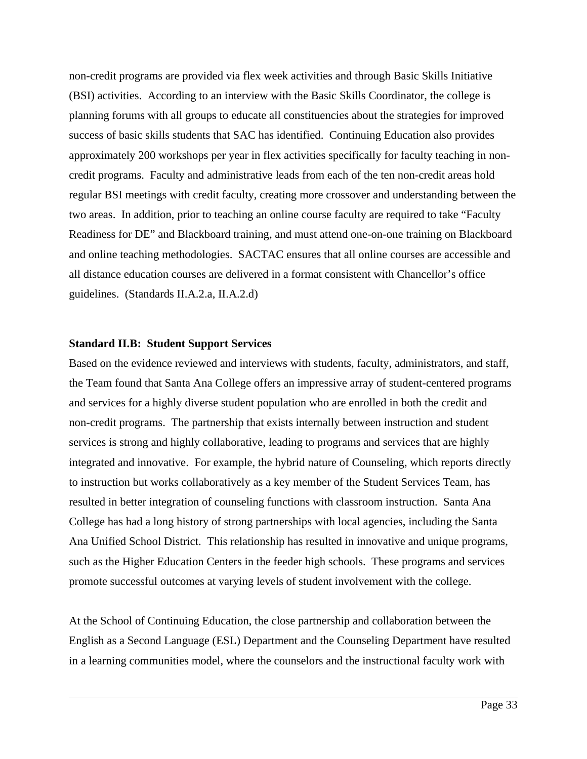non-credit programs are provided via flex week activities and through Basic Skills Initiative (BSI) activities. According to an interview with the Basic Skills Coordinator, the college is planning forums with all groups to educate all constituencies about the strategies for improved success of basic skills students that SAC has identified. Continuing Education also provides approximately 200 workshops per year in flex activities specifically for faculty teaching in non-credit programs. Faculty and administrative leads from each of the ten non-credit areas hold regular BSI meetings with credit faculty, creating more crossover and understanding between the two areas. In addition, prior to teaching an online course faculty are required to take "Faculty Readiness for DE" and Blackboard training, and must attend one-on-one training on Blackboard and online teaching methodologies. SACTAC ensures that all online courses are accessible and all distance education courses are delivered in a format consistent with Chancellor's office guidelines. (Standards II.A.2.a, II.A.2.d)

**Standard II.B: Student Support Services**

Based on the evidence reviewed and interviews with students, faculty, administrators, and staff, the Team found that Santa Ana College offers an impressive array of student-centered programs and services for a highly diverse student population who are enrolled in both the credit and non-credit programs. The partnership that exists internally between instruction and student services is strong and highly collaborative, leading to programs and services that are highly integrated and innovative. For example, the hybrid nature of Counseling, which reports directly to instruction but works collaboratively as a key member of the Student Services Team, has resulted in better integration of counseling functions with classroom instruction. Santa Ana College has had a long history of strong partnerships with local agencies, including the Santa Ana Unified School District. This relationship has resulted in innovative and unique programs, such as the Higher Education Centers in the feeder high schools. These programs and services promote successful outcomes at varying levels of student involvement with the college.

At the School of Continuing Education, the close partnership and collaboration between the English as a Second Language (ESL) Department and the Counseling Department have resulted in a learning communities model, where the counselors and the instructional faculty work with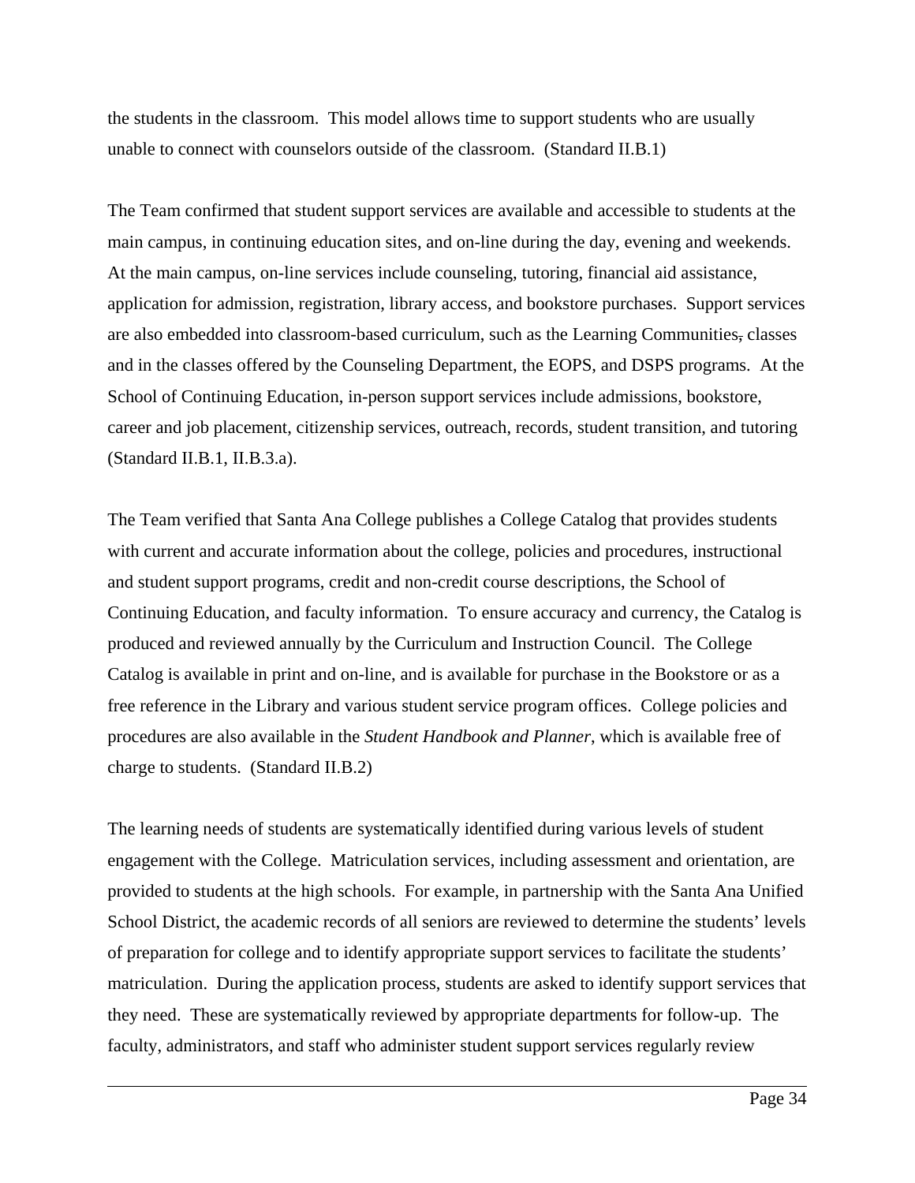the students in the classroom. This model allows time to support students who are usually unable to connect with counselors outside of the classroom. (Standard II.B.1)

The Team confirmed that student support services are available and accessible to students at the main campus, in continuing education sites, and on-line during the day, evening and weekends. At the main campus, on-line services include counseling, tutoring, financial aid assistance, application for admission, registration, library access, and bookstore purchases. Support services are also embedded into classroom-based curriculum, such as the Learning Communities, classes and in the classes offered by the Counseling Department, the EOPS, and DSPS programs. At the School of Continuing Education, in-person support services include admissions, bookstore, career and job placement, citizenship services, outreach, records, student transition, and tutoring (Standard II.B.1, II.B.3.a).

The Team verified that Santa Ana College publishes a College Catalog that provides students with current and accurate information about the college, policies and procedures, instructional and student support programs, credit and non-credit course descriptions, the School of Continuing Education, and faculty information. To ensure accuracy and currency, the Catalog is produced and reviewed annually by the Curriculum and Instruction Council. The College Catalog is available in print and on-line, and is available for purchase in the Bookstore or as a free reference in the Library and various student service program offices. College policies and procedures are also available in the *Student Handbook and Planner*, which is available free of charge to students. (Standard II.B.2)

The learning needs of students are systematically identified during various levels of student engagement with the College. Matriculation services, including assessment and orientation, are provided to students at the high schools. For example, in partnership with the Santa Ana Unified School District, the academic records of all seniors are reviewed to determine the students' levels of preparation for college and to identify appropriate support services to facilitate the students' matriculation. During the application process, students are asked to identify support services that they need. These are systematically reviewed by appropriate departments for follow-up. The faculty, administrators, and staff who administer student support services regularly review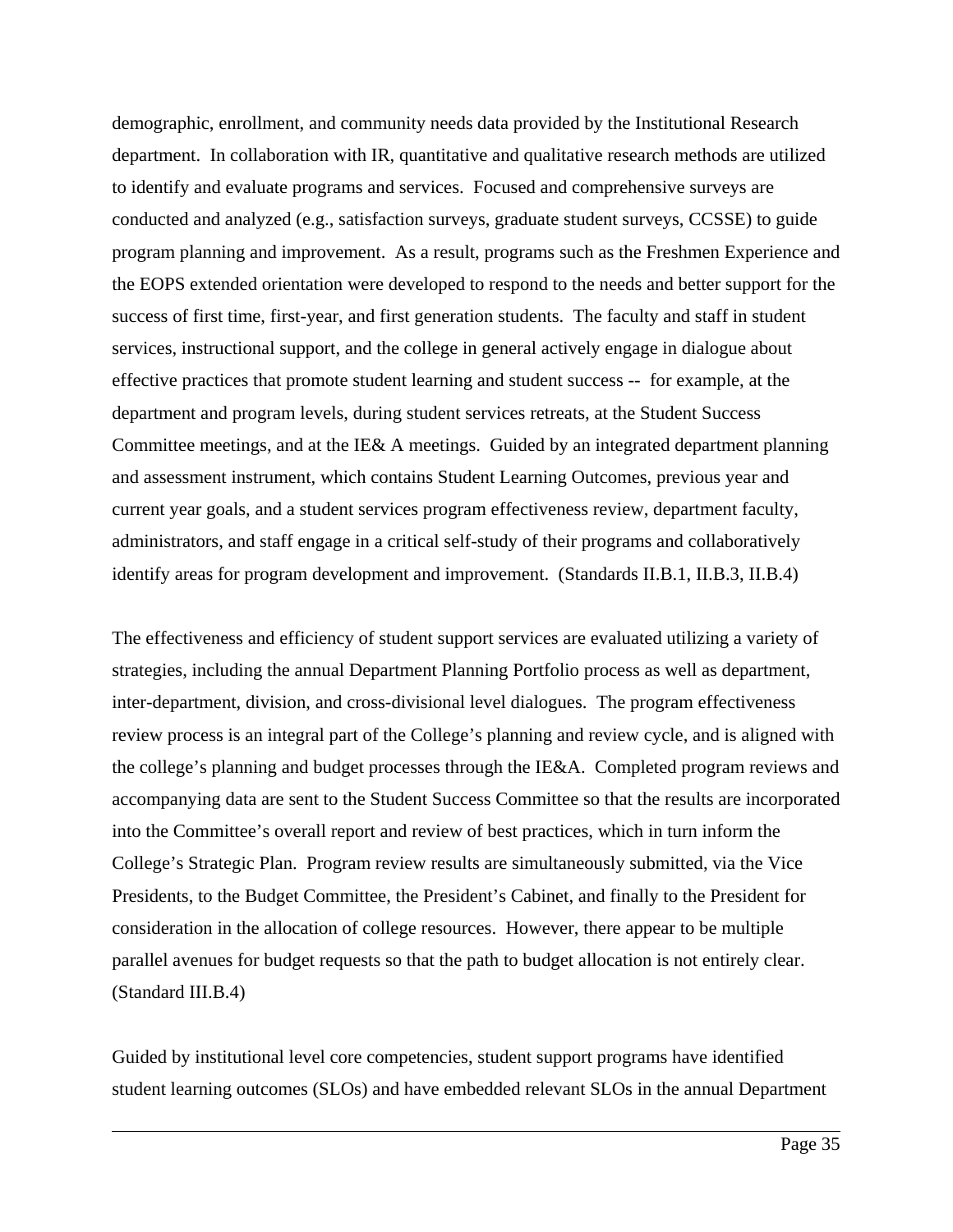demographic, enrollment, and community needs data provided by the Institutional Research department. In collaboration with IR, quantitative and qualitative research methods are utilized to identify and evaluate programs and services. Focused and comprehensive surveys are conducted and analyzed (e.g., satisfaction surveys, graduate student surveys, CCSSE) to guide program planning and improvement. As a result, programs such as the Freshmen Experience and the EOPS extended orientation were developed to respond to the needs and better support for the success of first time, first-year, and first generation students. The faculty and staff in student services, instructional support, and the college in general actively engage in dialogue about effective practices that promote student learning and student success -- for example, at the department and program levels, during student services retreats, at the Student Success Committee meetings, and at the IE& A meetings. Guided by an integrated department planning and assessment instrument, which contains Student Learning Outcomes, previous year and current year goals, and a student services program effectiveness review, department faculty, administrators, and staff engage in a critical self-study of their programs and collaboratively identify areas for program development and improvement. (Standards II.B.1, II.B.3, II.B.4)

The effectiveness and efficiency of student support services are evaluated utilizing a variety of strategies, including the annual Department Planning Portfolio process as well as department, inter-department, division, and cross-divisional level dialogues. The program effectiveness review process is an integral part of the College's planning and review cycle, and is aligned with the college's planning and budget processes through the IE&A. Completed program reviews and accompanying data are sent to the Student Success Committee so that the results are incorporated into the Committee's overall report and review of best practices, which in turn inform the College's Strategic Plan. Program review results are simultaneously submitted, via the Vice Presidents, to the Budget Committee, the President's Cabinet, and finally to the President for consideration in the allocation of college resources. However, there appear to be multiple parallel avenues for budget requests so that the path to budget allocation is not entirely clear. (Standard III.B.4)

Guided by institutional level core competencies, student support programs have identified student learning outcomes (SLOs) and have embedded relevant SLOs in the annual Department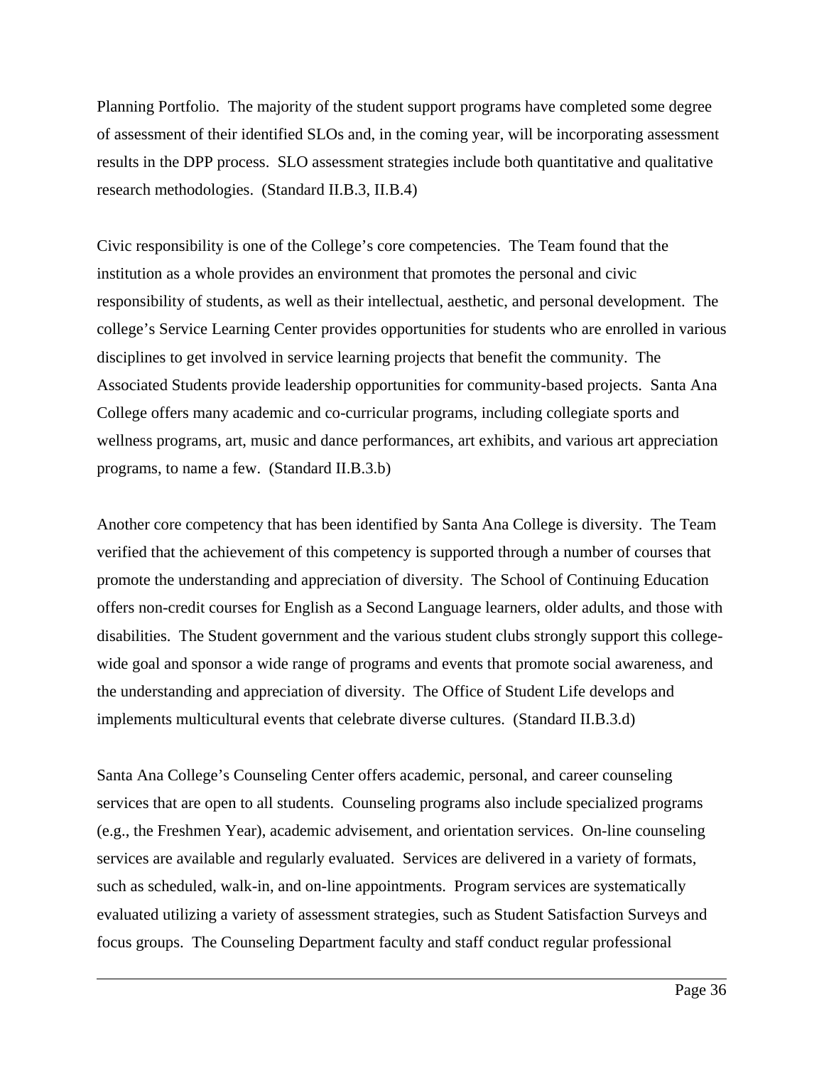Planning Portfolio. The majority of the student support programs have completed some degree of assessment of their identified SLOs and, in the coming year, will be incorporating assessment results in the DPP process. SLO assessment strategies include both quantitative and qualitative research methodologies. (Standard II.B.3, II.B.4)

Civic responsibility is one of the College's core competencies. The Team found that the institution as a whole provides an environment that promotes the personal and civic responsibility of students, as well as their intellectual, aesthetic, and personal development. The college's Service Learning Center provides opportunities for students who are enrolled in various disciplines to get involved in service learning projects that benefit the community. The Associated Students provide leadership opportunities for community-based projects. Santa Ana College offers many academic and co-curricular programs, including collegiate sports and wellness programs, art, music and dance performances, art exhibits, and various art appreciation programs, to name a few. (Standard II.B.3.b)

Another core competency that has been identified by Santa Ana College is diversity. The Team verified that the achievement of this competency is supported through a number of courses that promote the understanding and appreciation of diversity. The School of Continuing Education offers non-credit courses for English as a Second Language learners, older adults, and those with disabilities. The Student government and the various student clubs strongly support this college-wide goal and sponsor a wide range of programs and events that promote social awareness, and the understanding and appreciation of diversity. The Office of Student Life develops and implements multicultural events that celebrate diverse cultures. (Standard II.B.3.d)

Santa Ana College's Counseling Center offers academic, personal, and career counseling services that are open to all students. Counseling programs also include specialized programs (e.g., the Freshmen Year), academic advisement, and orientation services. On-line counseling services are available and regularly evaluated. Services are delivered in a variety of formats, such as scheduled, walk-in, and on-line appointments. Program services are systematically evaluated utilizing a variety of assessment strategies, such as Student Satisfaction Surveys and focus groups. The Counseling Department faculty and staff conduct regular professional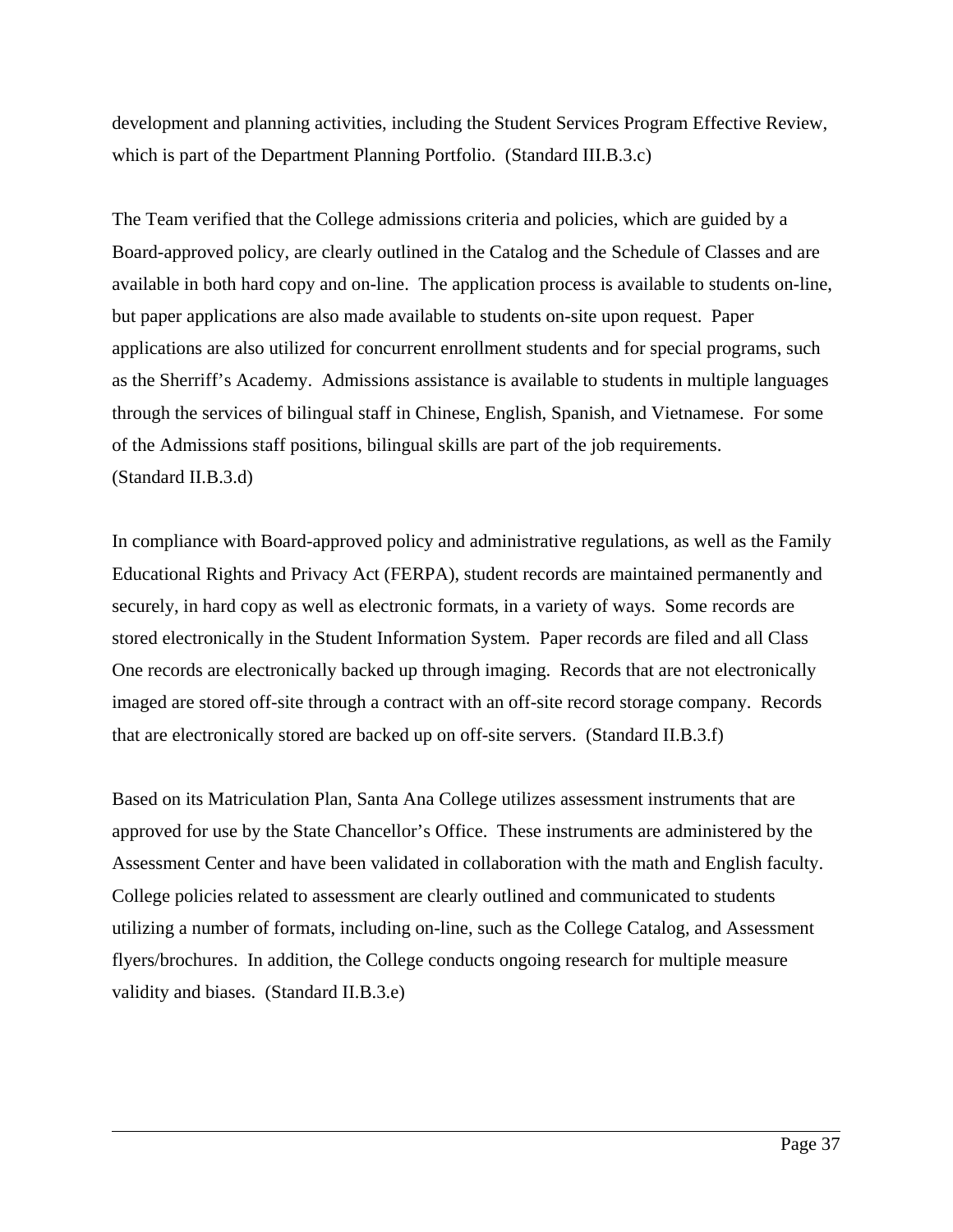development and planning activities, including the Student Services Program Effective Review, which is part of the Department Planning Portfolio. (Standard III.B.3.c)

The Team verified that the College admissions criteria and policies, which are guided by a Board-approved policy, are clearly outlined in the Catalog and the Schedule of Classes and are available in both hard copy and on-line. The application process is available to students on-line, but paper applications are also made available to students on-site upon request. Paper applications are also utilized for concurrent enrollment students and for special programs, such as the Sherriff's Academy. Admissions assistance is available to students in multiple languages through the services of bilingual staff in Chinese, English, Spanish, and Vietnamese. For some of the Admissions staff positions, bilingual skills are part of the job requirements. (Standard II.B.3.d)

In compliance with Board-approved policy and administrative regulations, as well as the Family Educational Rights and Privacy Act (FERPA), student records are maintained permanently and securely, in hard copy as well as electronic formats, in a variety of ways. Some records are stored electronically in the Student Information System. Paper records are filed and all Class One records are electronically backed up through imaging. Records that are not electronically imaged are stored off-site through a contract with an off-site record storage company. Records that are electronically stored are backed up on off-site servers. (Standard II.B.3.f)

Based on its Matriculation Plan, Santa Ana College utilizes assessment instruments that are approved for use by the State Chancellor's Office. These instruments are administered by the Assessment Center and have been validated in collaboration with the math and English faculty. College policies related to assessment are clearly outlined and communicated to students utilizing a number of formats, including on-line, such as the College Catalog, and Assessment flyers/brochures. In addition, the College conducts ongoing research for multiple measure validity and biases. (Standard II.B.3.e)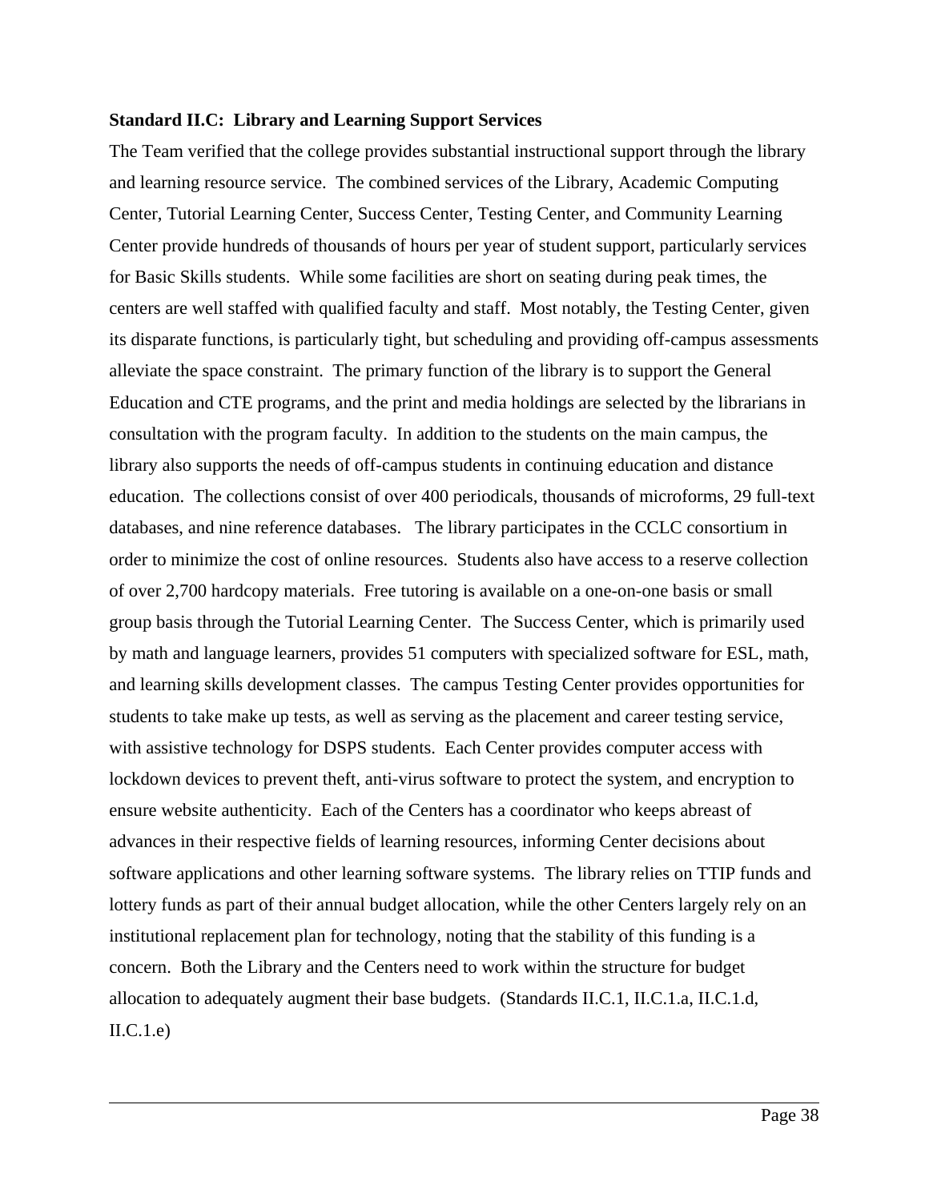**Standard II.C: Library and Learning Support Services**

The Team verified that the college provides substantial instructional support through the library and learning resource service. The combined services of the Library, Academic Computing Center, Tutorial Learning Center, Success Center, Testing Center, and Community Learning Center provide hundreds of thousands of hours per year of student support, particularly services for Basic Skills students. While some facilities are short on seating during peak times, the centers are well staffed with qualified faculty and staff. Most notably, the Testing Center, given its disparate functions, is particularly tight, but scheduling and providing off-campus assessments alleviate the space constraint. The primary function of the library is to support the General Education and CTE programs, and the print and media holdings are selected by the librarians in consultation with the program faculty. In addition to the students on the main campus, the library also supports the needs of off-campus students in continuing education and distance education. The collections consist of over 400 periodicals, thousands of microforms, 29 full-text databases, and nine reference databases. The library participates in the CCLC consortium in order to minimize the cost of online resources. Students also have access to a reserve collection of over 2,700 hardcopy materials. Free tutoring is available on a one-on-one basis or small group basis through the Tutorial Learning Center. The Success Center, which is primarily used by math and language learners, provides 51 computers with specialized software for ESL, math, and learning skills development classes. The campus Testing Center provides opportunities for students to take make up tests, as well as serving as the placement and career testing service, with assistive technology for DSPS students. Each Center provides computer access with lockdown devices to prevent theft, anti-virus software to protect the system, and encryption to ensure website authenticity. Each of the Centers has a coordinator who keeps abreast of advances in their respective fields of learning resources, informing Center decisions about software applications and other learning software systems. The library relies on TTIP funds and lottery funds as part of their annual budget allocation, while the other Centers largely rely on an institutional replacement plan for technology, noting that the stability of this funding is a concern. Both the Library and the Centers need to work within the structure for budget allocation to adequately augment their base budgets. (Standards II.C.1, II.C.1.a, II.C.1.d, II.C.1.e)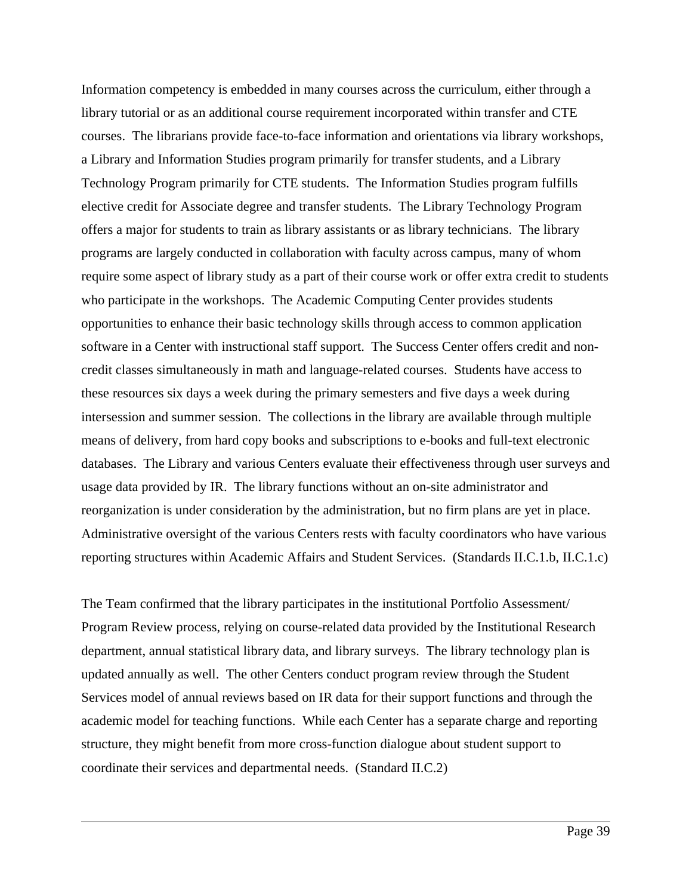Information competency is embedded in many courses across the curriculum, either through a library tutorial or as an additional course requirement incorporated within transfer and CTE courses. The librarians provide face-to-face information and orientations via library workshops, a Library and Information Studies program primarily for transfer students, and a Library Technology Program primarily for CTE students. The Information Studies program fulfills elective credit for Associate degree and transfer students. The Library Technology Program offers a major for students to train as library assistants or as library technicians. The library programs are largely conducted in collaboration with faculty across campus, many of whom require some aspect of library study as a part of their course work or offer extra credit to students who participate in the workshops. The Academic Computing Center provides students opportunities to enhance their basic technology skills through access to common application software in a Center with instructional staff support. The Success Center offers credit and non-credit classes simultaneously in math and language-related courses. Students have access to these resources six days a week during the primary semesters and five days a week during intersession and summer session. The collections in the library are available through multiple means of delivery, from hard copy books and subscriptions to e-books and full-text electronic databases. The Library and various Centers evaluate their effectiveness through user surveys and usage data provided by IR. The library functions without an on-site administrator and reorganization is under consideration by the administration, but no firm plans are yet in place. Administrative oversight of the various Centers rests with faculty coordinators who have various reporting structures within Academic Affairs and Student Services. (Standards II.C.1.b, II.C.1.c)

The Team confirmed that the library participates in the institutional Portfolio Assessment/ Program Review process, relying on course-related data provided by the Institutional Research department, annual statistical library data, and library surveys. The library technology plan is updated annually as well. The other Centers conduct program review through the Student Services model of annual reviews based on IR data for their support functions and through the academic model for teaching functions. While each Center has a separate charge and reporting structure, they might benefit from more cross-function dialogue about student support to coordinate their services and departmental needs. (Standard II.C.2)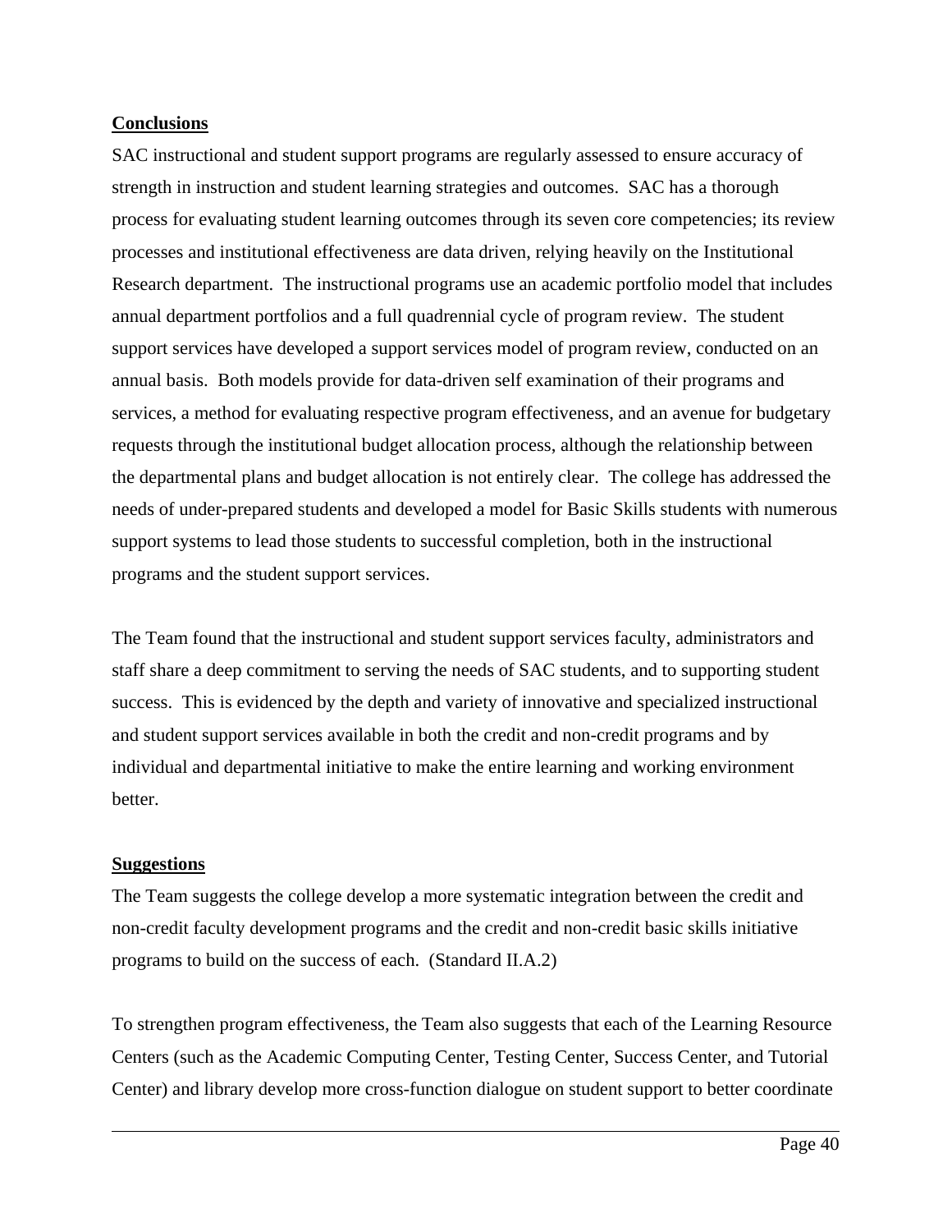**Conclusions**

SAC instructional and student support programs are regularly assessed to ensure accuracy of strength in instruction and student learning strategies and outcomes. SAC has a thorough process for evaluating student learning outcomes through its seven core competencies; its review processes and institutional effectiveness are data driven, relying heavily on the Institutional Research department. The instructional programs use an academic portfolio model that includes annual department portfolios and a full quadrennial cycle of program review. The student support services have developed a support services model of program review, conducted on an annual basis. Both models provide for data-driven self examination of their programs and services, a method for evaluating respective program effectiveness, and an avenue for budgetary requests through the institutional budget allocation process, although the relationship between the departmental plans and budget allocation is not entirely clear. The college has addressed the needs of under-prepared students and developed a model for Basic Skills students with numerous support systems to lead those students to successful completion, both in the instructional programs and the student support services.

The Team found that the instructional and student support services faculty, administrators and staff share a deep commitment to serving the needs of SAC students, and to supporting student success. This is evidenced by the depth and variety of innovative and specialized instructional and student support services available in both the credit and non-credit programs and by individual and departmental initiative to make the entire learning and working environment better.

**Suggestions**

The Team suggests the college develop a more systematic integration between the credit and non-credit faculty development programs and the credit and non-credit basic skills initiative programs to build on the success of each. (Standard II.A.2)

To strengthen program effectiveness, the Team also suggests that each of the Learning Resource Centers (such as the Academic Computing Center, Testing Center, Success Center, and Tutorial Center) and library develop more cross-function dialogue on student support to better coordinate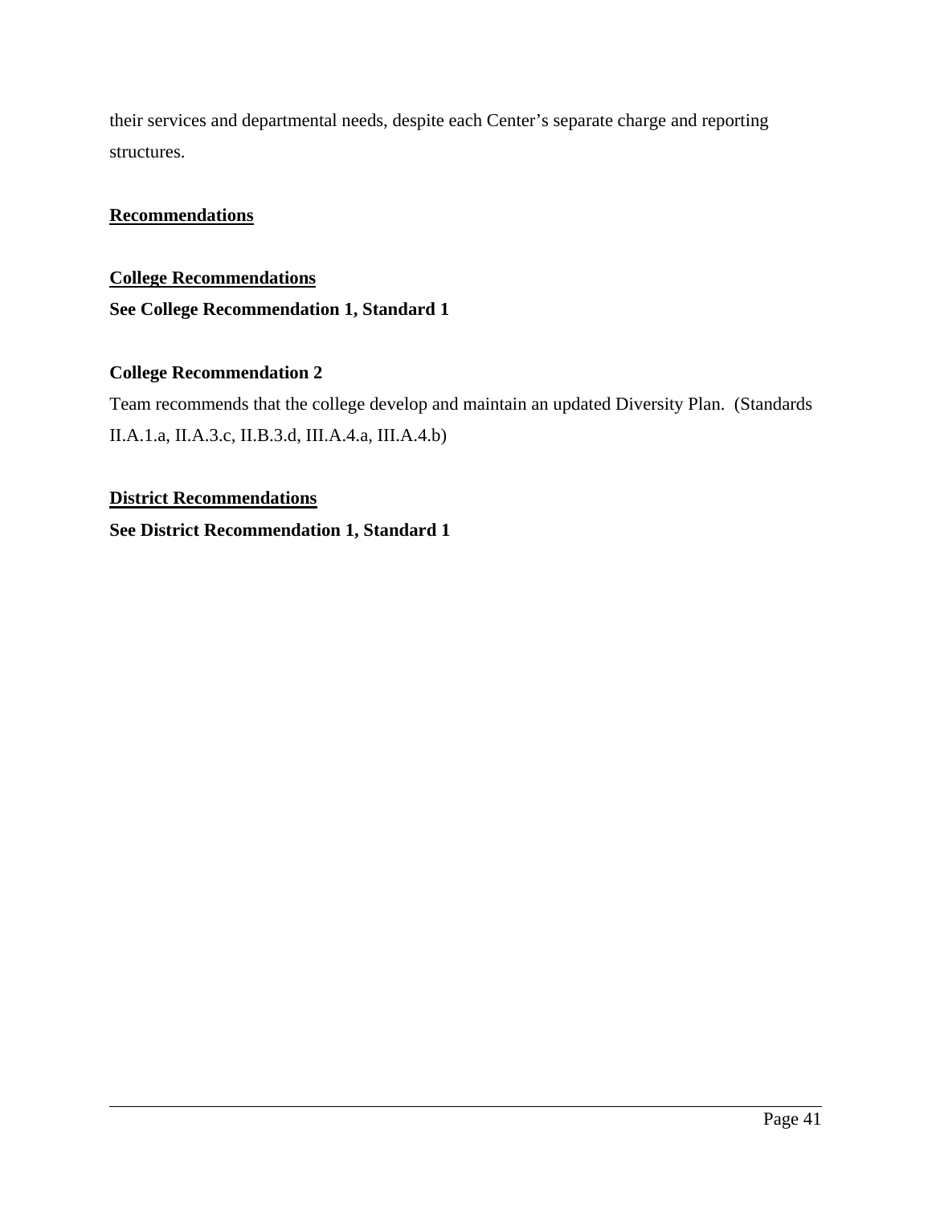their services and departmental needs, despite each Center's separate charge and reporting structures.

## Recommendations

### College Recommendations

**See College Recommendation 1, Standard 1**

**College Recommendation 2**

Team recommends that the college develop and maintain an updated Diversity Plan. (Standards II.A.1.a, II.A.3.c, II.B.3.d, III.A.4.a, III.A.4.b)

### District Recommendations

**See District Recommendation 1, Standard 1**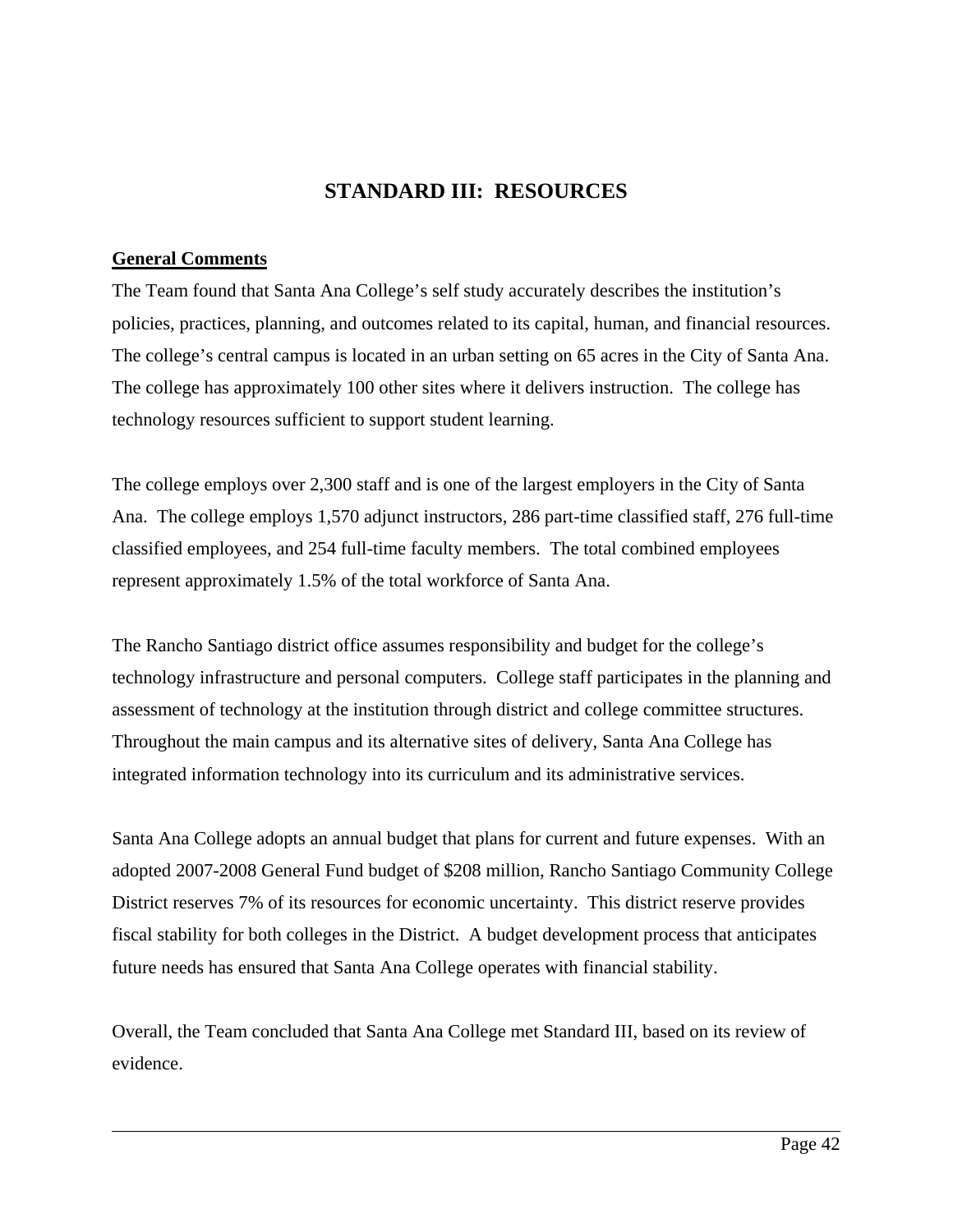# STANDARD III: RESOURCES

**General Comments**

The Team found that Santa Ana College's self study accurately describes the institution's policies, practices, planning, and outcomes related to its capital, human, and financial resources. The college's central campus is located in an urban setting on 65 acres in the City of Santa Ana. The college has approximately 100 other sites where it delivers instruction. The college has technology resources sufficient to support student learning.

The college employs over 2,300 staff and is one of the largest employers in the City of Santa Ana. The college employs 1,570 adjunct instructors, 286 part-time classified staff, 276 full-time classified employees, and 254 full-time faculty members. The total combined employees represent approximately 1.5% of the total workforce of Santa Ana.

The Rancho Santiago district office assumes responsibility and budget for the college's technology infrastructure and personal computers. College staff participates in the planning and assessment of technology at the institution through district and college committee structures. Throughout the main campus and its alternative sites of delivery, Santa Ana College has integrated information technology into its curriculum and its administrative services.

Santa Ana College adopts an annual budget that plans for current and future expenses. With an adopted 2007-2008 General Fund budget of $208 million, Rancho Santiago Community College District reserves 7% of its resources for economic uncertainty. This district reserve provides fiscal stability for both colleges in the District. A budget development process that anticipates future needs has ensured that Santa Ana College operates with financial stability.

Overall, the Team concluded that Santa Ana College met Standard III, based on its review of evidence.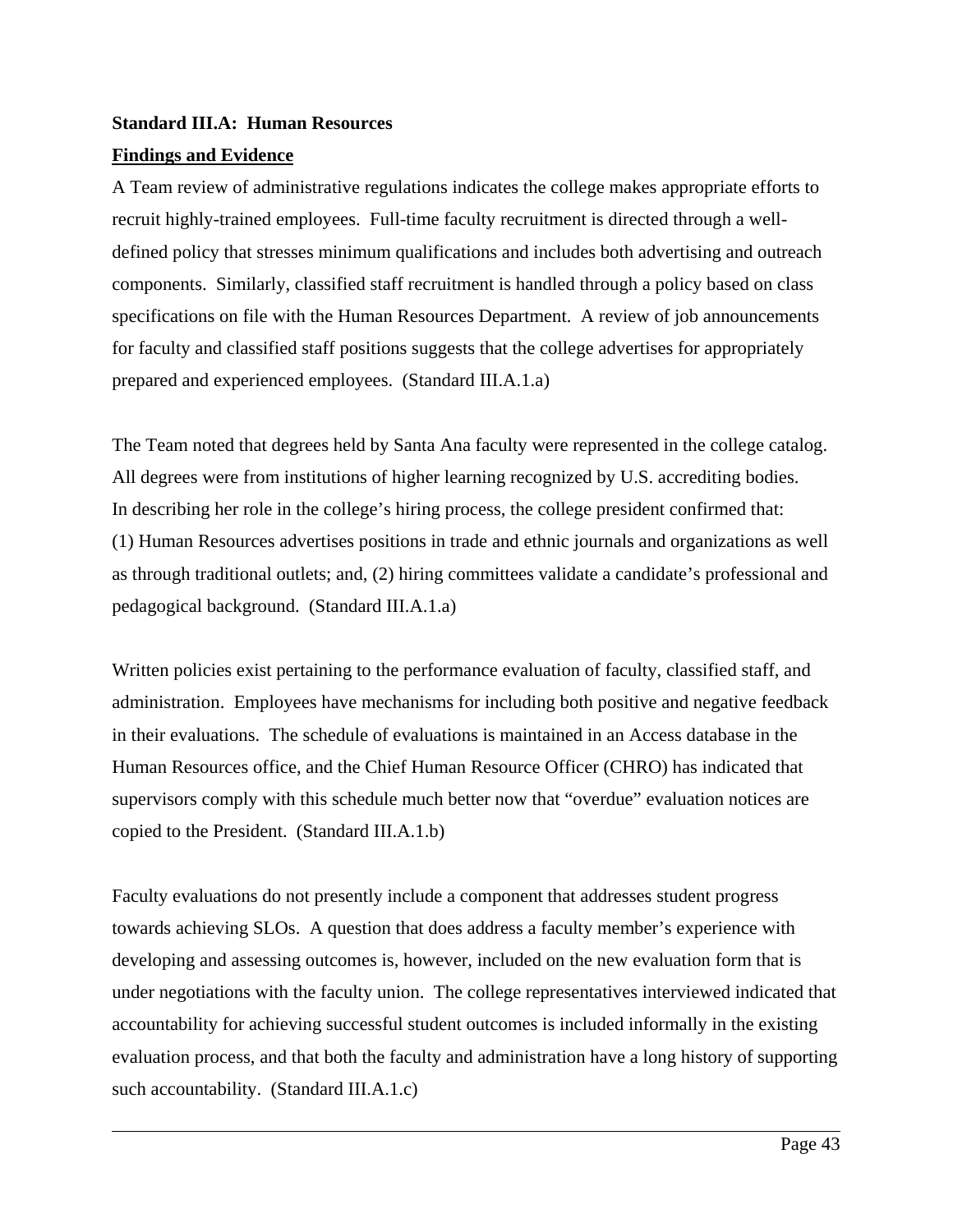**Standard III.A: Human Resources**

**Findings and Evidence**

A Team review of administrative regulations indicates the college makes appropriate efforts to recruit highly-trained employees. Full-time faculty recruitment is directed through a well-defined policy that stresses minimum qualifications and includes both advertising and outreach components. Similarly, classified staff recruitment is handled through a policy based on class specifications on file with the Human Resources Department. A review of job announcements for faculty and classified staff positions suggests that the college advertises for appropriately prepared and experienced employees. (Standard III.A.1.a)

The Team noted that degrees held by Santa Ana faculty were represented in the college catalog. All degrees were from institutions of higher learning recognized by U.S. accrediting bodies. In describing her role in the college's hiring process, the college president confirmed that: (1) Human Resources advertises positions in trade and ethnic journals and organizations as well as through traditional outlets; and, (2) hiring committees validate a candidate's professional and pedagogical background. (Standard III.A.1.a)

Written policies exist pertaining to the performance evaluation of faculty, classified staff, and administration. Employees have mechanisms for including both positive and negative feedback in their evaluations. The schedule of evaluations is maintained in an Access database in the Human Resources office, and the Chief Human Resource Officer (CHRO) has indicated that supervisors comply with this schedule much better now that "overdue" evaluation notices are copied to the President. (Standard III.A.1.b)

Faculty evaluations do not presently include a component that addresses student progress towards achieving SLOs. A question that does address a faculty member's experience with developing and assessing outcomes is, however, included on the new evaluation form that is under negotiations with the faculty union. The college representatives interviewed indicated that accountability for achieving successful student outcomes is included informally in the existing evaluation process, and that both the faculty and administration have a long history of supporting such accountability. (Standard III.A.1.c)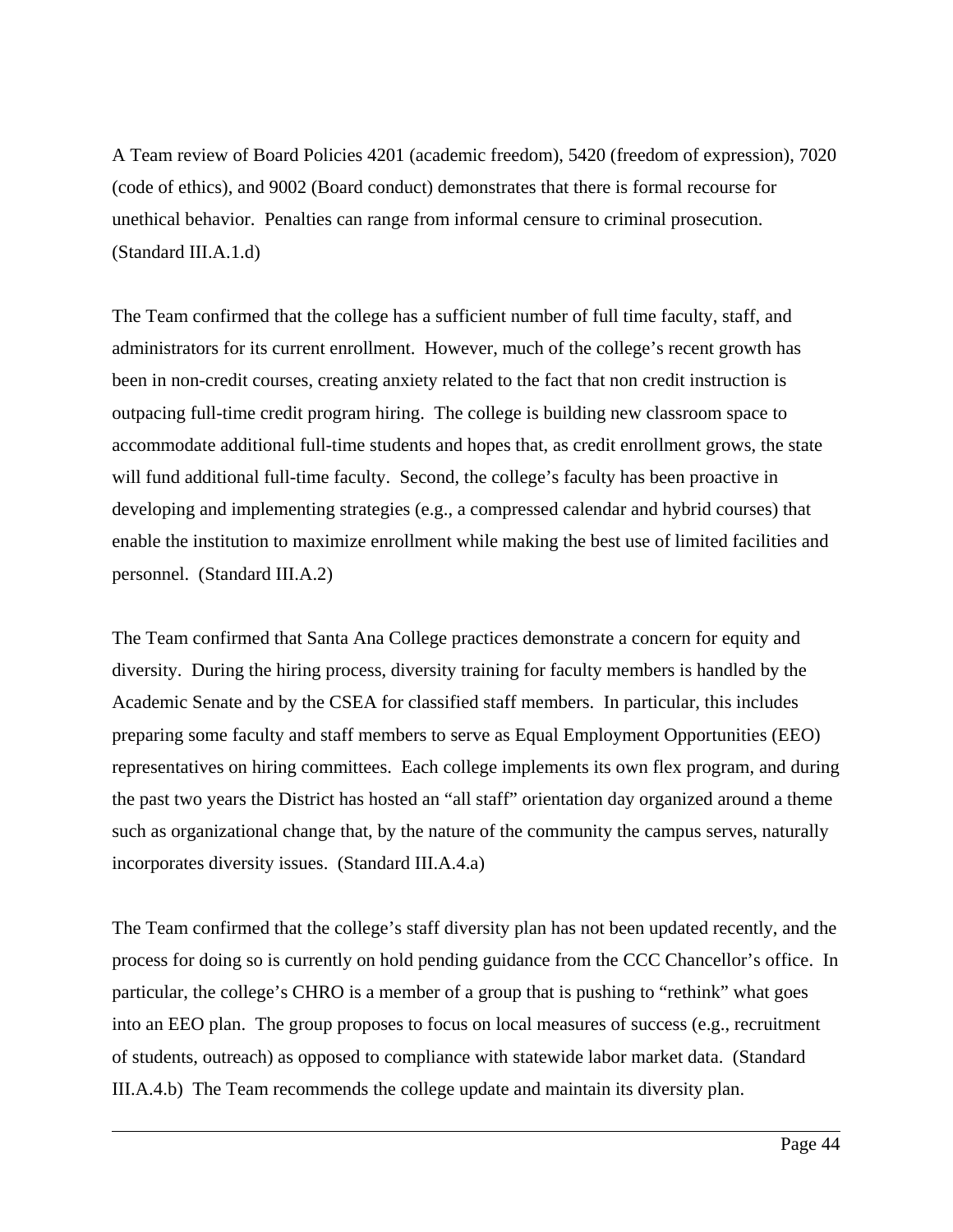A Team review of Board Policies 4201 (academic freedom), 5420 (freedom of expression), 7020 (code of ethics), and 9002 (Board conduct) demonstrates that there is formal recourse for unethical behavior. Penalties can range from informal censure to criminal prosecution. (Standard III.A.1.d)

The Team confirmed that the college has a sufficient number of full time faculty, staff, and administrators for its current enrollment. However, much of the college's recent growth has been in non-credit courses, creating anxiety related to the fact that non credit instruction is outpacing full-time credit program hiring. The college is building new classroom space to accommodate additional full-time students and hopes that, as credit enrollment grows, the state will fund additional full-time faculty. Second, the college's faculty has been proactive in developing and implementing strategies (e.g., a compressed calendar and hybrid courses) that enable the institution to maximize enrollment while making the best use of limited facilities and personnel. (Standard III.A.2)

The Team confirmed that Santa Ana College practices demonstrate a concern for equity and diversity. During the hiring process, diversity training for faculty members is handled by the Academic Senate and by the CSEA for classified staff members. In particular, this includes preparing some faculty and staff members to serve as Equal Employment Opportunities (EEO) representatives on hiring committees. Each college implements its own flex program, and during the past two years the District has hosted an "all staff" orientation day organized around a theme such as organizational change that, by the nature of the community the campus serves, naturally incorporates diversity issues. (Standard III.A.4.a)

The Team confirmed that the college's staff diversity plan has not been updated recently, and the process for doing so is currently on hold pending guidance from the CCC Chancellor's office. In particular, the college's CHRO is a member of a group that is pushing to "rethink" what goes into an EEO plan. The group proposes to focus on local measures of success (e.g., recruitment of students, outreach) as opposed to compliance with statewide labor market data. (Standard III.A.4.b) The Team recommends the college update and maintain its diversity plan.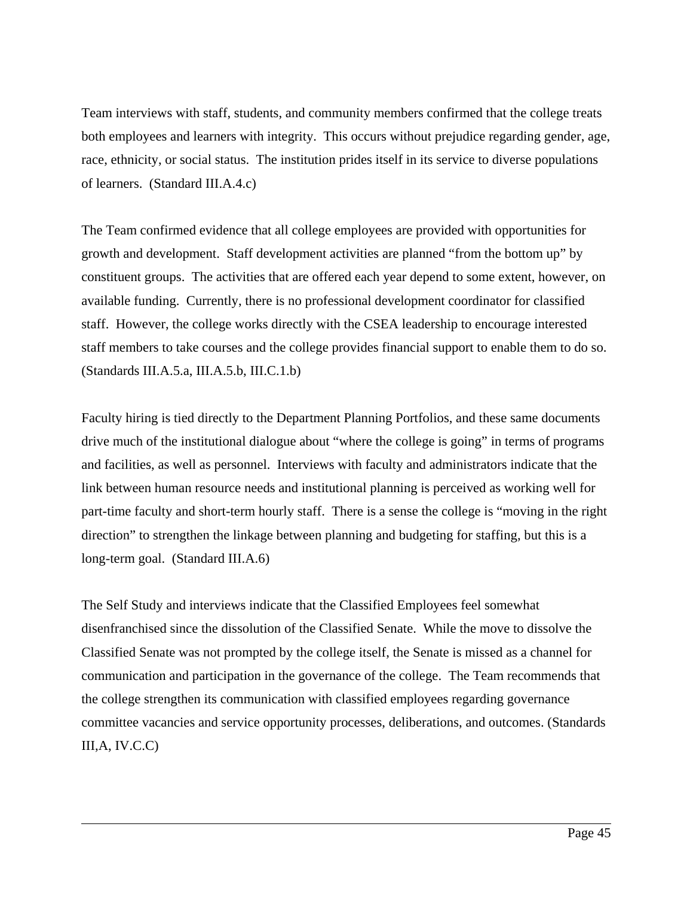Team interviews with staff, students, and community members confirmed that the college treats both employees and learners with integrity. This occurs without prejudice regarding gender, age, race, ethnicity, or social status. The institution prides itself in its service to diverse populations of learners. (Standard III.A.4.c)

The Team confirmed evidence that all college employees are provided with opportunities for growth and development. Staff development activities are planned "from the bottom up" by constituent groups. The activities that are offered each year depend to some extent, however, on available funding. Currently, there is no professional development coordinator for classified staff. However, the college works directly with the CSEA leadership to encourage interested staff members to take courses and the college provides financial support to enable them to do so. (Standards III.A.5.a, III.A.5.b, III.C.1.b)

Faculty hiring is tied directly to the Department Planning Portfolios, and these same documents drive much of the institutional dialogue about "where the college is going" in terms of programs and facilities, as well as personnel. Interviews with faculty and administrators indicate that the link between human resource needs and institutional planning is perceived as working well for part-time faculty and short-term hourly staff. There is a sense the college is "moving in the right direction" to strengthen the linkage between planning and budgeting for staffing, but this is a long-term goal. (Standard III.A.6)

The Self Study and interviews indicate that the Classified Employees feel somewhat disenfranchised since the dissolution of the Classified Senate. While the move to dissolve the Classified Senate was not prompted by the college itself, the Senate is missed as a channel for communication and participation in the governance of the college. The Team recommends that the college strengthen its communication with classified employees regarding governance committee vacancies and service opportunity processes, deliberations, and outcomes. (Standards III,A, IV.C.C)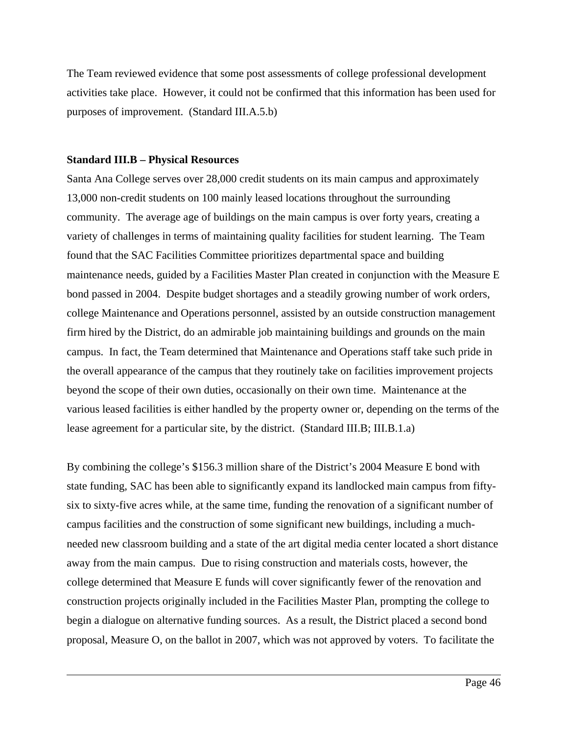The Team reviewed evidence that some post assessments of college professional development activities take place. However, it could not be confirmed that this information has been used for purposes of improvement. (Standard III.A.5.b)

**Standard III.B – Physical Resources**

Santa Ana College serves over 28,000 credit students on its main campus and approximately 13,000 non-credit students on 100 mainly leased locations throughout the surrounding community. The average age of buildings on the main campus is over forty years, creating a variety of challenges in terms of maintaining quality facilities for student learning. The Team found that the SAC Facilities Committee prioritizes departmental space and building maintenance needs, guided by a Facilities Master Plan created in conjunction with the Measure E bond passed in 2004. Despite budget shortages and a steadily growing number of work orders, college Maintenance and Operations personnel, assisted by an outside construction management firm hired by the District, do an admirable job maintaining buildings and grounds on the main campus. In fact, the Team determined that Maintenance and Operations staff take such pride in the overall appearance of the campus that they routinely take on facilities improvement projects beyond the scope of their own duties, occasionally on their own time. Maintenance at the various leased facilities is either handled by the property owner or, depending on the terms of the lease agreement for a particular site, by the district. (Standard III.B; III.B.1.a)

By combining the college's \$156.3 million share of the District's 2004 Measure E bond with state funding, SAC has been able to significantly expand its landlocked main campus from fifty-six to sixty-five acres while, at the same time, funding the renovation of a significant number of campus facilities and the construction of some significant new buildings, including a much-needed new classroom building and a state of the art digital media center located a short distance away from the main campus. Due to rising construction and materials costs, however, the college determined that Measure E funds will cover significantly fewer of the renovation and construction projects originally included in the Facilities Master Plan, prompting the college to begin a dialogue on alternative funding sources. As a result, the District placed a second bond proposal, Measure O, on the ballot in 2007, which was not approved by voters. To facilitate the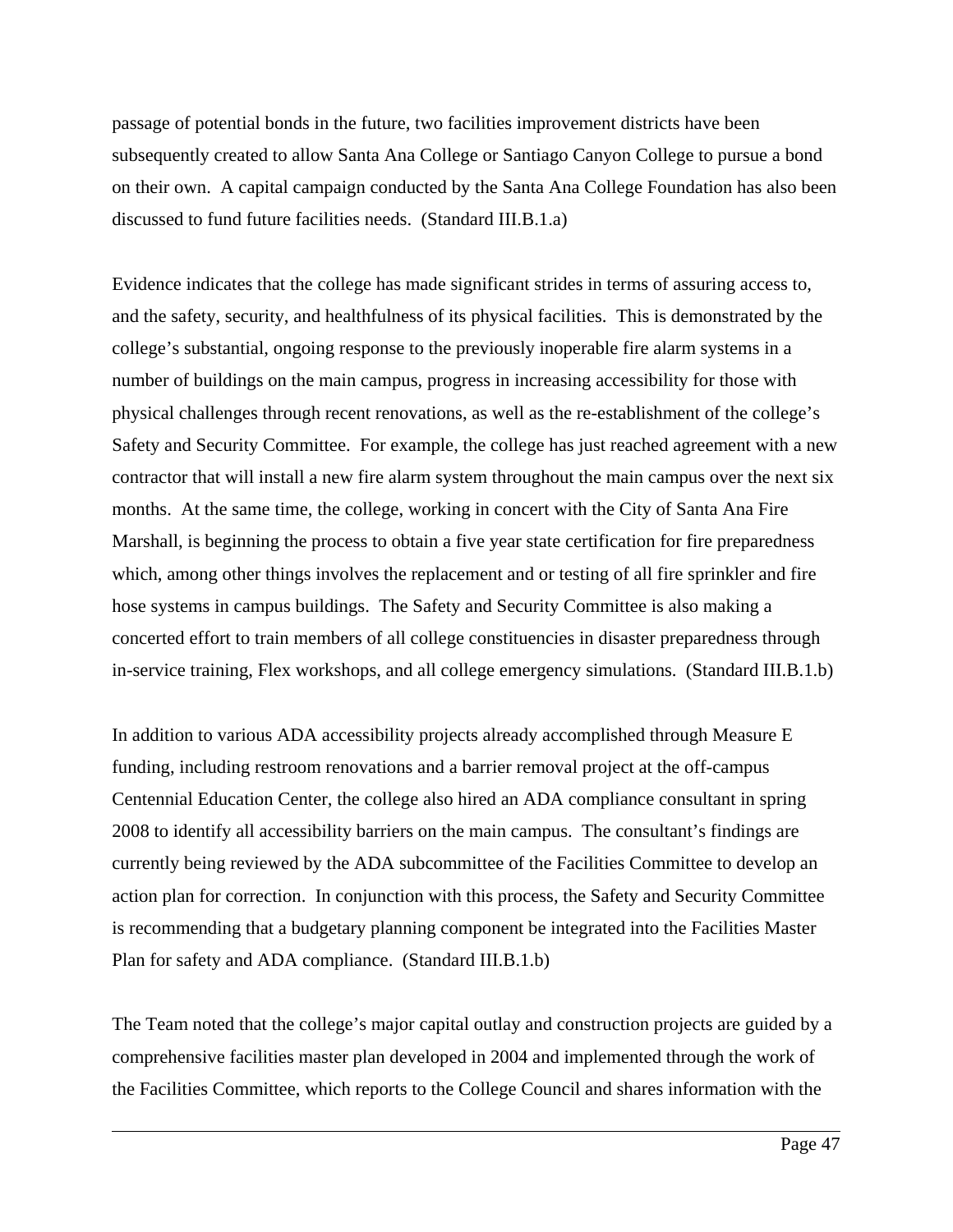passage of potential bonds in the future, two facilities improvement districts have been subsequently created to allow Santa Ana College or Santiago Canyon College to pursue a bond on their own. A capital campaign conducted by the Santa Ana College Foundation has also been discussed to fund future facilities needs. (Standard III.B.1.a)

Evidence indicates that the college has made significant strides in terms of assuring access to, and the safety, security, and healthfulness of its physical facilities. This is demonstrated by the college's substantial, ongoing response to the previously inoperable fire alarm systems in a number of buildings on the main campus, progress in increasing accessibility for those with physical challenges through recent renovations, as well as the re-establishment of the college's Safety and Security Committee. For example, the college has just reached agreement with a new contractor that will install a new fire alarm system throughout the main campus over the next six months. At the same time, the college, working in concert with the City of Santa Ana Fire Marshall, is beginning the process to obtain a five year state certification for fire preparedness which, among other things involves the replacement and or testing of all fire sprinkler and fire hose systems in campus buildings. The Safety and Security Committee is also making a concerted effort to train members of all college constituencies in disaster preparedness through in-service training, Flex workshops, and all college emergency simulations. (Standard III.B.1.b)

In addition to various ADA accessibility projects already accomplished through Measure E funding, including restroom renovations and a barrier removal project at the off-campus Centennial Education Center, the college also hired an ADA compliance consultant in spring 2008 to identify all accessibility barriers on the main campus. The consultant's findings are currently being reviewed by the ADA subcommittee of the Facilities Committee to develop an action plan for correction. In conjunction with this process, the Safety and Security Committee is recommending that a budgetary planning component be integrated into the Facilities Master Plan for safety and ADA compliance. (Standard III.B.1.b)

The Team noted that the college's major capital outlay and construction projects are guided by a comprehensive facilities master plan developed in 2004 and implemented through the work of the Facilities Committee, which reports to the College Council and shares information with the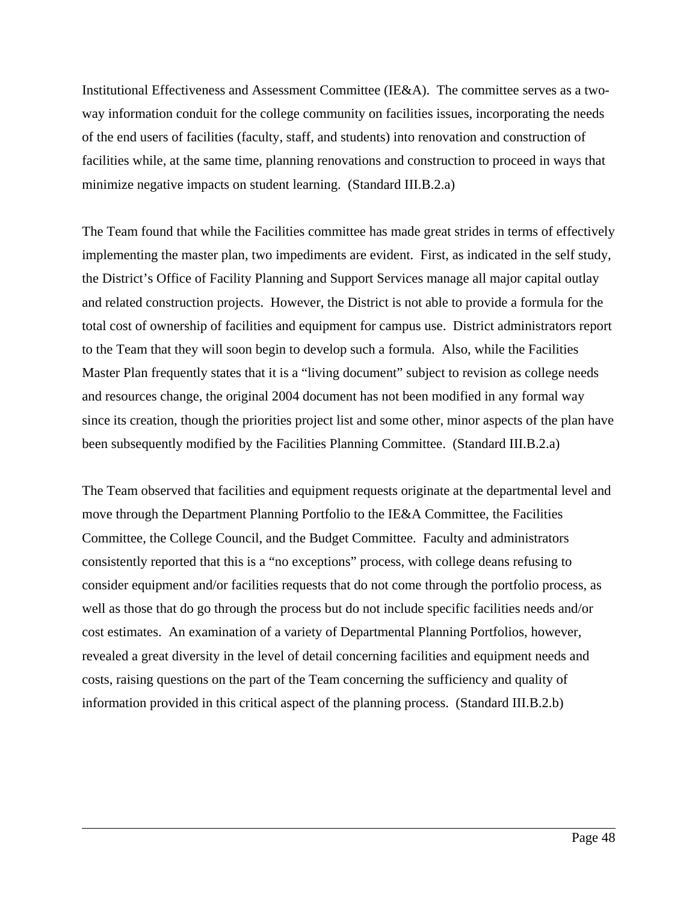Institutional Effectiveness and Assessment Committee (IE&A). The committee serves as a two-way information conduit for the college community on facilities issues, incorporating the needs of the end users of facilities (faculty, staff, and students) into renovation and construction of facilities while, at the same time, planning renovations and construction to proceed in ways that minimize negative impacts on student learning. (Standard III.B.2.a)

The Team found that while the Facilities committee has made great strides in terms of effectively implementing the master plan, two impediments are evident. First, as indicated in the self study, the District's Office of Facility Planning and Support Services manage all major capital outlay and related construction projects. However, the District is not able to provide a formula for the total cost of ownership of facilities and equipment for campus use. District administrators report to the Team that they will soon begin to develop such a formula. Also, while the Facilities Master Plan frequently states that it is a "living document" subject to revision as college needs and resources change, the original 2004 document has not been modified in any formal way since its creation, though the priorities project list and some other, minor aspects of the plan have been subsequently modified by the Facilities Planning Committee. (Standard III.B.2.a)

The Team observed that facilities and equipment requests originate at the departmental level and move through the Department Planning Portfolio to the IE&A Committee, the Facilities Committee, the College Council, and the Budget Committee. Faculty and administrators consistently reported that this is a "no exceptions" process, with college deans refusing to consider equipment and/or facilities requests that do not come through the portfolio process, as well as those that do go through the process but do not include specific facilities needs and/or cost estimates. An examination of a variety of Departmental Planning Portfolios, however, revealed a great diversity in the level of detail concerning facilities and equipment needs and costs, raising questions on the part of the Team concerning the sufficiency and quality of information provided in this critical aspect of the planning process. (Standard III.B.2.b)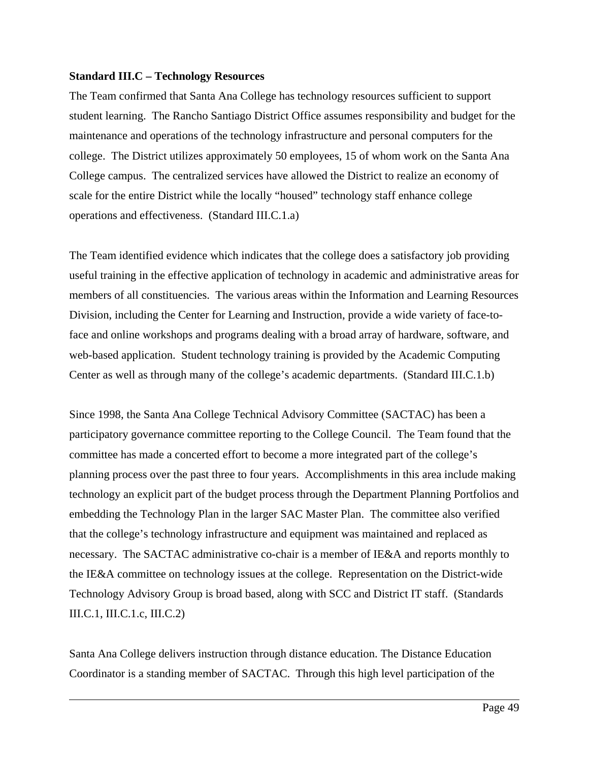**Standard III.C – Technology Resources**

The Team confirmed that Santa Ana College has technology resources sufficient to support student learning. The Rancho Santiago District Office assumes responsibility and budget for the maintenance and operations of the technology infrastructure and personal computers for the college. The District utilizes approximately 50 employees, 15 of whom work on the Santa Ana College campus. The centralized services have allowed the District to realize an economy of scale for the entire District while the locally "housed" technology staff enhance college operations and effectiveness. (Standard III.C.1.a)

The Team identified evidence which indicates that the college does a satisfactory job providing useful training in the effective application of technology in academic and administrative areas for members of all constituencies. The various areas within the Information and Learning Resources Division, including the Center for Learning and Instruction, provide a wide variety of face-to-face and online workshops and programs dealing with a broad array of hardware, software, and web-based application. Student technology training is provided by the Academic Computing Center as well as through many of the college's academic departments. (Standard III.C.1.b)

Since 1998, the Santa Ana College Technical Advisory Committee (SACTAC) has been a participatory governance committee reporting to the College Council. The Team found that the committee has made a concerted effort to become a more integrated part of the college's planning process over the past three to four years. Accomplishments in this area include making technology an explicit part of the budget process through the Department Planning Portfolios and embedding the Technology Plan in the larger SAC Master Plan. The committee also verified that the college's technology infrastructure and equipment was maintained and replaced as necessary. The SACTAC administrative co-chair is a member of IE&A and reports monthly to the IE&A committee on technology issues at the college. Representation on the District-wide Technology Advisory Group is broad based, along with SCC and District IT staff. (Standards III.C.1, III.C.1.c, III.C.2)

Santa Ana College delivers instruction through distance education. The Distance Education Coordinator is a standing member of SACTAC. Through this high level participation of the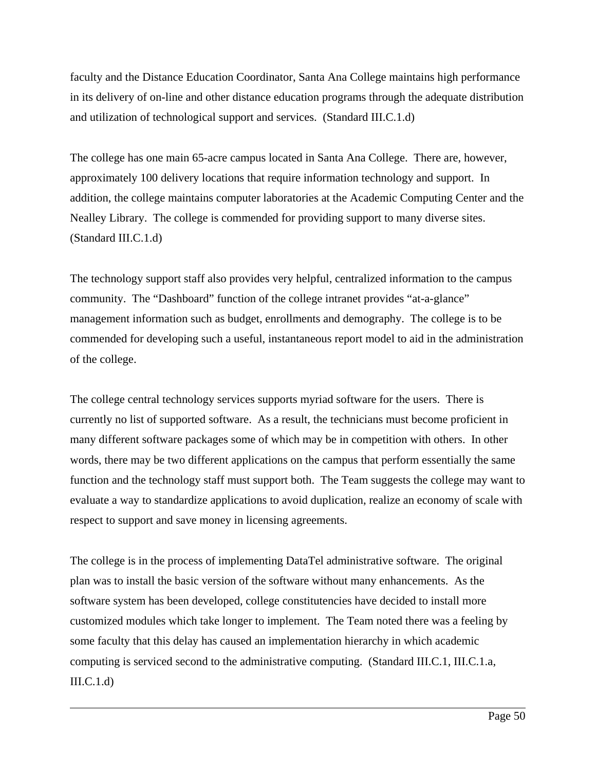faculty and the Distance Education Coordinator, Santa Ana College maintains high performance in its delivery of on-line and other distance education programs through the adequate distribution and utilization of technological support and services. (Standard III.C.1.d)

The college has one main 65-acre campus located in Santa Ana College. There are, however, approximately 100 delivery locations that require information technology and support. In addition, the college maintains computer laboratories at the Academic Computing Center and the Nealley Library. The college is commended for providing support to many diverse sites. (Standard III.C.1.d)

The technology support staff also provides very helpful, centralized information to the campus community. The "Dashboard" function of the college intranet provides "at-a-glance" management information such as budget, enrollments and demography. The college is to be commended for developing such a useful, instantaneous report model to aid in the administration of the college.

The college central technology services supports myriad software for the users. There is currently no list of supported software. As a result, the technicians must become proficient in many different software packages some of which may be in competition with others. In other words, there may be two different applications on the campus that perform essentially the same function and the technology staff must support both. The Team suggests the college may want to evaluate a way to standardize applications to avoid duplication, realize an economy of scale with respect to support and save money in licensing agreements.

The college is in the process of implementing DataTel administrative software. The original plan was to install the basic version of the software without many enhancements. As the software system has been developed, college constitutencies have decided to install more customized modules which take longer to implement. The Team noted there was a feeling by some faculty that this delay has caused an implementation hierarchy in which academic computing is serviced second to the administrative computing. (Standard III.C.1, III.C.1.a, III.C.1.d)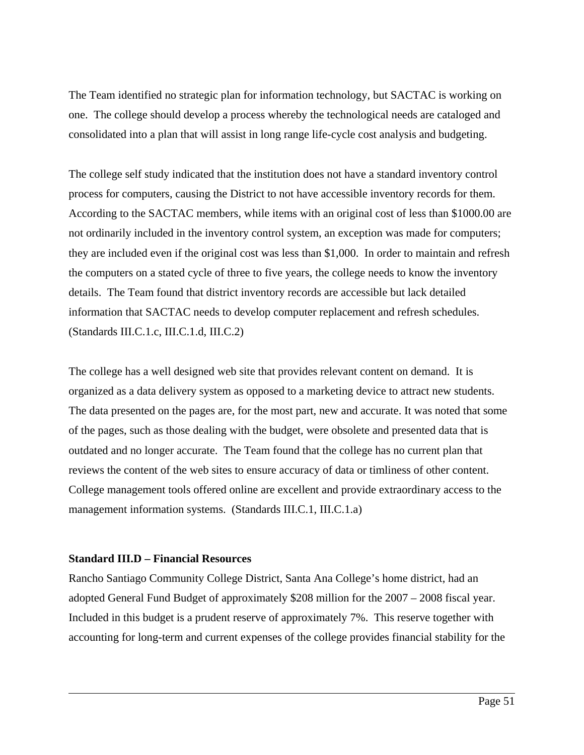The Team identified no strategic plan for information technology, but SACTAC is working on one. The college should develop a process whereby the technological needs are cataloged and consolidated into a plan that will assist in long range life-cycle cost analysis and budgeting.

The college self study indicated that the institution does not have a standard inventory control process for computers, causing the District to not have accessible inventory records for them. According to the SACTAC members, while items with an original cost of less than $1000.00 are not ordinarily included in the inventory control system, an exception was made for computers; they are included even if the original cost was less than $1,000. In order to maintain and refresh the computers on a stated cycle of three to five years, the college needs to know the inventory details. The Team found that district inventory records are accessible but lack detailed information that SACTAC needs to develop computer replacement and refresh schedules. (Standards III.C.1.c, III.C.1.d, III.C.2)

The college has a well designed web site that provides relevant content on demand. It is organized as a data delivery system as opposed to a marketing device to attract new students. The data presented on the pages are, for the most part, new and accurate. It was noted that some of the pages, such as those dealing with the budget, were obsolete and presented data that is outdated and no longer accurate. The Team found that the college has no current plan that reviews the content of the web sites to ensure accuracy of data or timliness of other content. College management tools offered online are excellent and provide extraordinary access to the management information systems. (Standards III.C.1, III.C.1.a)

**Standard III.D – Financial Resources**

Rancho Santiago Community College District, Santa Ana College's home district, had an adopted General Fund Budget of approximately $208 million for the 2007 – 2008 fiscal year. Included in this budget is a prudent reserve of approximately 7%. This reserve together with accounting for long-term and current expenses of the college provides financial stability for the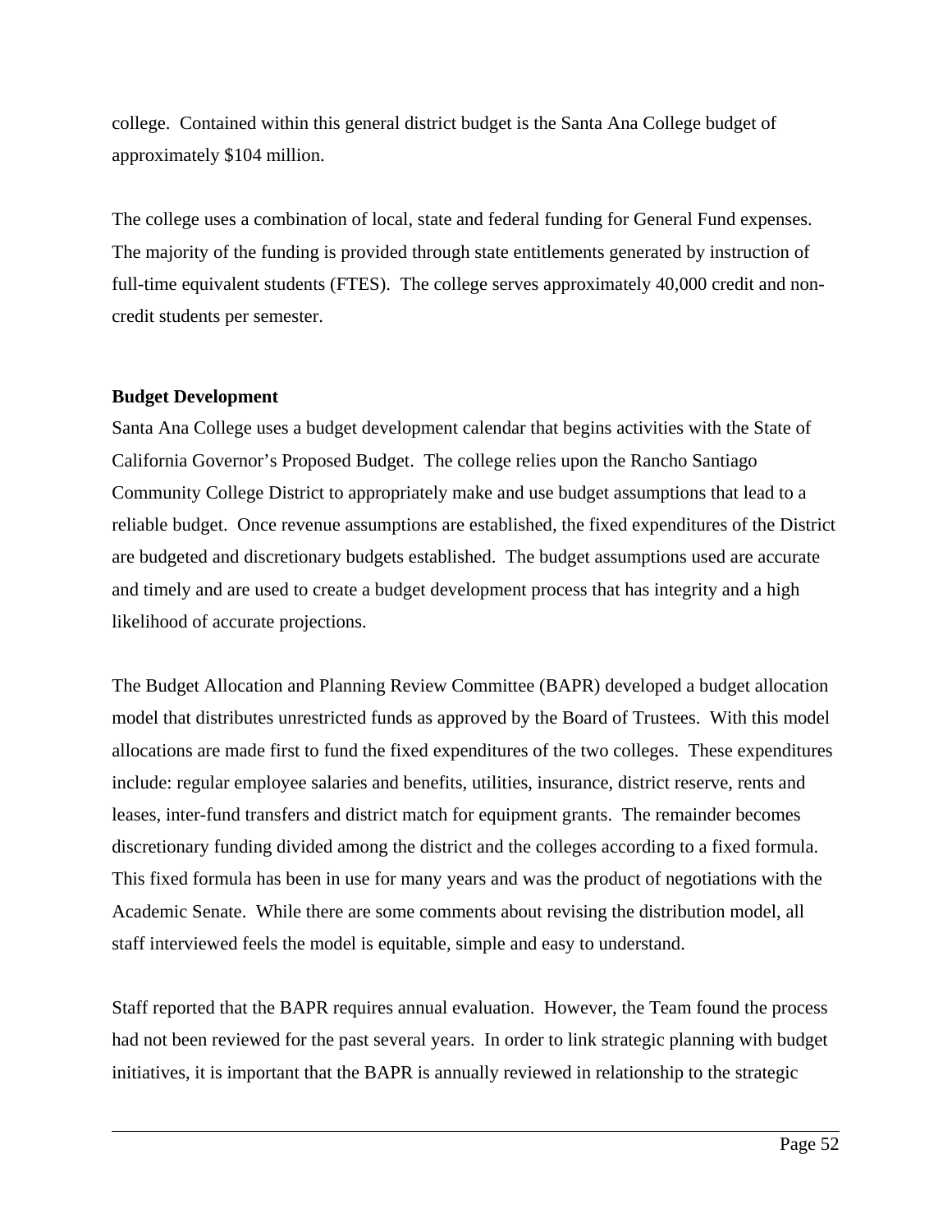college.  Contained within this general district budget is the Santa Ana College budget of approximately $104 million.

The college uses a combination of local, state and federal funding for General Fund expenses. The majority of the funding is provided through state entitlements generated by instruction of full-time equivalent students (FTES).  The college serves approximately 40,000 credit and non-credit students per semester.

**Budget Development**

Santa Ana College uses a budget development calendar that begins activities with the State of California Governor's Proposed Budget.  The college relies upon the Rancho Santiago Community College District to appropriately make and use budget assumptions that lead to a reliable budget.  Once revenue assumptions are established, the fixed expenditures of the District are budgeted and discretionary budgets established.  The budget assumptions used are accurate and timely and are used to create a budget development process that has integrity and a high likelihood of accurate projections.

The Budget Allocation and Planning Review Committee (BAPR) developed a budget allocation model that distributes unrestricted funds as approved by the Board of Trustees.  With this model allocations are made first to fund the fixed expenditures of the two colleges.  These expenditures include: regular employee salaries and benefits, utilities, insurance, district reserve, rents and leases, inter-fund transfers and district match for equipment grants.  The remainder becomes discretionary funding divided among the district and the colleges according to a fixed formula. This fixed formula has been in use for many years and was the product of negotiations with the Academic Senate.  While there are some comments about revising the distribution model, all staff interviewed feels the model is equitable, simple and easy to understand.

Staff reported that the BAPR requires annual evaluation.  However, the Team found the process had not been reviewed for the past several years.  In order to link strategic planning with budget initiatives, it is important that the BAPR is annually reviewed in relationship to the strategic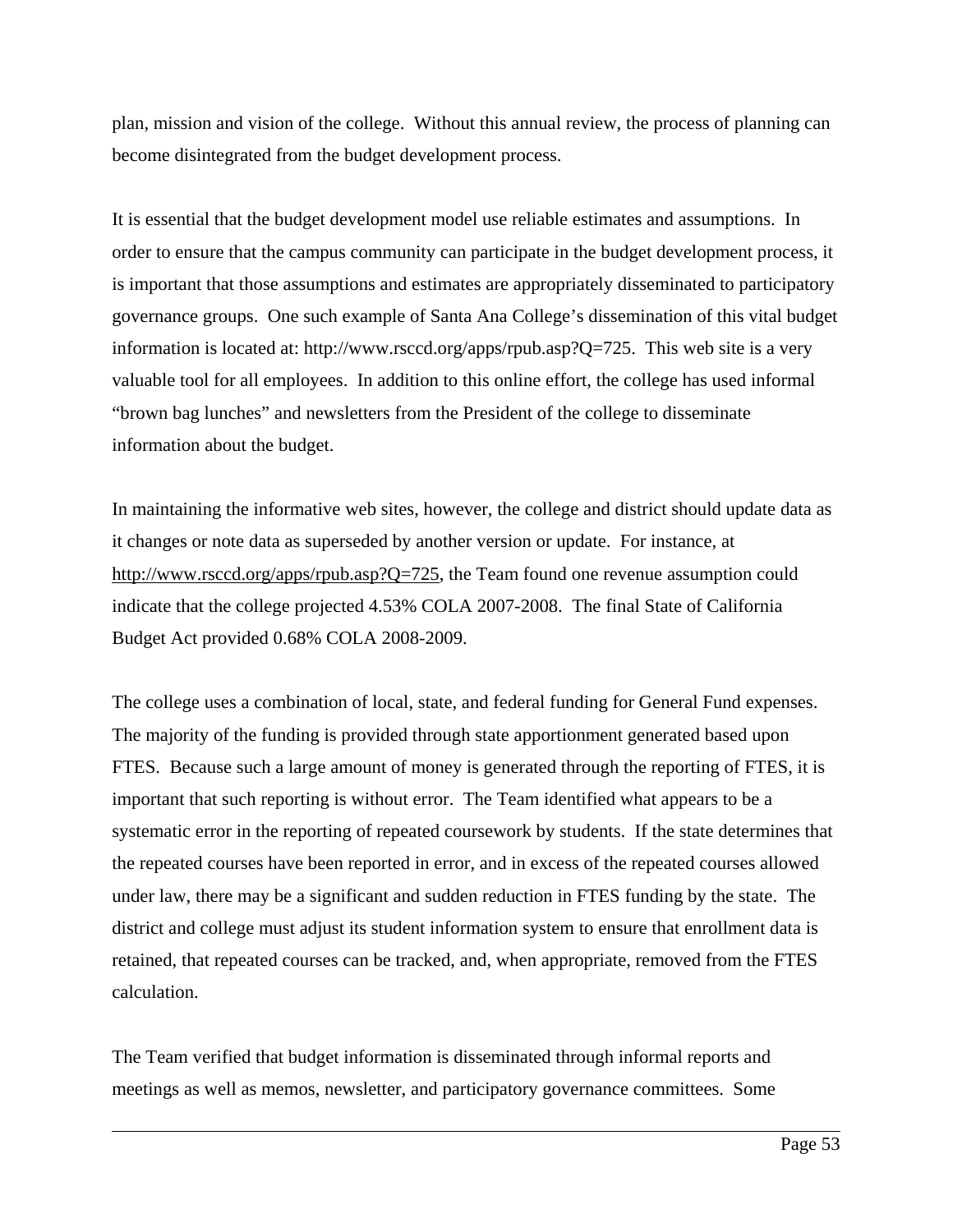plan, mission and vision of the college. Without this annual review, the process of planning can become disintegrated from the budget development process.

It is essential that the budget development model use reliable estimates and assumptions. In order to ensure that the campus community can participate in the budget development process, it is important that those assumptions and estimates are appropriately disseminated to participatory governance groups. One such example of Santa Ana College's dissemination of this vital budget information is located at: http://www.rsccd.org/apps/rpub.asp?Q=725. This web site is a very valuable tool for all employees. In addition to this online effort, the college has used informal "brown bag lunches" and newsletters from the President of the college to disseminate information about the budget.

In maintaining the informative web sites, however, the college and district should update data as it changes or note data as superseded by another version or update. For instance, at http://www.rsccd.org/apps/rpub.asp?Q=725, the Team found one revenue assumption could indicate that the college projected 4.53% COLA 2007-2008. The final State of California Budget Act provided 0.68% COLA 2008-2009.

The college uses a combination of local, state, and federal funding for General Fund expenses. The majority of the funding is provided through state apportionment generated based upon FTES. Because such a large amount of money is generated through the reporting of FTES, it is important that such reporting is without error. The Team identified what appears to be a systematic error in the reporting of repeated coursework by students. If the state determines that the repeated courses have been reported in error, and in excess of the repeated courses allowed under law, there may be a significant and sudden reduction in FTES funding by the state. The district and college must adjust its student information system to ensure that enrollment data is retained, that repeated courses can be tracked, and, when appropriate, removed from the FTES calculation.

The Team verified that budget information is disseminated through informal reports and meetings as well as memos, newsletter, and participatory governance committees. Some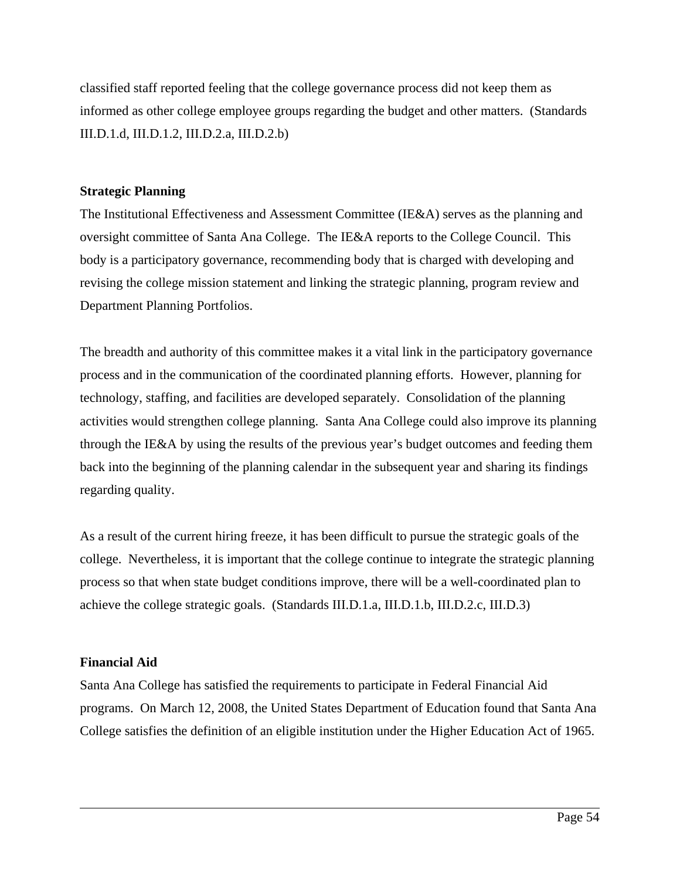classified staff reported feeling that the college governance process did not keep them as informed as other college employee groups regarding the budget and other matters. (Standards III.D.1.d, III.D.1.2, III.D.2.a, III.D.2.b)

**Strategic Planning**

The Institutional Effectiveness and Assessment Committee (IE&A) serves as the planning and oversight committee of Santa Ana College. The IE&A reports to the College Council. This body is a participatory governance, recommending body that is charged with developing and revising the college mission statement and linking the strategic planning, program review and Department Planning Portfolios.

The breadth and authority of this committee makes it a vital link in the participatory governance process and in the communication of the coordinated planning efforts. However, planning for technology, staffing, and facilities are developed separately. Consolidation of the planning activities would strengthen college planning. Santa Ana College could also improve its planning through the IE&A by using the results of the previous year's budget outcomes and feeding them back into the beginning of the planning calendar in the subsequent year and sharing its findings regarding quality.

As a result of the current hiring freeze, it has been difficult to pursue the strategic goals of the college. Nevertheless, it is important that the college continue to integrate the strategic planning process so that when state budget conditions improve, there will be a well-coordinated plan to achieve the college strategic goals. (Standards III.D.1.a, III.D.1.b, III.D.2.c, III.D.3)

**Financial Aid**

Santa Ana College has satisfied the requirements to participate in Federal Financial Aid programs. On March 12, 2008, the United States Department of Education found that Santa Ana College satisfies the definition of an eligible institution under the Higher Education Act of 1965.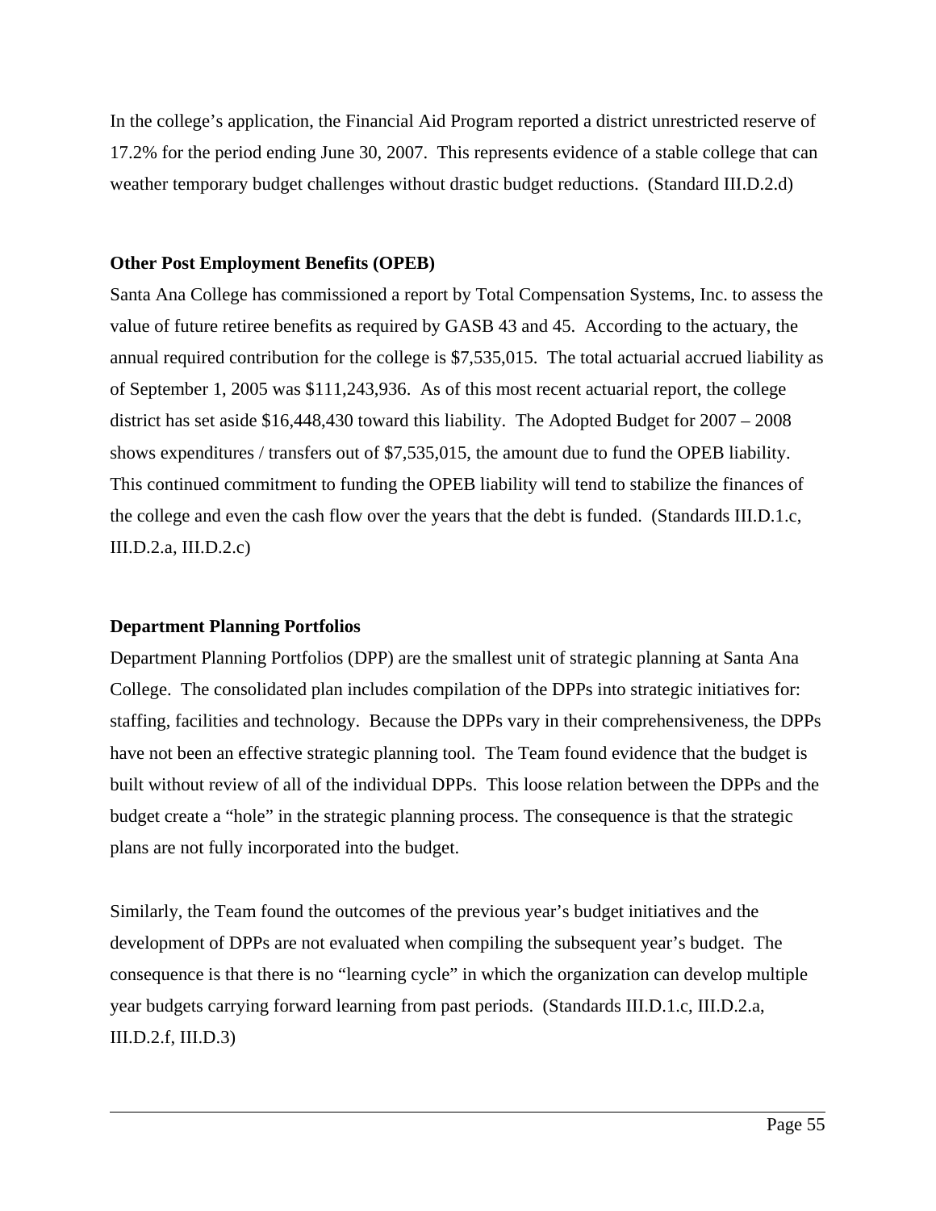In the college's application, the Financial Aid Program reported a district unrestricted reserve of 17.2% for the period ending June 30, 2007. This represents evidence of a stable college that can weather temporary budget challenges without drastic budget reductions. (Standard III.D.2.d)

**Other Post Employment Benefits (OPEB)**

Santa Ana College has commissioned a report by Total Compensation Systems, Inc. to assess the value of future retiree benefits as required by GASB 43 and 45. According to the actuary, the annual required contribution for the college is $7,535,015. The total actuarial accrued liability as of September 1, 2005 was $111,243,936. As of this most recent actuarial report, the college district has set aside $16,448,430 toward this liability. The Adopted Budget for 2007 – 2008 shows expenditures / transfers out of $7,535,015, the amount due to fund the OPEB liability. This continued commitment to funding the OPEB liability will tend to stabilize the finances of the college and even the cash flow over the years that the debt is funded. (Standards III.D.1.c, III.D.2.a, III.D.2.c)

**Department Planning Portfolios**

Department Planning Portfolios (DPP) are the smallest unit of strategic planning at Santa Ana College. The consolidated plan includes compilation of the DPPs into strategic initiatives for: staffing, facilities and technology. Because the DPPs vary in their comprehensiveness, the DPPs have not been an effective strategic planning tool. The Team found evidence that the budget is built without review of all of the individual DPPs. This loose relation between the DPPs and the budget create a "hole" in the strategic planning process. The consequence is that the strategic plans are not fully incorporated into the budget.

Similarly, the Team found the outcomes of the previous year's budget initiatives and the development of DPPs are not evaluated when compiling the subsequent year's budget. The consequence is that there is no "learning cycle" in which the organization can develop multiple year budgets carrying forward learning from past periods. (Standards III.D.1.c, III.D.2.a, III.D.2.f, III.D.3)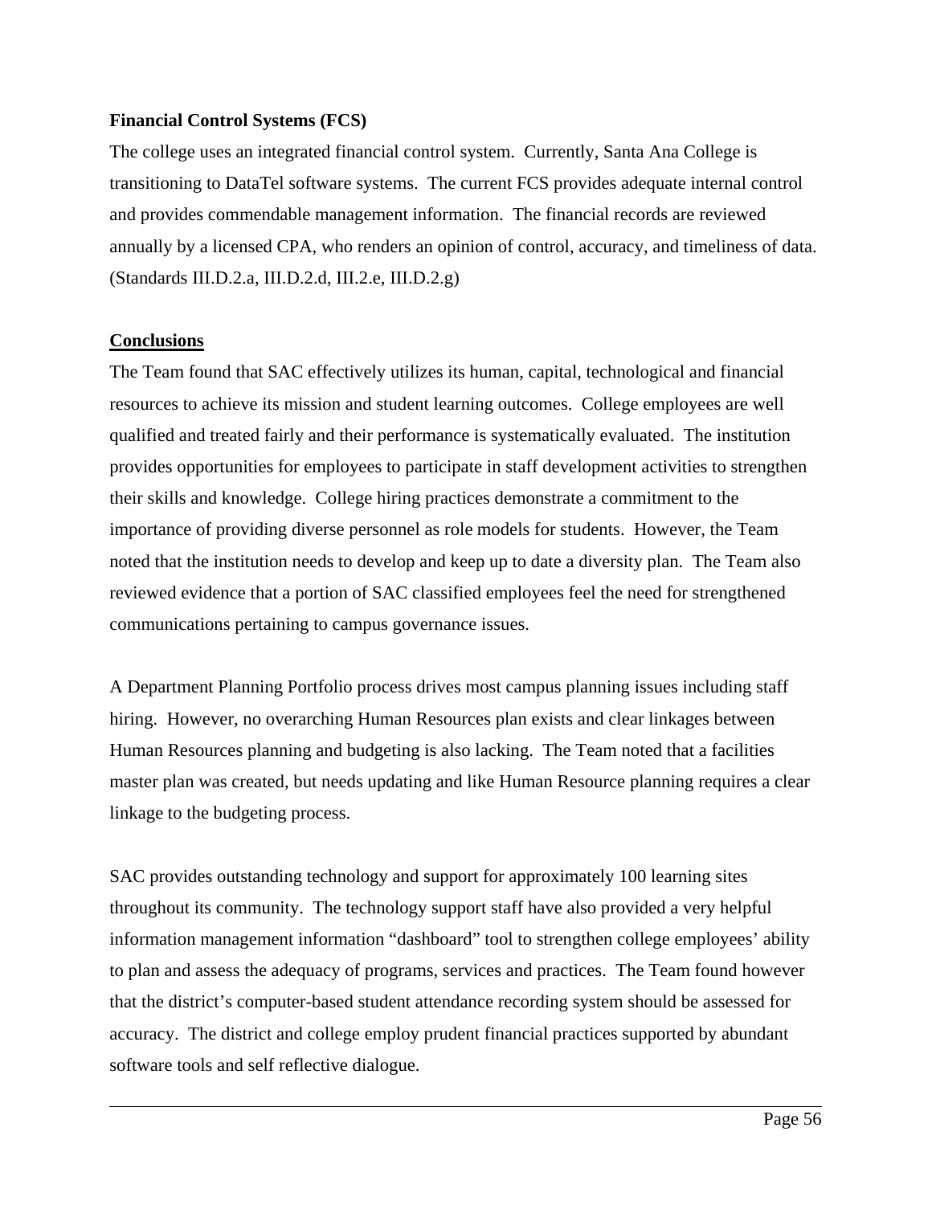**Financial Control Systems (FCS)**

The college uses an integrated financial control system. Currently, Santa Ana College is transitioning to DataTel software systems. The current FCS provides adequate internal control and provides commendable management information. The financial records are reviewed annually by a licensed CPA, who renders an opinion of control, accuracy, and timeliness of data. (Standards III.D.2.a, III.D.2.d, III.2.e, III.D.2.g)

**Conclusions**

The Team found that SAC effectively utilizes its human, capital, technological and financial resources to achieve its mission and student learning outcomes. College employees are well qualified and treated fairly and their performance is systematically evaluated. The institution provides opportunities for employees to participate in staff development activities to strengthen their skills and knowledge. College hiring practices demonstrate a commitment to the importance of providing diverse personnel as role models for students. However, the Team noted that the institution needs to develop and keep up to date a diversity plan. The Team also reviewed evidence that a portion of SAC classified employees feel the need for strengthened communications pertaining to campus governance issues.

A Department Planning Portfolio process drives most campus planning issues including staff hiring. However, no overarching Human Resources plan exists and clear linkages between Human Resources planning and budgeting is also lacking. The Team noted that a facilities master plan was created, but needs updating and like Human Resource planning requires a clear linkage to the budgeting process.

SAC provides outstanding technology and support for approximately 100 learning sites throughout its community. The technology support staff have also provided a very helpful information management information "dashboard" tool to strengthen college employees' ability to plan and assess the adequacy of programs, services and practices. The Team found however that the district's computer-based student attendance recording system should be assessed for accuracy. The district and college employ prudent financial practices supported by abundant software tools and self reflective dialogue.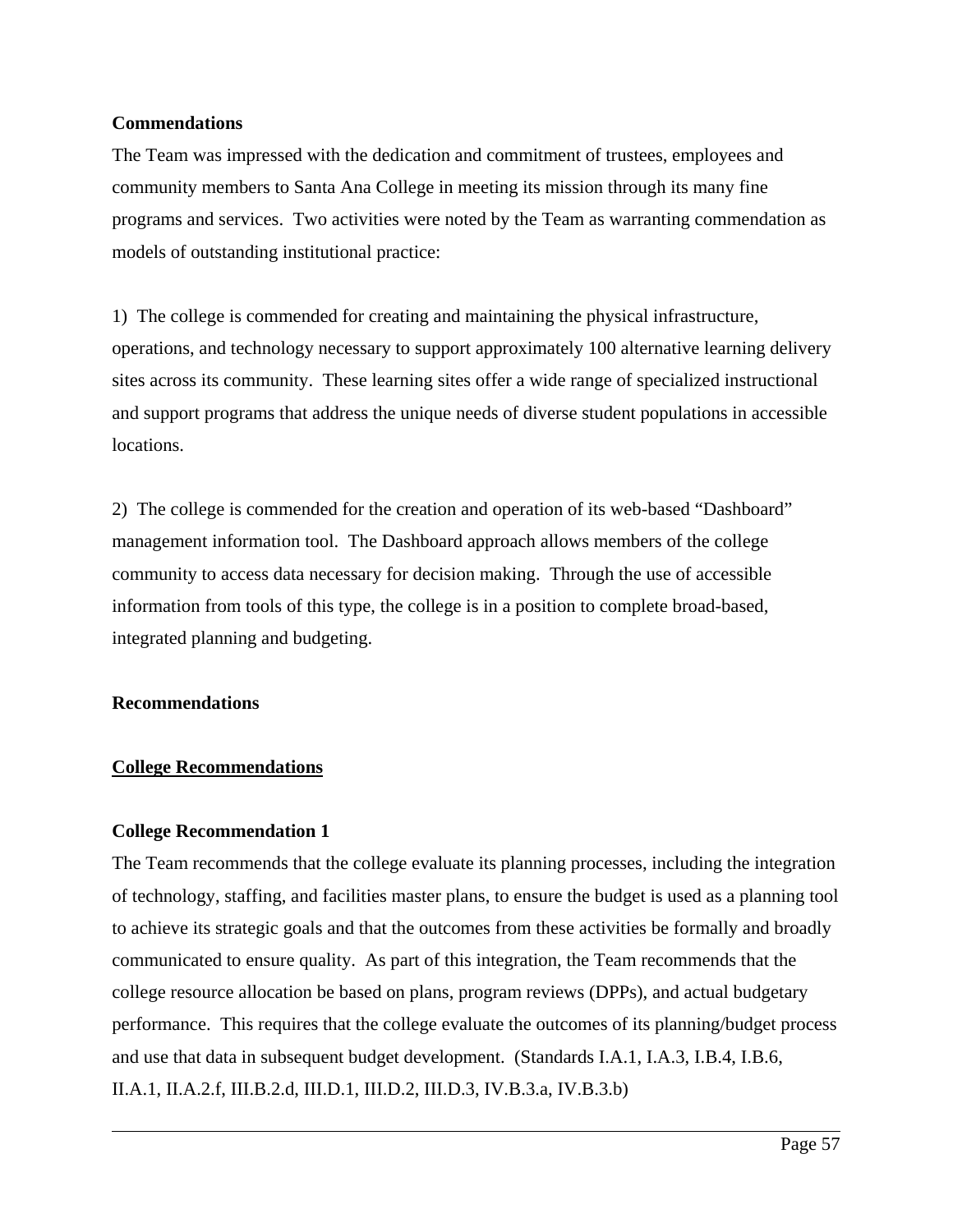**Commendations**

The Team was impressed with the dedication and commitment of trustees, employees and community members to Santa Ana College in meeting its mission through its many fine programs and services. Two activities were noted by the Team as warranting commendation as models of outstanding institutional practice:

1) The college is commended for creating and maintaining the physical infrastructure, operations, and technology necessary to support approximately 100 alternative learning delivery sites across its community. These learning sites offer a wide range of specialized instructional and support programs that address the unique needs of diverse student populations in accessible locations.

2) The college is commended for the creation and operation of its web-based "Dashboard" management information tool. The Dashboard approach allows members of the college community to access data necessary for decision making. Through the use of accessible information from tools of this type, the college is in a position to complete broad-based, integrated planning and budgeting.

**Recommendations**

**<u>College Recommendations</u>**

**College Recommendation 1**

The Team recommends that the college evaluate its planning processes, including the integration of technology, staffing, and facilities master plans, to ensure the budget is used as a planning tool to achieve its strategic goals and that the outcomes from these activities be formally and broadly communicated to ensure quality. As part of this integration, the Team recommends that the college resource allocation be based on plans, program reviews (DPPs), and actual budgetary performance. This requires that the college evaluate the outcomes of its planning/budget process and use that data in subsequent budget development. (Standards I.A.1, I.A.3, I.B.4, I.B.6, II.A.1, II.A.2.f, III.B.2.d, III.D.1, III.D.2, III.D.3, IV.B.3.a, IV.B.3.b)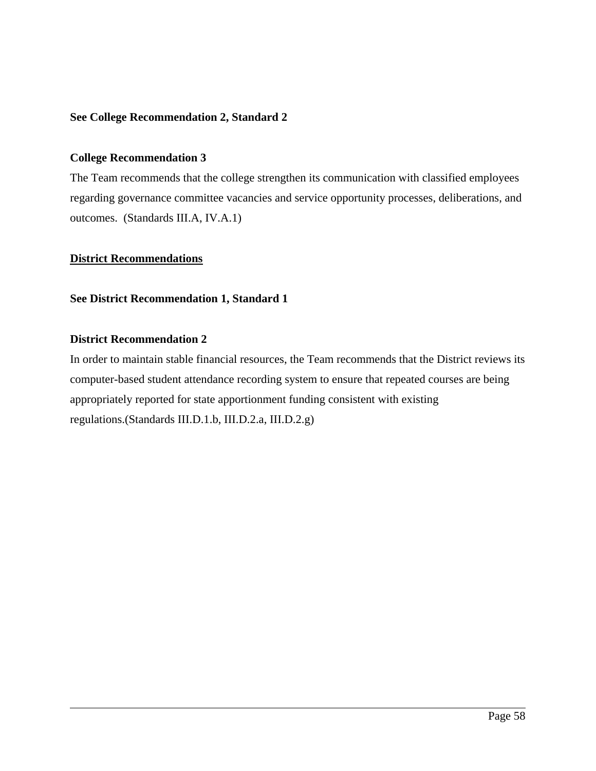**See College Recommendation 2, Standard 2**

**College Recommendation 3**

The Team recommends that the college strengthen its communication with classified employees regarding governance committee vacancies and service opportunity processes, deliberations, and outcomes. (Standards III.A, IV.A.1)

**<u>District Recommendations</u>**

**See District Recommendation 1, Standard 1**

**District Recommendation 2**

In order to maintain stable financial resources, the Team recommends that the District reviews its computer-based student attendance recording system to ensure that repeated courses are being appropriately reported for state apportionment funding consistent with existing regulations.(Standards III.D.1.b, III.D.2.a, III.D.2.g)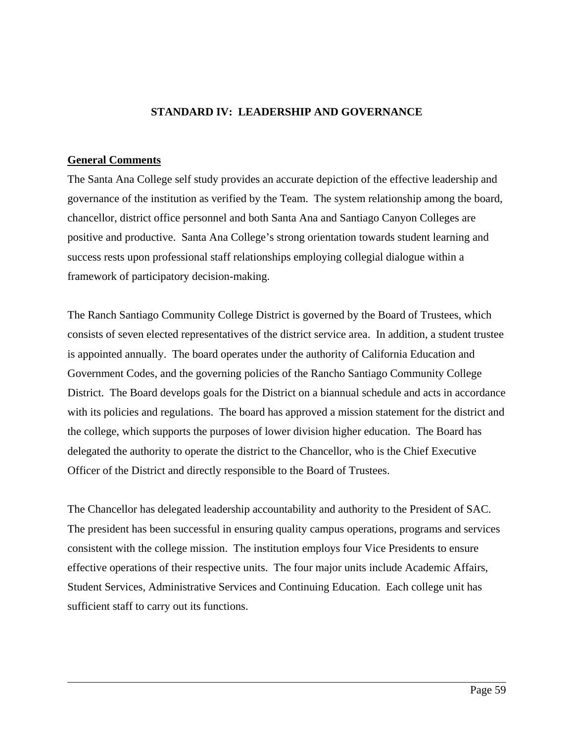## STANDARD IV: LEADERSHIP AND GOVERNANCE

**General Comments**

The Santa Ana College self study provides an accurate depiction of the effective leadership and governance of the institution as verified by the Team. The system relationship among the board, chancellor, district office personnel and both Santa Ana and Santiago Canyon Colleges are positive and productive. Santa Ana College's strong orientation towards student learning and success rests upon professional staff relationships employing collegial dialogue within a framework of participatory decision-making.

The Ranch Santiago Community College District is governed by the Board of Trustees, which consists of seven elected representatives of the district service area. In addition, a student trustee is appointed annually. The board operates under the authority of California Education and Government Codes, and the governing policies of the Rancho Santiago Community College District. The Board develops goals for the District on a biannual schedule and acts in accordance with its policies and regulations. The board has approved a mission statement for the district and the college, which supports the purposes of lower division higher education. The Board has delegated the authority to operate the district to the Chancellor, who is the Chief Executive Officer of the District and directly responsible to the Board of Trustees.

The Chancellor has delegated leadership accountability and authority to the President of SAC. The president has been successful in ensuring quality campus operations, programs and services consistent with the college mission. The institution employs four Vice Presidents to ensure effective operations of their respective units. The four major units include Academic Affairs, Student Services, Administrative Services and Continuing Education. Each college unit has sufficient staff to carry out its functions.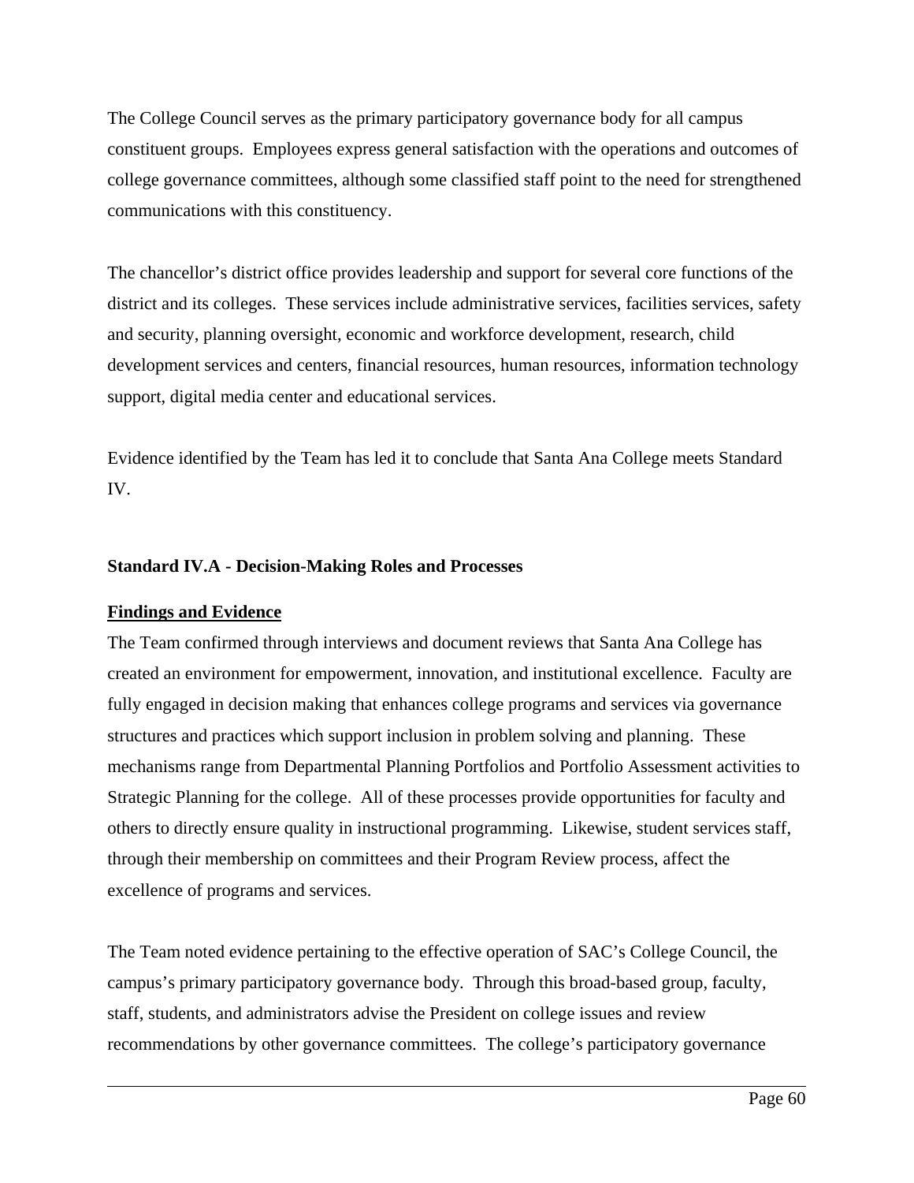The College Council serves as the primary participatory governance body for all campus constituent groups. Employees express general satisfaction with the operations and outcomes of college governance committees, although some classified staff point to the need for strengthened communications with this constituency.

The chancellor's district office provides leadership and support for several core functions of the district and its colleges. These services include administrative services, facilities services, safety and security, planning oversight, economic and workforce development, research, child development services and centers, financial resources, human resources, information technology support, digital media center and educational services.

Evidence identified by the Team has led it to conclude that Santa Ana College meets Standard IV.

**Standard IV.A - Decision-Making Roles and Processes**

**Findings and Evidence**

The Team confirmed through interviews and document reviews that Santa Ana College has created an environment for empowerment, innovation, and institutional excellence. Faculty are fully engaged in decision making that enhances college programs and services via governance structures and practices which support inclusion in problem solving and planning. These mechanisms range from Departmental Planning Portfolios and Portfolio Assessment activities to Strategic Planning for the college. All of these processes provide opportunities for faculty and others to directly ensure quality in instructional programming. Likewise, student services staff, through their membership on committees and their Program Review process, affect the excellence of programs and services.

The Team noted evidence pertaining to the effective operation of SAC's College Council, the campus's primary participatory governance body. Through this broad-based group, faculty, staff, students, and administrators advise the President on college issues and review recommendations by other governance committees. The college's participatory governance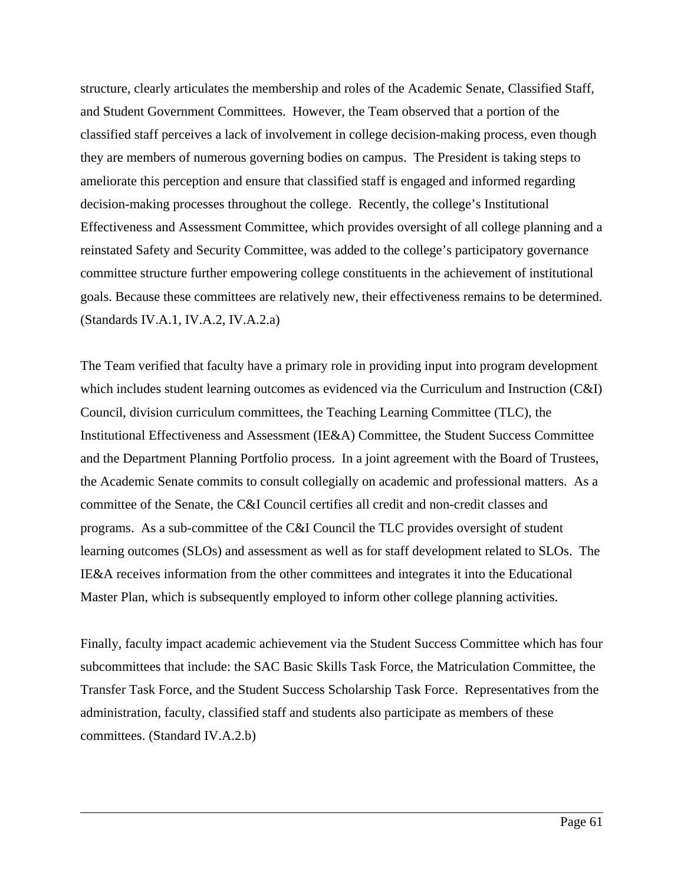structure, clearly articulates the membership and roles of the Academic Senate, Classified Staff, and Student Government Committees. However, the Team observed that a portion of the classified staff perceives a lack of involvement in college decision-making process, even though they are members of numerous governing bodies on campus. The President is taking steps to ameliorate this perception and ensure that classified staff is engaged and informed regarding decision-making processes throughout the college. Recently, the college's Institutional Effectiveness and Assessment Committee, which provides oversight of all college planning and a reinstated Safety and Security Committee, was added to the college's participatory governance committee structure further empowering college constituents in the achievement of institutional goals. Because these committees are relatively new, their effectiveness remains to be determined. (Standards IV.A.1, IV.A.2, IV.A.2.a)

The Team verified that faculty have a primary role in providing input into program development which includes student learning outcomes as evidenced via the Curriculum and Instruction (C&I) Council, division curriculum committees, the Teaching Learning Committee (TLC), the Institutional Effectiveness and Assessment (IE&A) Committee, the Student Success Committee and the Department Planning Portfolio process. In a joint agreement with the Board of Trustees, the Academic Senate commits to consult collegially on academic and professional matters. As a committee of the Senate, the C&I Council certifies all credit and non-credit classes and programs. As a sub-committee of the C&I Council the TLC provides oversight of student learning outcomes (SLOs) and assessment as well as for staff development related to SLOs. The IE&A receives information from the other committees and integrates it into the Educational Master Plan, which is subsequently employed to inform other college planning activities.

Finally, faculty impact academic achievement via the Student Success Committee which has four subcommittees that include: the SAC Basic Skills Task Force, the Matriculation Committee, the Transfer Task Force, and the Student Success Scholarship Task Force. Representatives from the administration, faculty, classified staff and students also participate as members of these committees. (Standard IV.A.2.b)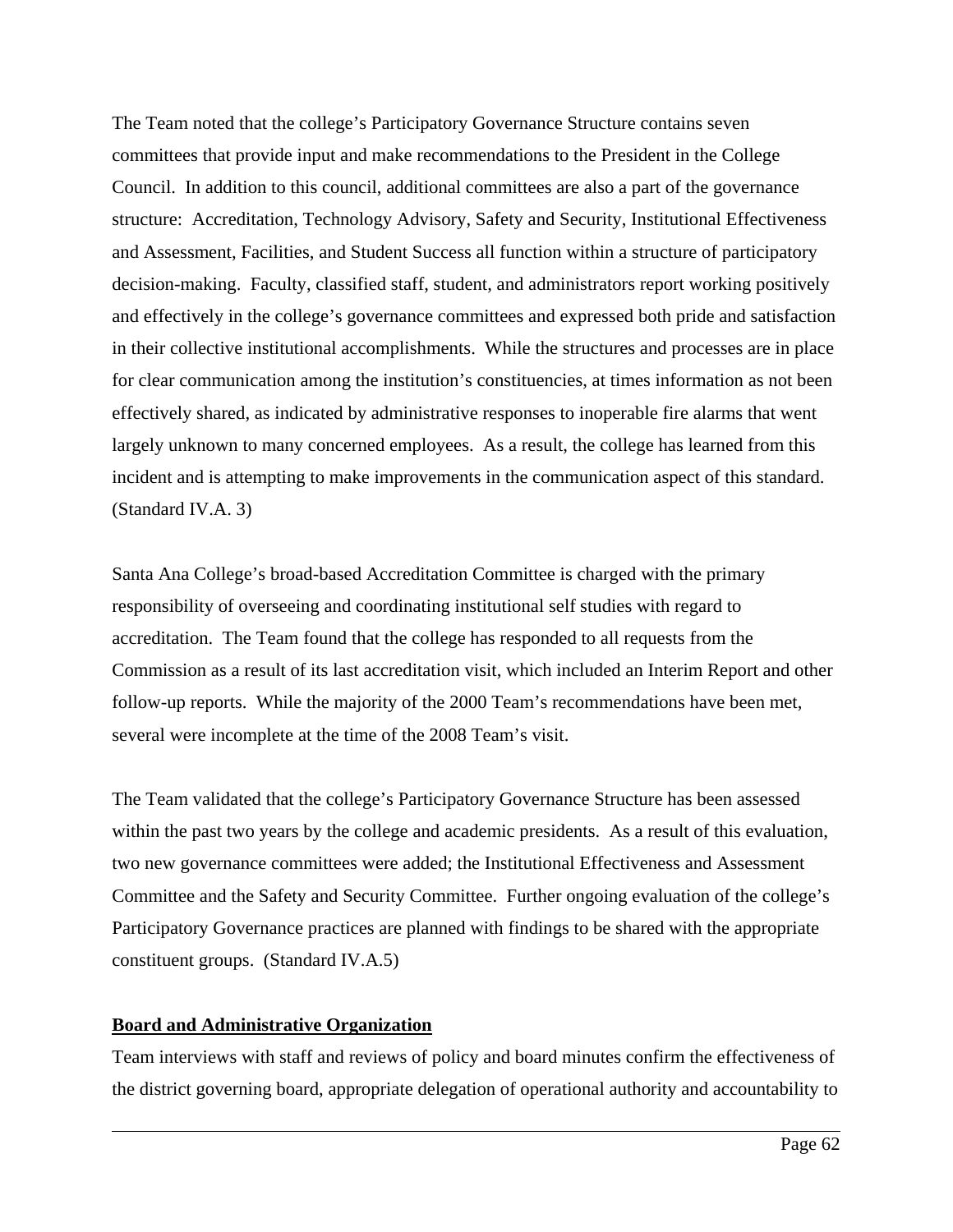The Team noted that the college's Participatory Governance Structure contains seven committees that provide input and make recommendations to the President in the College Council. In addition to this council, additional committees are also a part of the governance structure: Accreditation, Technology Advisory, Safety and Security, Institutional Effectiveness and Assessment, Facilities, and Student Success all function within a structure of participatory decision-making. Faculty, classified staff, student, and administrators report working positively and effectively in the college's governance committees and expressed both pride and satisfaction in their collective institutional accomplishments. While the structures and processes are in place for clear communication among the institution's constituencies, at times information as not been effectively shared, as indicated by administrative responses to inoperable fire alarms that went largely unknown to many concerned employees. As a result, the college has learned from this incident and is attempting to make improvements in the communication aspect of this standard. (Standard IV.A. 3)

Santa Ana College's broad-based Accreditation Committee is charged with the primary responsibility of overseeing and coordinating institutional self studies with regard to accreditation. The Team found that the college has responded to all requests from the Commission as a result of its last accreditation visit, which included an Interim Report and other follow-up reports. While the majority of the 2000 Team's recommendations have been met, several were incomplete at the time of the 2008 Team's visit.

The Team validated that the college's Participatory Governance Structure has been assessed within the past two years by the college and academic presidents. As a result of this evaluation, two new governance committees were added; the Institutional Effectiveness and Assessment Committee and the Safety and Security Committee. Further ongoing evaluation of the college's Participatory Governance practices are planned with findings to be shared with the appropriate constituent groups. (Standard IV.A.5)

**Board and Administrative Organization**

Team interviews with staff and reviews of policy and board minutes confirm the effectiveness of the district governing board, appropriate delegation of operational authority and accountability to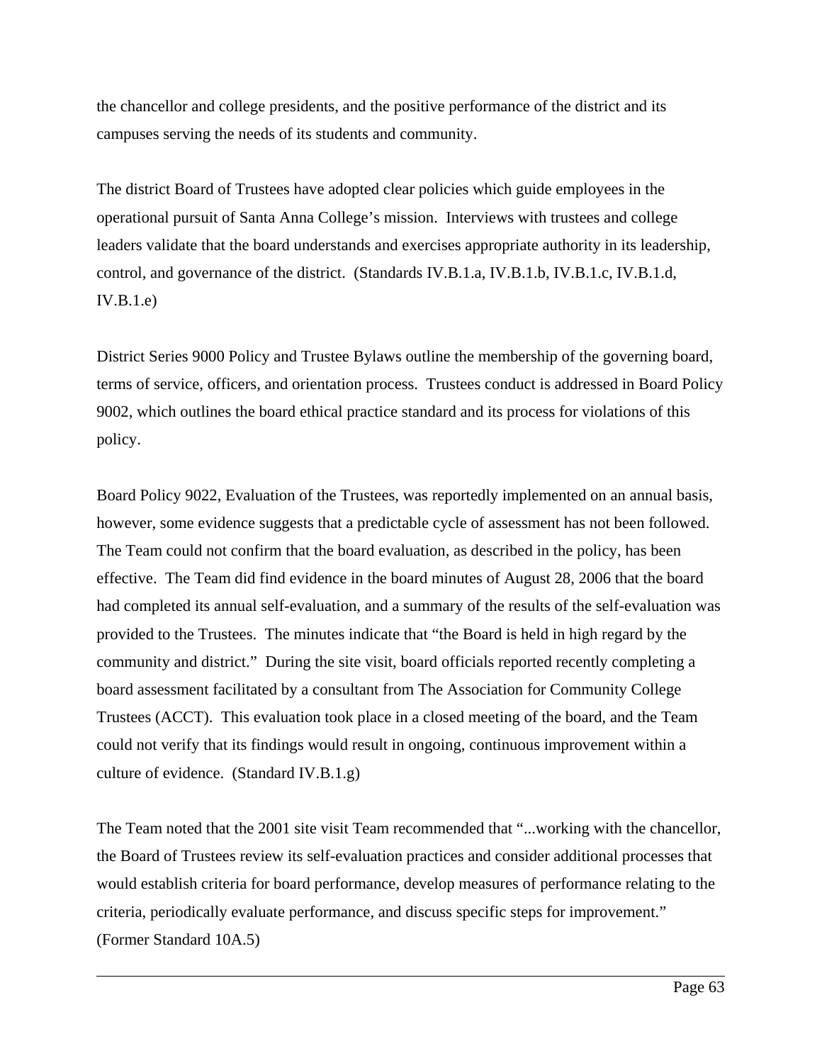the chancellor and college presidents, and the positive performance of the district and its campuses serving the needs of its students and community.

The district Board of Trustees have adopted clear policies which guide employees in the operational pursuit of Santa Anna College's mission. Interviews with trustees and college leaders validate that the board understands and exercises appropriate authority in its leadership, control, and governance of the district. (Standards IV.B.1.a, IV.B.1.b, IV.B.1.c, IV.B.1.d, IV.B.1.e)

District Series 9000 Policy and Trustee Bylaws outline the membership of the governing board, terms of service, officers, and orientation process. Trustees conduct is addressed in Board Policy 9002, which outlines the board ethical practice standard and its process for violations of this policy.

Board Policy 9022, Evaluation of the Trustees, was reportedly implemented on an annual basis, however, some evidence suggests that a predictable cycle of assessment has not been followed. The Team could not confirm that the board evaluation, as described in the policy, has been effective. The Team did find evidence in the board minutes of August 28, 2006 that the board had completed its annual self-evaluation, and a summary of the results of the self-evaluation was provided to the Trustees. The minutes indicate that "the Board is held in high regard by the community and district." During the site visit, board officials reported recently completing a board assessment facilitated by a consultant from The Association for Community College Trustees (ACCT). This evaluation took place in a closed meeting of the board, and the Team could not verify that its findings would result in ongoing, continuous improvement within a culture of evidence. (Standard IV.B.1.g)

The Team noted that the 2001 site visit Team recommended that "...working with the chancellor, the Board of Trustees review its self-evaluation practices and consider additional processes that would establish criteria for board performance, develop measures of performance relating to the criteria, periodically evaluate performance, and discuss specific steps for improvement." (Former Standard 10A.5)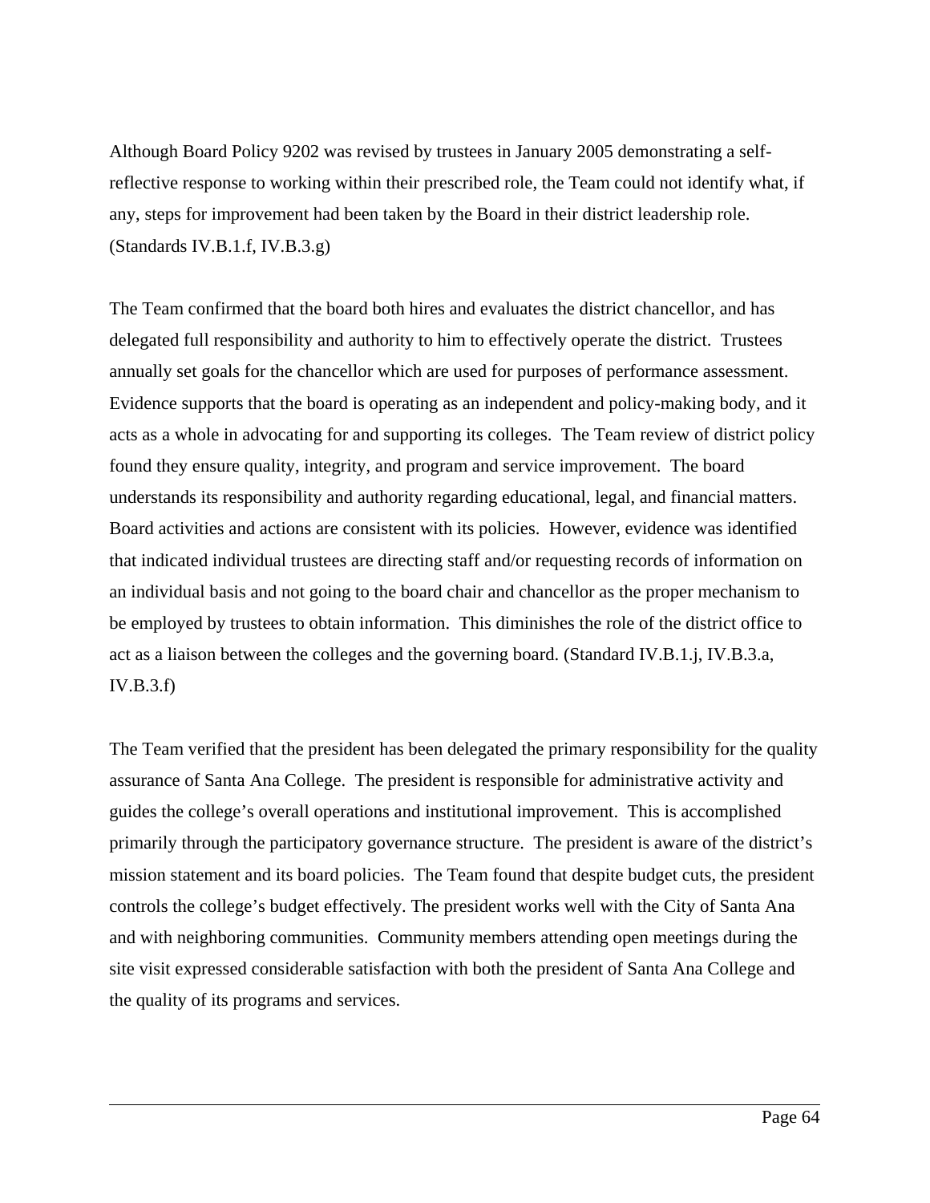Although Board Policy 9202 was revised by trustees in January 2005 demonstrating a self-reflective response to working within their prescribed role, the Team could not identify what, if any, steps for improvement had been taken by the Board in their district leadership role. (Standards IV.B.1.f, IV.B.3.g)

The Team confirmed that the board both hires and evaluates the district chancellor, and has delegated full responsibility and authority to him to effectively operate the district. Trustees annually set goals for the chancellor which are used for purposes of performance assessment. Evidence supports that the board is operating as an independent and policy-making body, and it acts as a whole in advocating for and supporting its colleges. The Team review of district policy found they ensure quality, integrity, and program and service improvement. The board understands its responsibility and authority regarding educational, legal, and financial matters. Board activities and actions are consistent with its policies. However, evidence was identified that indicated individual trustees are directing staff and/or requesting records of information on an individual basis and not going to the board chair and chancellor as the proper mechanism to be employed by trustees to obtain information. This diminishes the role of the district office to act as a liaison between the colleges and the governing board. (Standard IV.B.1.j, IV.B.3.a, IV.B.3.f)

The Team verified that the president has been delegated the primary responsibility for the quality assurance of Santa Ana College. The president is responsible for administrative activity and guides the college's overall operations and institutional improvement. This is accomplished primarily through the participatory governance structure. The president is aware of the district's mission statement and its board policies. The Team found that despite budget cuts, the president controls the college's budget effectively. The president works well with the City of Santa Ana and with neighboring communities. Community members attending open meetings during the site visit expressed considerable satisfaction with both the president of Santa Ana College and the quality of its programs and services.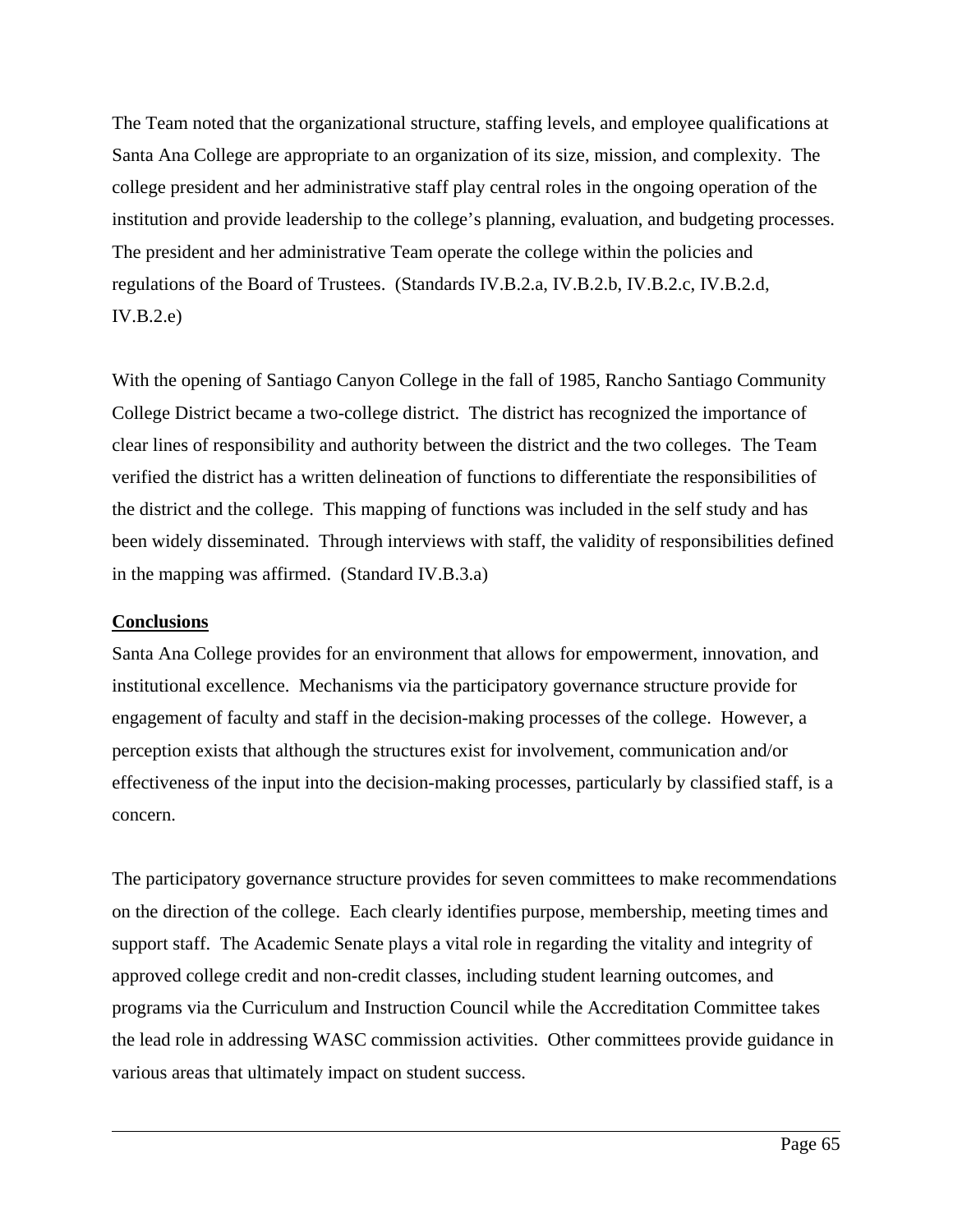The Team noted that the organizational structure, staffing levels, and employee qualifications at Santa Ana College are appropriate to an organization of its size, mission, and complexity. The college president and her administrative staff play central roles in the ongoing operation of the institution and provide leadership to the college's planning, evaluation, and budgeting processes. The president and her administrative Team operate the college within the policies and regulations of the Board of Trustees. (Standards IV.B.2.a, IV.B.2.b, IV.B.2.c, IV.B.2.d, IV.B.2.e)

With the opening of Santiago Canyon College in the fall of 1985, Rancho Santiago Community College District became a two-college district. The district has recognized the importance of clear lines of responsibility and authority between the district and the two colleges. The Team verified the district has a written delineation of functions to differentiate the responsibilities of the district and the college. This mapping of functions was included in the self study and has been widely disseminated. Through interviews with staff, the validity of responsibilities defined in the mapping was affirmed. (Standard IV.B.3.a)

**Conclusions**

Santa Ana College provides for an environment that allows for empowerment, innovation, and institutional excellence. Mechanisms via the participatory governance structure provide for engagement of faculty and staff in the decision-making processes of the college. However, a perception exists that although the structures exist for involvement, communication and/or effectiveness of the input into the decision-making processes, particularly by classified staff, is a concern.

The participatory governance structure provides for seven committees to make recommendations on the direction of the college. Each clearly identifies purpose, membership, meeting times and support staff. The Academic Senate plays a vital role in regarding the vitality and integrity of approved college credit and non-credit classes, including student learning outcomes, and programs via the Curriculum and Instruction Council while the Accreditation Committee takes the lead role in addressing WASC commission activities. Other committees provide guidance in various areas that ultimately impact on student success.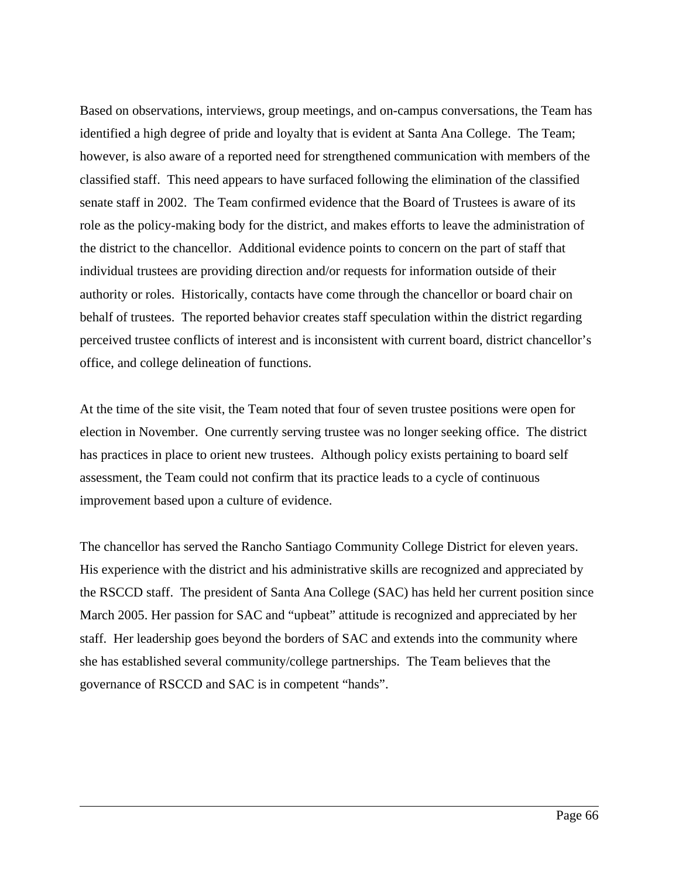Based on observations, interviews, group meetings, and on-campus conversations, the Team has identified a high degree of pride and loyalty that is evident at Santa Ana College. The Team; however, is also aware of a reported need for strengthened communication with members of the classified staff. This need appears to have surfaced following the elimination of the classified senate staff in 2002. The Team confirmed evidence that the Board of Trustees is aware of its role as the policy-making body for the district, and makes efforts to leave the administration of the district to the chancellor. Additional evidence points to concern on the part of staff that individual trustees are providing direction and/or requests for information outside of their authority or roles. Historically, contacts have come through the chancellor or board chair on behalf of trustees. The reported behavior creates staff speculation within the district regarding perceived trustee conflicts of interest and is inconsistent with current board, district chancellor's office, and college delineation of functions.

At the time of the site visit, the Team noted that four of seven trustee positions were open for election in November. One currently serving trustee was no longer seeking office. The district has practices in place to orient new trustees. Although policy exists pertaining to board self assessment, the Team could not confirm that its practice leads to a cycle of continuous improvement based upon a culture of evidence.

The chancellor has served the Rancho Santiago Community College District for eleven years. His experience with the district and his administrative skills are recognized and appreciated by the RSCCD staff. The president of Santa Ana College (SAC) has held her current position since March 2005. Her passion for SAC and "upbeat" attitude is recognized and appreciated by her staff. Her leadership goes beyond the borders of SAC and extends into the community where she has established several community/college partnerships. The Team believes that the governance of RSCCD and SAC is in competent "hands".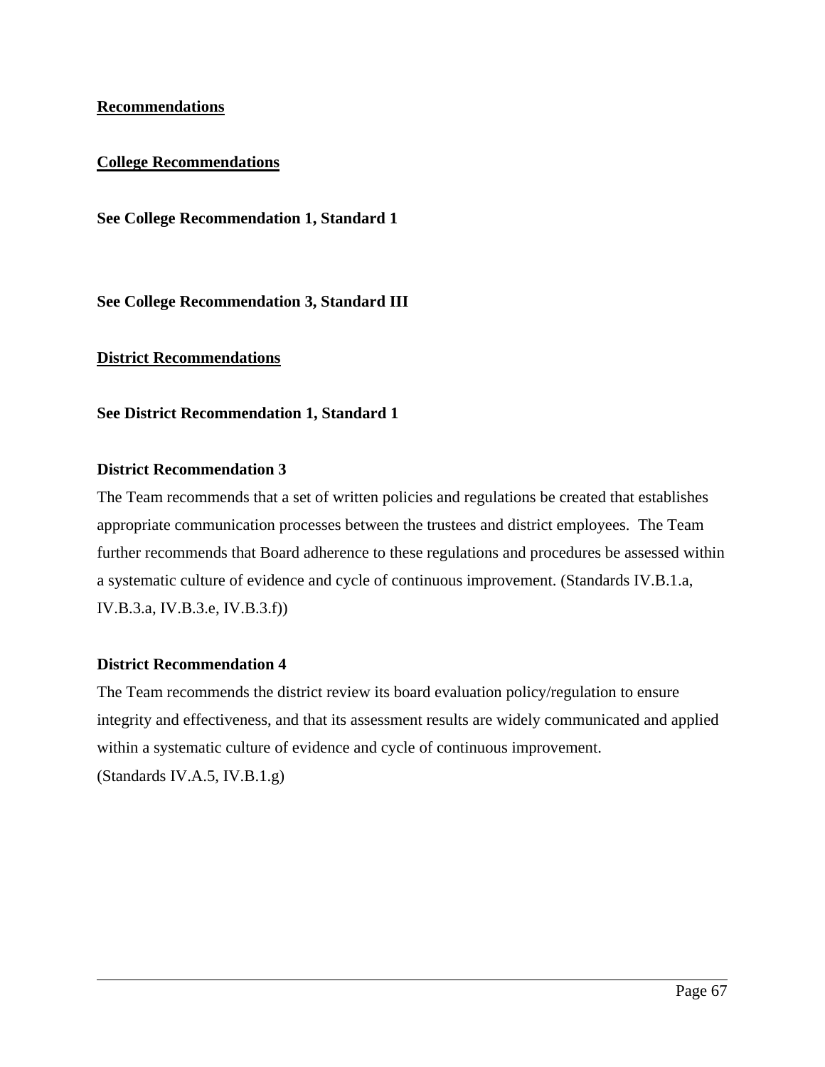## Recommendations

### College Recommendations

**See College Recommendation 1, Standard 1**

**See College Recommendation 3, Standard III**

### District Recommendations

**See District Recommendation 1, Standard 1**

**District Recommendation 3**

The Team recommends that a set of written policies and regulations be created that establishes appropriate communication processes between the trustees and district employees. The Team further recommends that Board adherence to these regulations and procedures be assessed within a systematic culture of evidence and cycle of continuous improvement. (Standards IV.B.1.a, IV.B.3.a, IV.B.3.e, IV.B.3.f))

**District Recommendation 4**

The Team recommends the district review its board evaluation policy/regulation to ensure integrity and effectiveness, and that its assessment results are widely communicated and applied within a systematic culture of evidence and cycle of continuous improvement.
(Standards IV.A.5, IV.B.1.g)